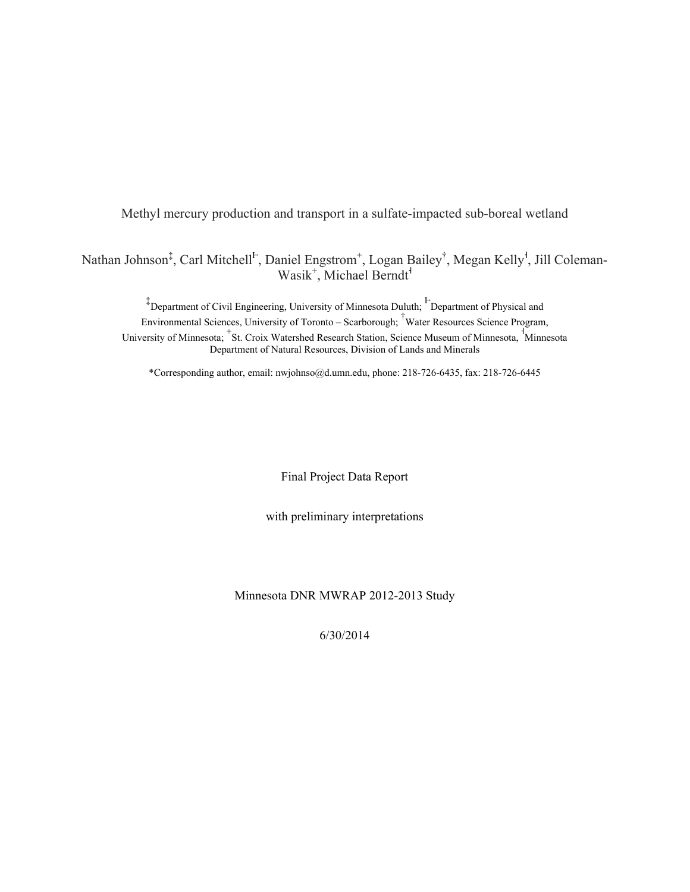# Methyl mercury production and transport in a sulfate-impacted sub-boreal wetland

Nathan Johnson[‡], Carl Mitchell[Ͱ], Daniel Engstrom[+], Logan Bailey[†], Megan Kelly[ƚ], Jill Coleman-Wasik[+], Michael Berndt[ƚ]

[‡]Department of Civil Engineering, University of Minnesota Duluth; [Ͱ]Department of Physical and Environmental Sciences, University of Toronto – Scarborough; [†]Water Resources Science Program, University of Minnesota; [+]St. Croix Watershed Research Station, Science Museum of Minnesota, [ƚ]Minnesota Department of Natural Resources, Division of Lands and Minerals

*Corresponding author, email: nwjohnso@d.umn.edu, phone: 218-726-6435, fax: 218-726-6445

Final Project Data Report

with preliminary interpretations

Minnesota DNR MWRAP 2012-2013 Study

6/30/2014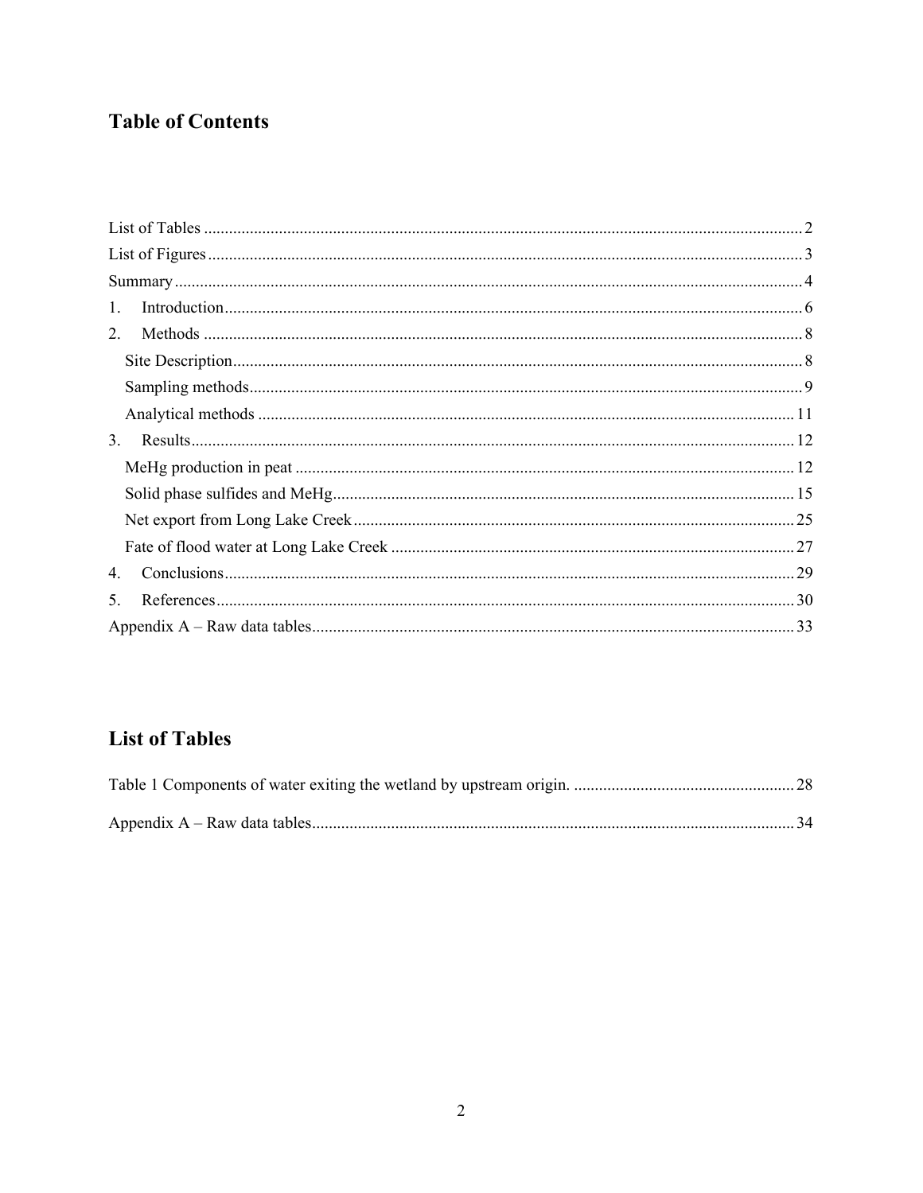## Table of Contents

List of Tables .......... 2
List of Figures .......... 3
Summary .......... 4
1. Introduction .......... 6
2. Methods .......... 8
   Site Description .......... 8
   Sampling methods .......... 9
   Analytical methods .......... 11
3. Results .......... 12
   MeHg production in peat .......... 12
   Solid phase sulfides and MeHg .......... 15
   Net export from Long Lake Creek .......... 25
   Fate of flood water at Long Lake Creek .......... 27
4. Conclusions .......... 29
5. References .......... 30
Appendix A – Raw data tables .......... 33

## List of Tables

Table 1 Components of water exiting the wetland by upstream origin. .......... 28

Appendix A – Raw data tables .......... 34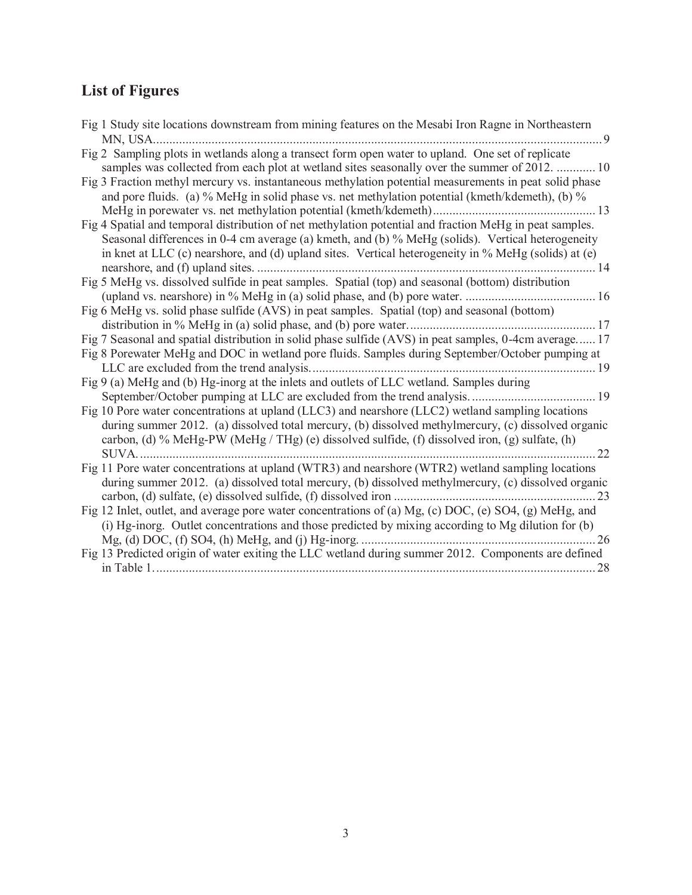## List of Figures

Fig 1 Study site locations downstream from mining features on the Mesabi Iron Ragne in Northeastern MN, USA. ........ 9

Fig 2 Sampling plots in wetlands along a transect form open water to upland. One set of replicate samples was collected from each plot at wetland sites seasonally over the summer of 2012. ........ 10

Fig 3 Fraction methyl mercury vs. instantaneous methylation potential measurements in peat solid phase and pore fluids. (a) % MeHg in solid phase vs. net methylation potential (kmeth/kdemeth), (b) % MeHg in porewater vs. net methylation potential (kmeth/kdemeth) ........ 13

Fig 4 Spatial and temporal distribution of net methylation potential and fraction MeHg in peat samples. Seasonal differences in 0-4 cm average (a) kmeth, and (b) % MeHg (solids). Vertical heterogeneity in knet at LLC (c) nearshore, and (d) upland sites. Vertical heterogeneity in % MeHg (solids) at (e) nearshore, and (f) upland sites. ........ 14

Fig 5 MeHg vs. dissolved sulfide in peat samples. Spatial (top) and seasonal (bottom) distribution (upland vs. nearshore) in % MeHg in (a) solid phase, and (b) pore water. ........ 16

Fig 6 MeHg vs. solid phase sulfide (AVS) in peat samples. Spatial (top) and seasonal (bottom) distribution in % MeHg in (a) solid phase, and (b) pore water. ........ 17

Fig 7 Seasonal and spatial distribution in solid phase sulfide (AVS) in peat samples, 0-4cm average. ........ 17

Fig 8 Porewater MeHg and DOC in wetland pore fluids. Samples during September/October pumping at LLC are excluded from the trend analysis. ........ 19

Fig 9 (a) MeHg and (b) Hg-inorg at the inlets and outlets of LLC wetland. Samples during September/October pumping at LLC are excluded from the trend analysis. ........ 19

Fig 10 Pore water concentrations at upland (LLC3) and nearshore (LLC2) wetland sampling locations during summer 2012. (a) dissolved total mercury, (b) dissolved methylmercury, (c) dissolved organic carbon, (d) % MeHg-PW (MeHg / THg) (e) dissolved sulfide, (f) dissolved iron, (g) sulfate, (h) SUVA. ........ 22

Fig 11 Pore water concentrations at upland (WTR3) and nearshore (WTR2) wetland sampling locations during summer 2012. (a) dissolved total mercury, (b) dissolved methylmercury, (c) dissolved organic carbon, (d) sulfate, (e) dissolved sulfide, (f) dissolved iron ........ 23

Fig 12 Inlet, outlet, and average pore water concentrations of (a) Mg, (c) DOC, (e) SO4, (g) MeHg, and (i) Hg-inorg. Outlet concentrations and those predicted by mixing according to Mg dilution for (b) Mg, (d) DOC, (f) SO4, (h) MeHg, and (j) Hg-inorg. ........ 26

Fig 13 Predicted origin of water exiting the LLC wetland during summer 2012. Components are defined in Table 1. ........ 28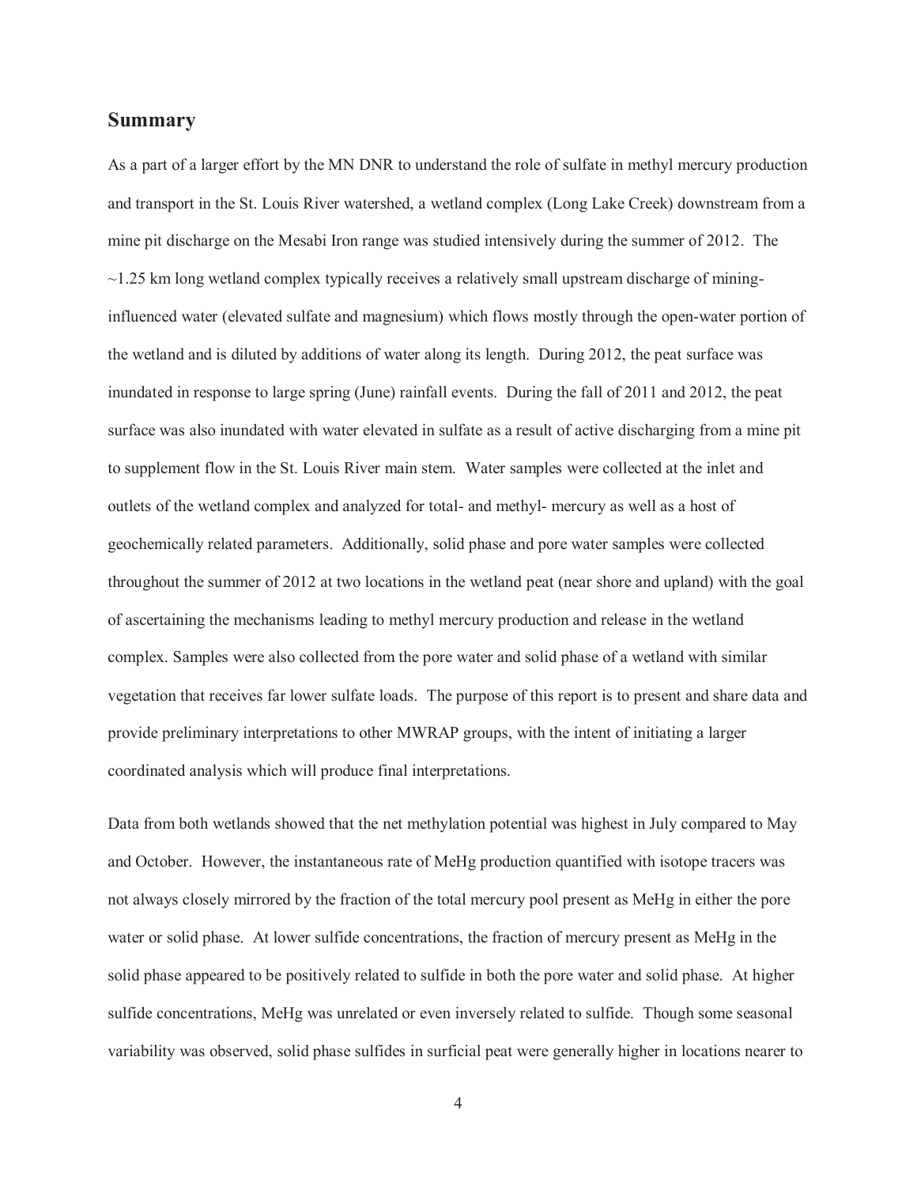## Summary

As a part of a larger effort by the MN DNR to understand the role of sulfate in methyl mercury production and transport in the St. Louis River watershed, a wetland complex (Long Lake Creek) downstream from a mine pit discharge on the Mesabi Iron range was studied intensively during the summer of 2012. The ~1.25 km long wetland complex typically receives a relatively small upstream discharge of mining-influenced water (elevated sulfate and magnesium) which flows mostly through the open-water portion of the wetland and is diluted by additions of water along its length. During 2012, the peat surface was inundated in response to large spring (June) rainfall events. During the fall of 2011 and 2012, the peat surface was also inundated with water elevated in sulfate as a result of active discharging from a mine pit to supplement flow in the St. Louis River main stem. Water samples were collected at the inlet and outlets of the wetland complex and analyzed for total- and methyl- mercury as well as a host of geochemically related parameters. Additionally, solid phase and pore water samples were collected throughout the summer of 2012 at two locations in the wetland peat (near shore and upland) with the goal of ascertaining the mechanisms leading to methyl mercury production and release in the wetland complex. Samples were also collected from the pore water and solid phase of a wetland with similar vegetation that receives far lower sulfate loads. The purpose of this report is to present and share data and provide preliminary interpretations to other MWRAP groups, with the intent of initiating a larger coordinated analysis which will produce final interpretations.

Data from both wetlands showed that the net methylation potential was highest in July compared to May and October. However, the instantaneous rate of MeHg production quantified with isotope tracers was not always closely mirrored by the fraction of the total mercury pool present as MeHg in either the pore water or solid phase. At lower sulfide concentrations, the fraction of mercury present as MeHg in the solid phase appeared to be positively related to sulfide in both the pore water and solid phase. At higher sulfide concentrations, MeHg was unrelated or even inversely related to sulfide. Though some seasonal variability was observed, solid phase sulfides in surficial peat were generally higher in locations nearer to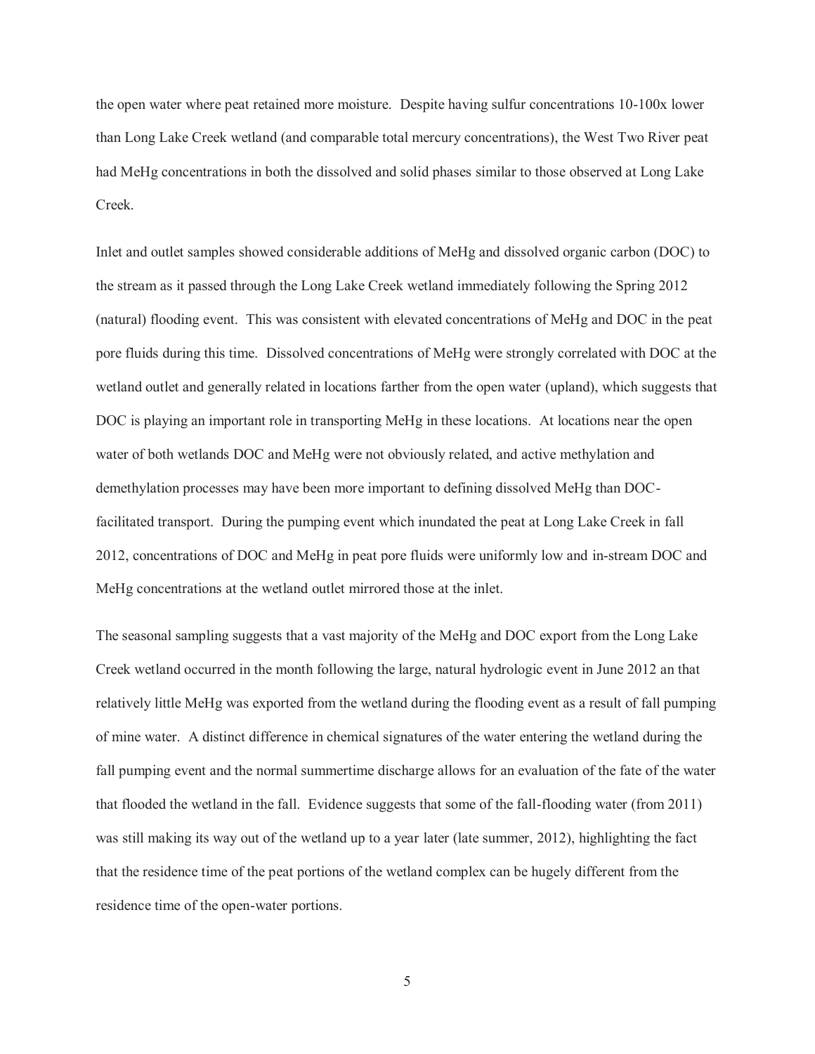the open water where peat retained more moisture. Despite having sulfur concentrations 10-100x lower than Long Lake Creek wetland (and comparable total mercury concentrations), the West Two River peat had MeHg concentrations in both the dissolved and solid phases similar to those observed at Long Lake Creek.

Inlet and outlet samples showed considerable additions of MeHg and dissolved organic carbon (DOC) to the stream as it passed through the Long Lake Creek wetland immediately following the Spring 2012 (natural) flooding event. This was consistent with elevated concentrations of MeHg and DOC in the peat pore fluids during this time. Dissolved concentrations of MeHg were strongly correlated with DOC at the wetland outlet and generally related in locations farther from the open water (upland), which suggests that DOC is playing an important role in transporting MeHg in these locations. At locations near the open water of both wetlands DOC and MeHg were not obviously related, and active methylation and demethylation processes may have been more important to defining dissolved MeHg than DOC-facilitated transport. During the pumping event which inundated the peat at Long Lake Creek in fall 2012, concentrations of DOC and MeHg in peat pore fluids were uniformly low and in-stream DOC and MeHg concentrations at the wetland outlet mirrored those at the inlet.

The seasonal sampling suggests that a vast majority of the MeHg and DOC export from the Long Lake Creek wetland occurred in the month following the large, natural hydrologic event in June 2012 an that relatively little MeHg was exported from the wetland during the flooding event as a result of fall pumping of mine water. A distinct difference in chemical signatures of the water entering the wetland during the fall pumping event and the normal summertime discharge allows for an evaluation of the fate of the water that flooded the wetland in the fall. Evidence suggests that some of the fall-flooding water (from 2011) was still making its way out of the wetland up to a year later (late summer, 2012), highlighting the fact that the residence time of the peat portions of the wetland complex can be hugely different from the residence time of the open-water portions.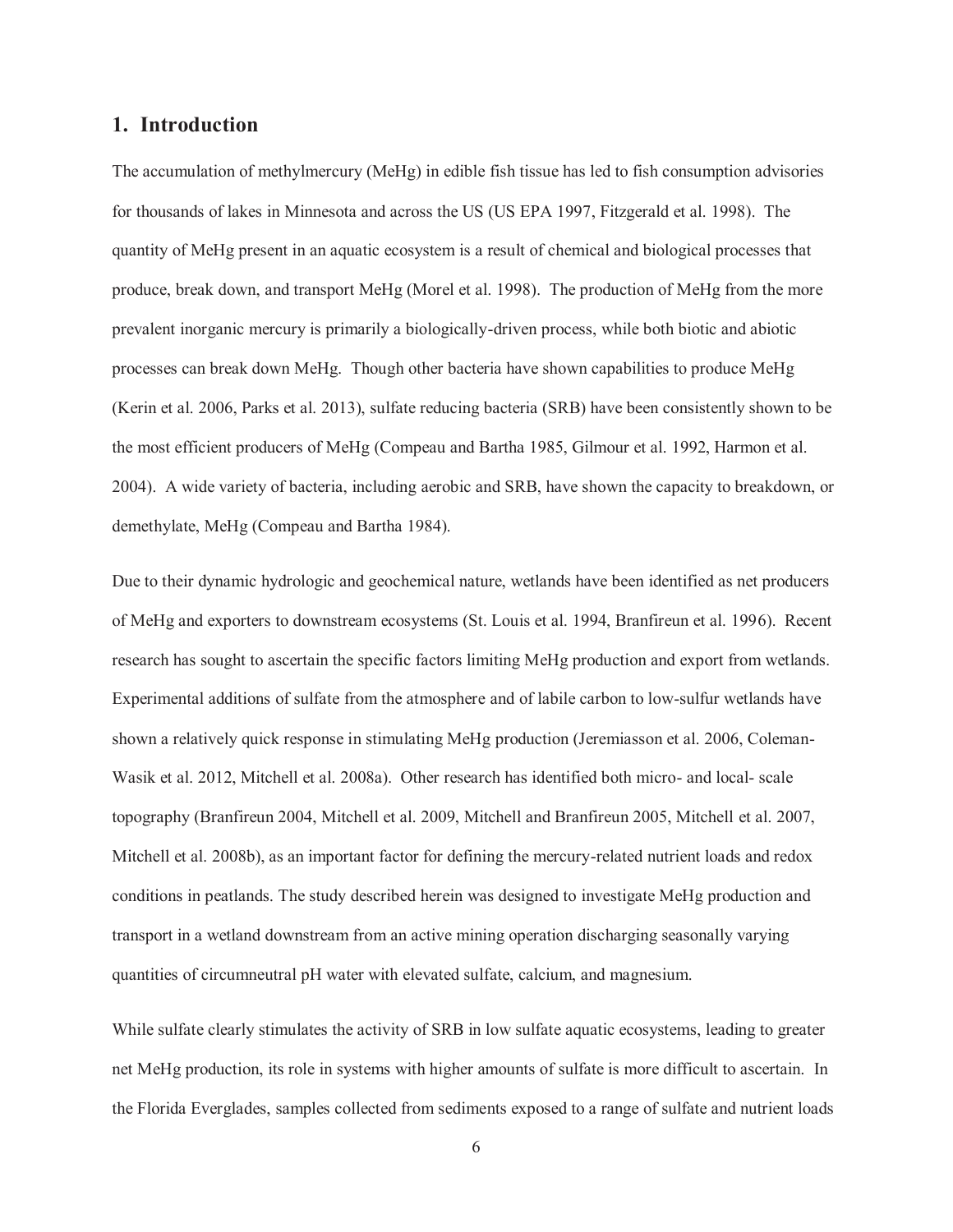## 1. Introduction

The accumulation of methylmercury (MeHg) in edible fish tissue has led to fish consumption advisories for thousands of lakes in Minnesota and across the US (US EPA 1997, Fitzgerald et al. 1998). The quantity of MeHg present in an aquatic ecosystem is a result of chemical and biological processes that produce, break down, and transport MeHg (Morel et al. 1998). The production of MeHg from the more prevalent inorganic mercury is primarily a biologically-driven process, while both biotic and abiotic processes can break down MeHg. Though other bacteria have shown capabilities to produce MeHg (Kerin et al. 2006, Parks et al. 2013), sulfate reducing bacteria (SRB) have been consistently shown to be the most efficient producers of MeHg (Compeau and Bartha 1985, Gilmour et al. 1992, Harmon et al. 2004). A wide variety of bacteria, including aerobic and SRB, have shown the capacity to breakdown, or demethylate, MeHg (Compeau and Bartha 1984).

Due to their dynamic hydrologic and geochemical nature, wetlands have been identified as net producers of MeHg and exporters to downstream ecosystems (St. Louis et al. 1994, Branfireun et al. 1996). Recent research has sought to ascertain the specific factors limiting MeHg production and export from wetlands. Experimental additions of sulfate from the atmosphere and of labile carbon to low-sulfur wetlands have shown a relatively quick response in stimulating MeHg production (Jeremiasson et al. 2006, Coleman-Wasik et al. 2012, Mitchell et al. 2008a). Other research has identified both micro- and local- scale topography (Branfireun 2004, Mitchell et al. 2009, Mitchell and Branfireun 2005, Mitchell et al. 2007, Mitchell et al. 2008b), as an important factor for defining the mercury-related nutrient loads and redox conditions in peatlands. The study described herein was designed to investigate MeHg production and transport in a wetland downstream from an active mining operation discharging seasonally varying quantities of circumneutral pH water with elevated sulfate, calcium, and magnesium.

While sulfate clearly stimulates the activity of SRB in low sulfate aquatic ecosystems, leading to greater net MeHg production, its role in systems with higher amounts of sulfate is more difficult to ascertain. In the Florida Everglades, samples collected from sediments exposed to a range of sulfate and nutrient loads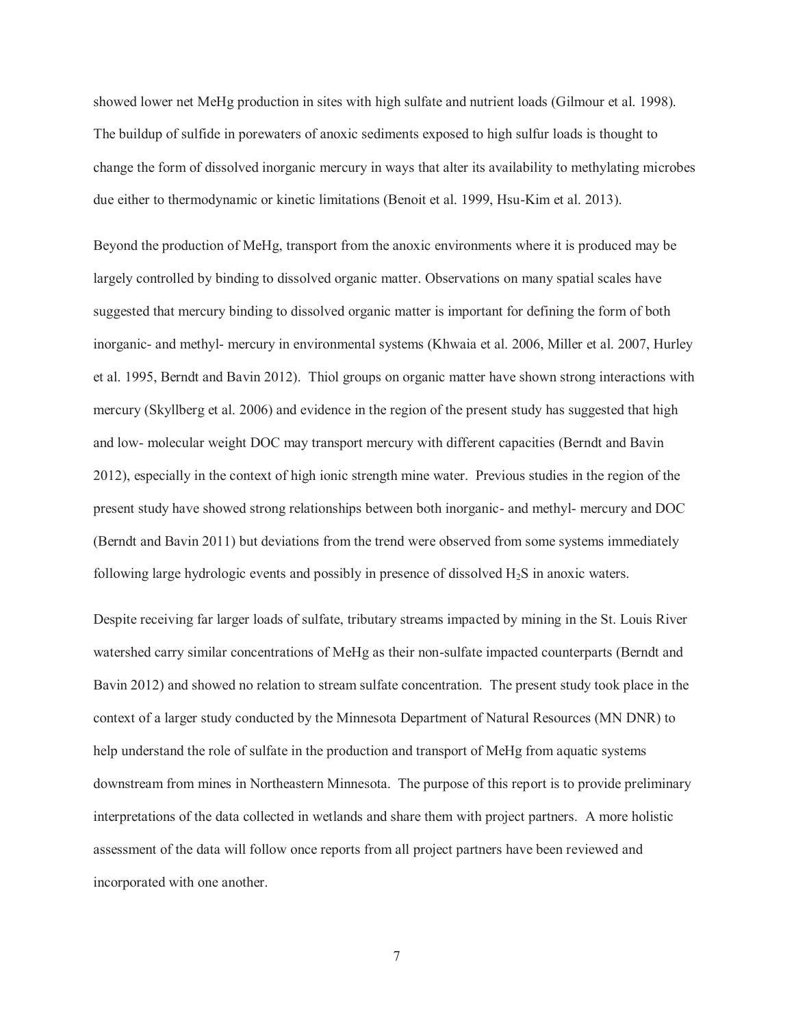showed lower net MeHg production in sites with high sulfate and nutrient loads (Gilmour et al. 1998). The buildup of sulfide in porewaters of anoxic sediments exposed to high sulfur loads is thought to change the form of dissolved inorganic mercury in ways that alter its availability to methylating microbes due either to thermodynamic or kinetic limitations (Benoit et al. 1999, Hsu-Kim et al. 2013).

Beyond the production of MeHg, transport from the anoxic environments where it is produced may be largely controlled by binding to dissolved organic matter. Observations on many spatial scales have suggested that mercury binding to dissolved organic matter is important for defining the form of both inorganic- and methyl- mercury in environmental systems (Khwaia et al. 2006, Miller et al. 2007, Hurley et al. 1995, Berndt and Bavin 2012). Thiol groups on organic matter have shown strong interactions with mercury (Skyllberg et al. 2006) and evidence in the region of the present study has suggested that high and low- molecular weight DOC may transport mercury with different capacities (Berndt and Bavin 2012), especially in the context of high ionic strength mine water. Previous studies in the region of the present study have showed strong relationships between both inorganic- and methyl- mercury and DOC (Berndt and Bavin 2011) but deviations from the trend were observed from some systems immediately following large hydrologic events and possibly in presence of dissolved $H_2S$ in anoxic waters.

Despite receiving far larger loads of sulfate, tributary streams impacted by mining in the St. Louis River watershed carry similar concentrations of MeHg as their non-sulfate impacted counterparts (Berndt and Bavin 2012) and showed no relation to stream sulfate concentration. The present study took place in the context of a larger study conducted by the Minnesota Department of Natural Resources (MN DNR) to help understand the role of sulfate in the production and transport of MeHg from aquatic systems downstream from mines in Northeastern Minnesota. The purpose of this report is to provide preliminary interpretations of the data collected in wetlands and share them with project partners. A more holistic assessment of the data will follow once reports from all project partners have been reviewed and incorporated with one another.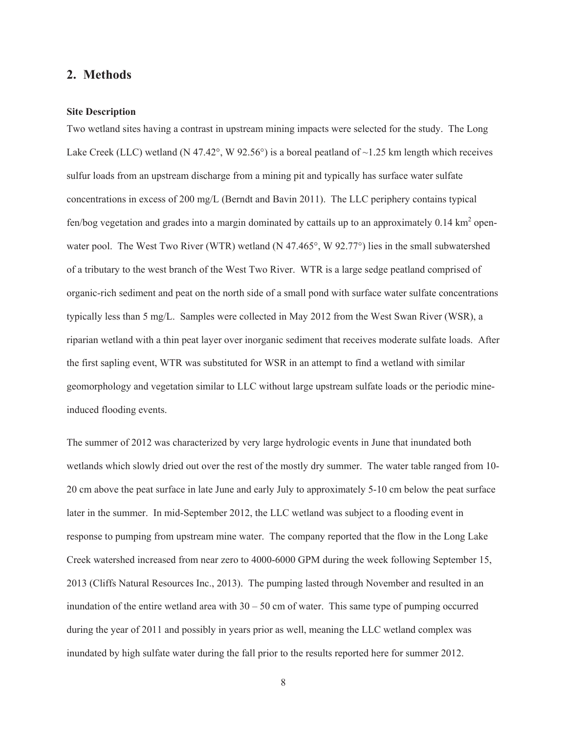## 2. Methods

### Site Description

Two wetland sites having a contrast in upstream mining impacts were selected for the study. The Long Lake Creek (LLC) wetland (N 47.42°, W 92.56°) is a boreal peatland of ~1.25 km length which receives sulfur loads from an upstream discharge from a mining pit and typically has surface water sulfate concentrations in excess of 200 mg/L (Berndt and Bavin 2011). The LLC periphery contains typical fen/bog vegetation and grades into a margin dominated by cattails up to an approximately 0.14 $km^2$ open-water pool. The West Two River (WTR) wetland (N 47.465°, W 92.77°) lies in the small subwatershed of a tributary to the west branch of the West Two River. WTR is a large sedge peatland comprised of organic-rich sediment and peat on the north side of a small pond with surface water sulfate concentrations typically less than 5 mg/L. Samples were collected in May 2012 from the West Swan River (WSR), a riparian wetland with a thin peat layer over inorganic sediment that receives moderate sulfate loads. After the first sapling event, WTR was substituted for WSR in an attempt to find a wetland with similar geomorphology and vegetation similar to LLC without large upstream sulfate loads or the periodic mine-induced flooding events.

The summer of 2012 was characterized by very large hydrologic events in June that inundated both wetlands which slowly dried out over the rest of the mostly dry summer. The water table ranged from 10-20 cm above the peat surface in late June and early July to approximately 5-10 cm below the peat surface later in the summer. In mid-September 2012, the LLC wetland was subject to a flooding event in response to pumping from upstream mine water. The company reported that the flow in the Long Lake Creek watershed increased from near zero to 4000-6000 GPM during the week following September 15, 2013 (Cliffs Natural Resources Inc., 2013). The pumping lasted through November and resulted in an inundation of the entire wetland area with 30 – 50 cm of water. This same type of pumping occurred during the year of 2011 and possibly in years prior as well, meaning the LLC wetland complex was inundated by high sulfate water during the fall prior to the results reported here for summer 2012.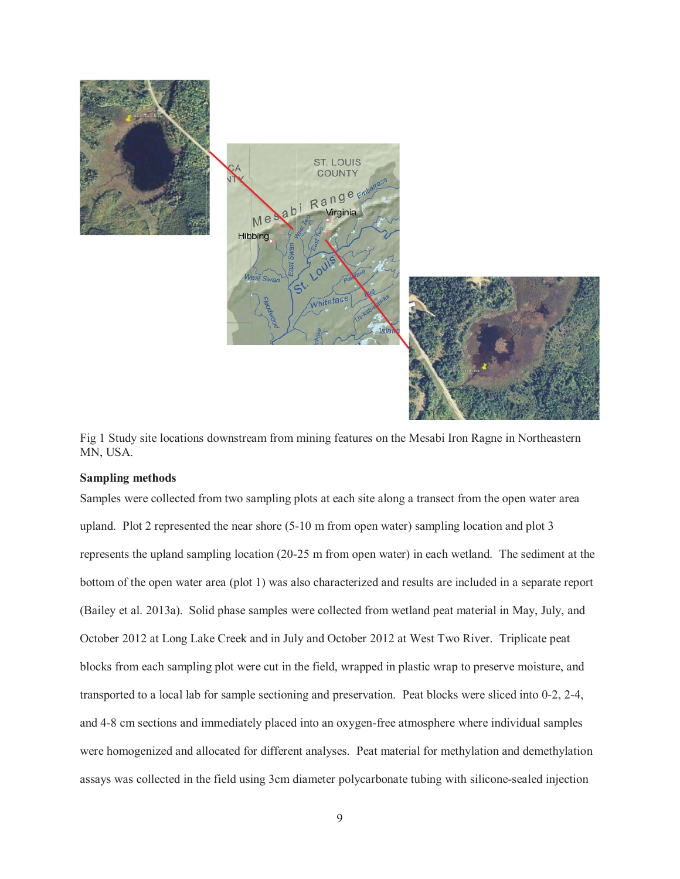Fig 1 Study site locations downstream from mining features on the Mesabi Iron Ragne in Northeastern MN, USA.

**Sampling methods**

Samples were collected from two sampling plots at each site along a transect from the open water area upland. Plot 2 represented the near shore (5-10 m from open water) sampling location and plot 3 represents the upland sampling location (20-25 m from open water) in each wetland. The sediment at the bottom of the open water area (plot 1) was also characterized and results are included in a separate report (Bailey et al. 2013a). Solid phase samples were collected from wetland peat material in May, July, and October 2012 at Long Lake Creek and in July and October 2012 at West Two River. Triplicate peat blocks from each sampling plot were cut in the field, wrapped in plastic wrap to preserve moisture, and transported to a local lab for sample sectioning and preservation. Peat blocks were sliced into 0-2, 2-4, and 4-8 cm sections and immediately placed into an oxygen-free atmosphere where individual samples were homogenized and allocated for different analyses. Peat material for methylation and demethylation assays was collected in the field using 3cm diameter polycarbonate tubing with silicone-sealed injection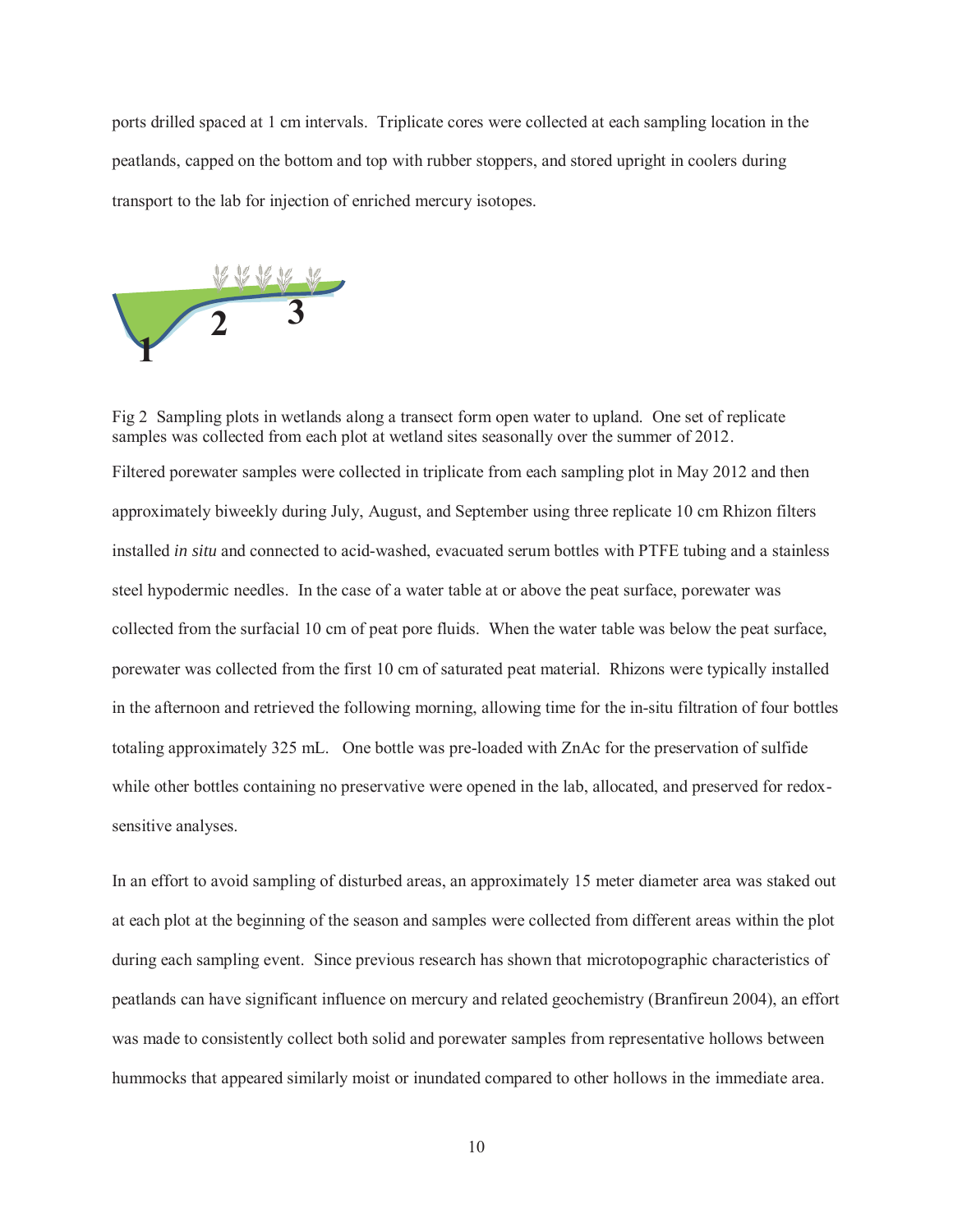ports drilled spaced at 1 cm intervals. Triplicate cores were collected at each sampling location in the peatlands, capped on the bottom and top with rubber stoppers, and stored upright in coolers during transport to the lab for injection of enriched mercury isotopes.

Fig 2 Sampling plots in wetlands along a transect form open water to upland. One set of replicate samples was collected from each plot at wetland sites seasonally over the summer of 2012.

Filtered porewater samples were collected in triplicate from each sampling plot in May 2012 and then approximately biweekly during July, August, and September using three replicate 10 cm Rhizon filters installed *in situ* and connected to acid-washed, evacuated serum bottles with PTFE tubing and a stainless steel hypodermic needles. In the case of a water table at or above the peat surface, porewater was collected from the surfacial 10 cm of peat pore fluids. When the water table was below the peat surface, porewater was collected from the first 10 cm of saturated peat material. Rhizons were typically installed in the afternoon and retrieved the following morning, allowing time for the in-situ filtration of four bottles totaling approximately 325 mL. One bottle was pre-loaded with ZnAc for the preservation of sulfide while other bottles containing no preservative were opened in the lab, allocated, and preserved for redox-sensitive analyses.

In an effort to avoid sampling of disturbed areas, an approximately 15 meter diameter area was staked out at each plot at the beginning of the season and samples were collected from different areas within the plot during each sampling event. Since previous research has shown that microtopographic characteristics of peatlands can have significant influence on mercury and related geochemistry (Branfireun 2004), an effort was made to consistently collect both solid and porewater samples from representative hollows between hummocks that appeared similarly moist or inundated compared to other hollows in the immediate area.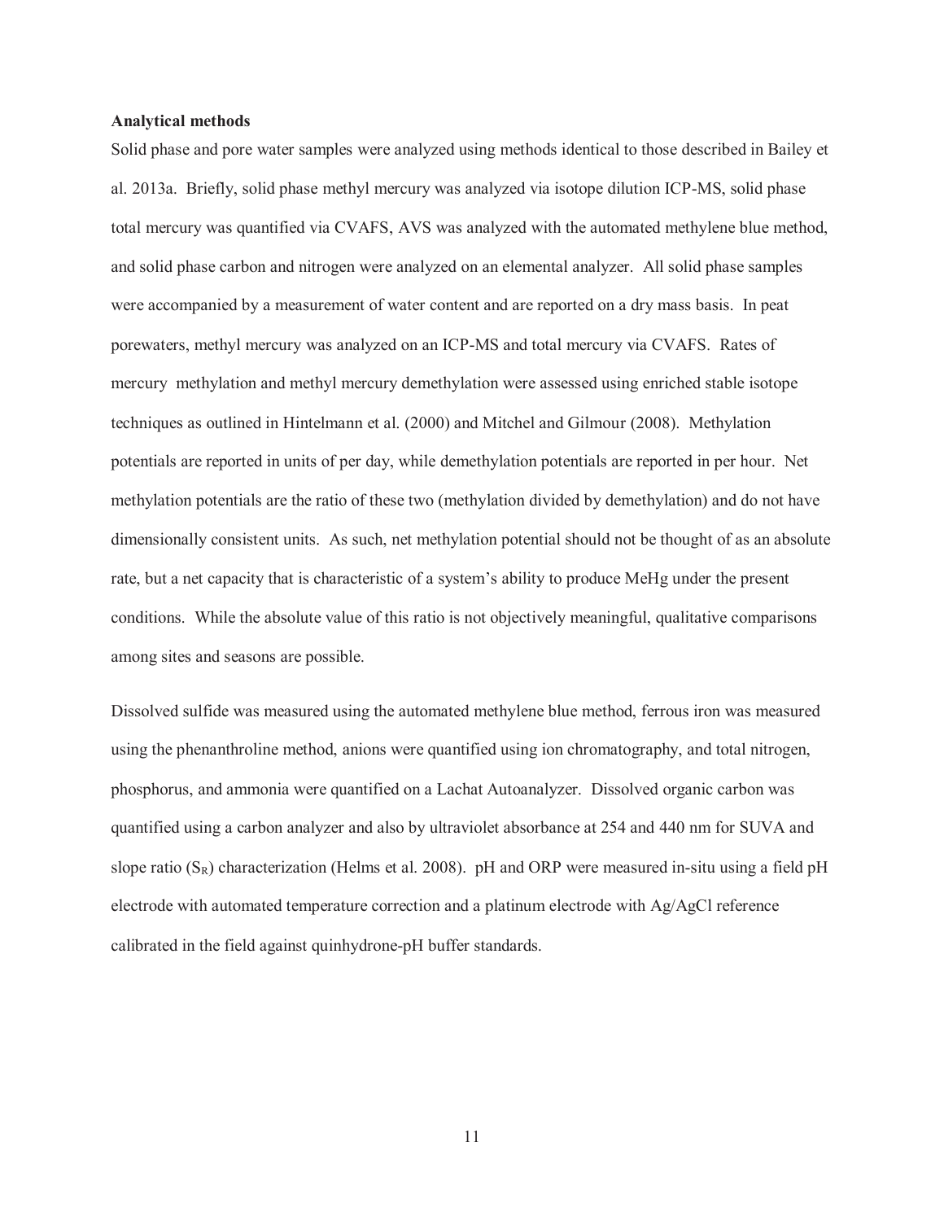**Analytical methods**

Solid phase and pore water samples were analyzed using methods identical to those described in Bailey et al. 2013a. Briefly, solid phase methyl mercury was analyzed via isotope dilution ICP-MS, solid phase total mercury was quantified via CVAFS, AVS was analyzed with the automated methylene blue method, and solid phase carbon and nitrogen were analyzed on an elemental analyzer. All solid phase samples were accompanied by a measurement of water content and are reported on a dry mass basis. In peat porewaters, methyl mercury was analyzed on an ICP-MS and total mercury via CVAFS. Rates of mercury methylation and methyl mercury demethylation were assessed using enriched stable isotope techniques as outlined in Hintelmann et al. (2000) and Mitchel and Gilmour (2008). Methylation potentials are reported in units of per day, while demethylation potentials are reported in per hour. Net methylation potentials are the ratio of these two (methylation divided by demethylation) and do not have dimensionally consistent units. As such, net methylation potential should not be thought of as an absolute rate, but a net capacity that is characteristic of a system's ability to produce MeHg under the present conditions. While the absolute value of this ratio is not objectively meaningful, qualitative comparisons among sites and seasons are possible.

Dissolved sulfide was measured using the automated methylene blue method, ferrous iron was measured using the phenanthroline method, anions were quantified using ion chromatography, and total nitrogen, phosphorus, and ammonia were quantified on a Lachat Autoanalyzer. Dissolved organic carbon was quantified using a carbon analyzer and also by ultraviolet absorbance at 254 and 440 nm for SUVA and slope ratio ($S_R$) characterization (Helms et al. 2008). pH and ORP were measured in-situ using a field pH electrode with automated temperature correction and a platinum electrode with Ag/AgCl reference calibrated in the field against quinhydrone-pH buffer standards.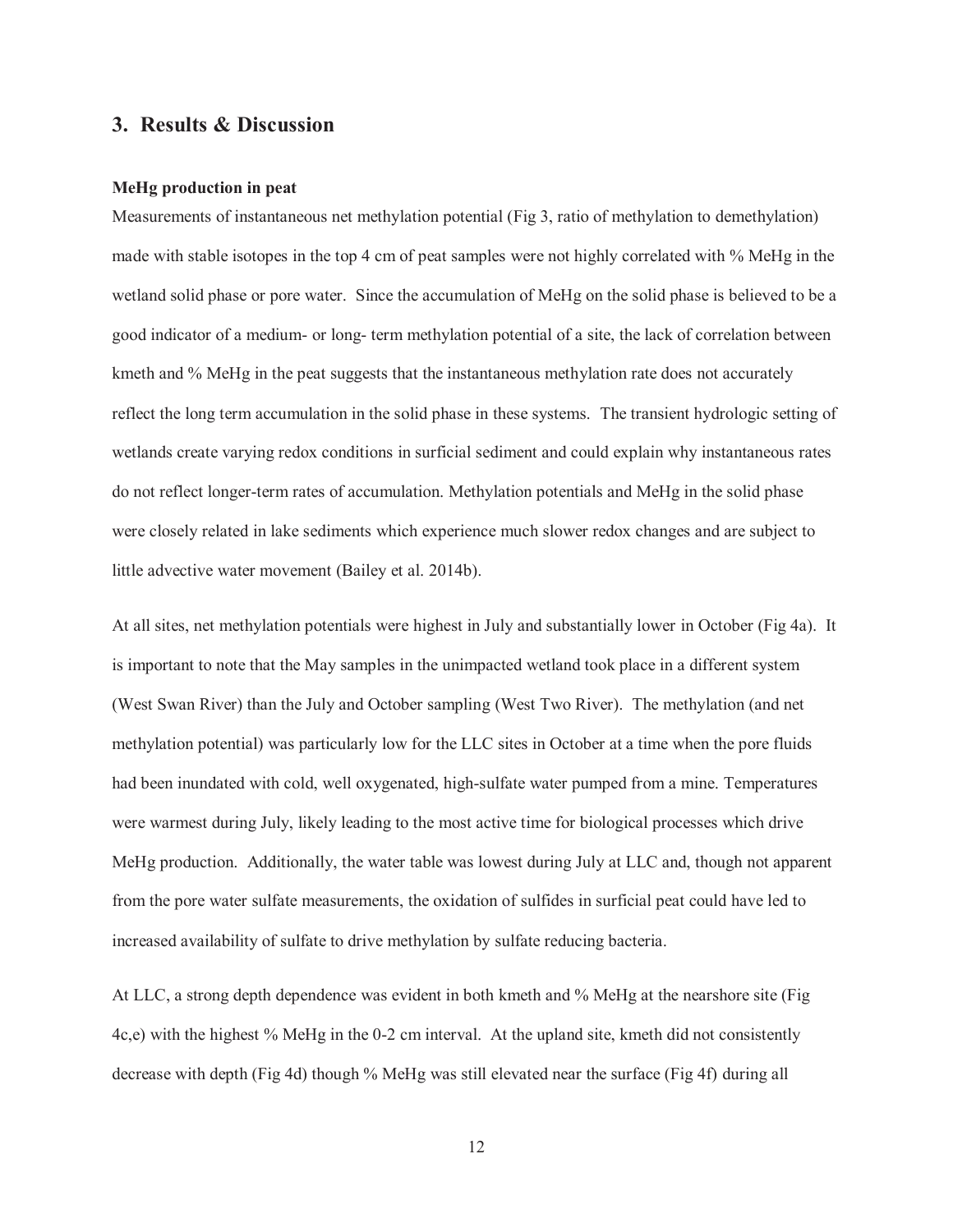## 3. Results & Discussion

**MeHg production in peat**

Measurements of instantaneous net methylation potential (Fig 3, ratio of methylation to demethylation) made with stable isotopes in the top 4 cm of peat samples were not highly correlated with % MeHg in the wetland solid phase or pore water. Since the accumulation of MeHg on the solid phase is believed to be a good indicator of a medium- or long- term methylation potential of a site, the lack of correlation between kmeth and % MeHg in the peat suggests that the instantaneous methylation rate does not accurately reflect the long term accumulation in the solid phase in these systems. The transient hydrologic setting of wetlands create varying redox conditions in surficial sediment and could explain why instantaneous rates do not reflect longer-term rates of accumulation. Methylation potentials and MeHg in the solid phase were closely related in lake sediments which experience much slower redox changes and are subject to little advective water movement (Bailey et al. 2014b).

At all sites, net methylation potentials were highest in July and substantially lower in October (Fig 4a). It is important to note that the May samples in the unimpacted wetland took place in a different system (West Swan River) than the July and October sampling (West Two River). The methylation (and net methylation potential) was particularly low for the LLC sites in October at a time when the pore fluids had been inundated with cold, well oxygenated, high-sulfate water pumped from a mine. Temperatures were warmest during July, likely leading to the most active time for biological processes which drive MeHg production. Additionally, the water table was lowest during July at LLC and, though not apparent from the pore water sulfate measurements, the oxidation of sulfides in surficial peat could have led to increased availability of sulfate to drive methylation by sulfate reducing bacteria.

At LLC, a strong depth dependence was evident in both kmeth and % MeHg at the nearshore site (Fig 4c,e) with the highest % MeHg in the 0-2 cm interval. At the upland site, kmeth did not consistently decrease with depth (Fig 4d) though % MeHg was still elevated near the surface (Fig 4f) during all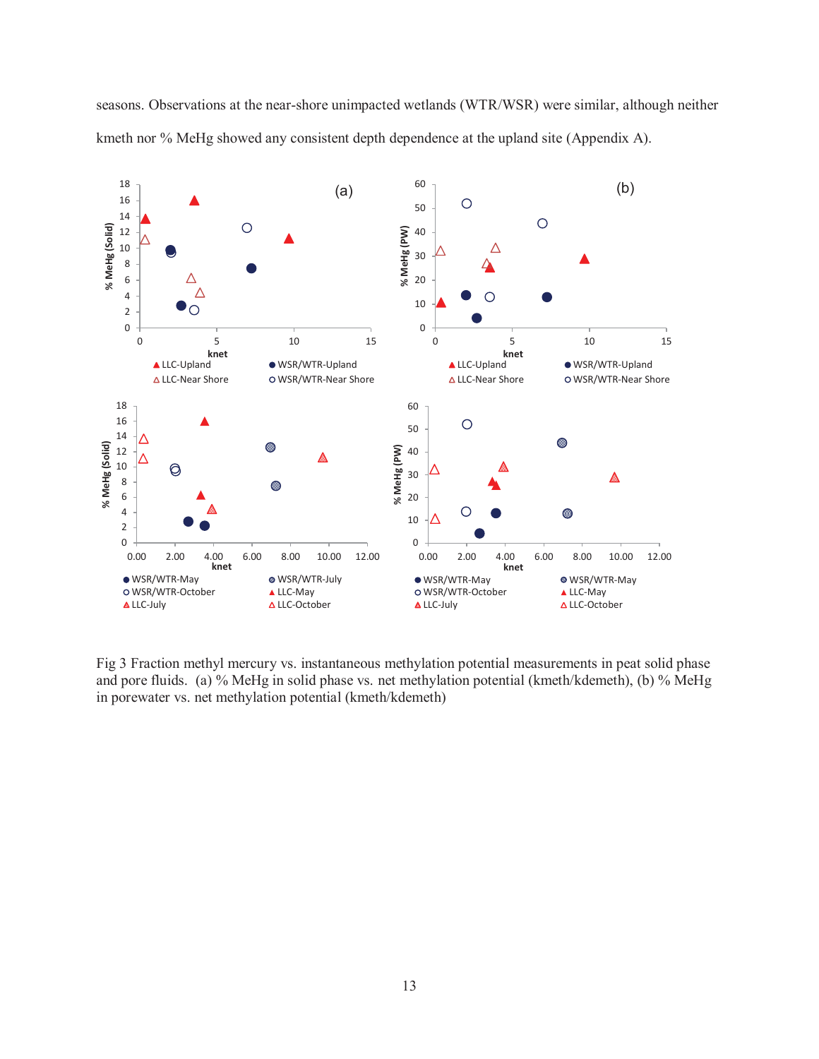seasons. Observations at the near-shore unimpacted wetlands (WTR/WSR) were similar, although neither kmeth nor % MeHg showed any consistent depth dependence at the upland site (Appendix A).

Fig 3 Fraction methyl mercury vs. instantaneous methylation potential measurements in peat solid phase and pore fluids. (a) % MeHg in solid phase vs. net methylation potential (kmeth/kdemeth), (b) % MeHg in porewater vs. net methylation potential (kmeth/kdemeth)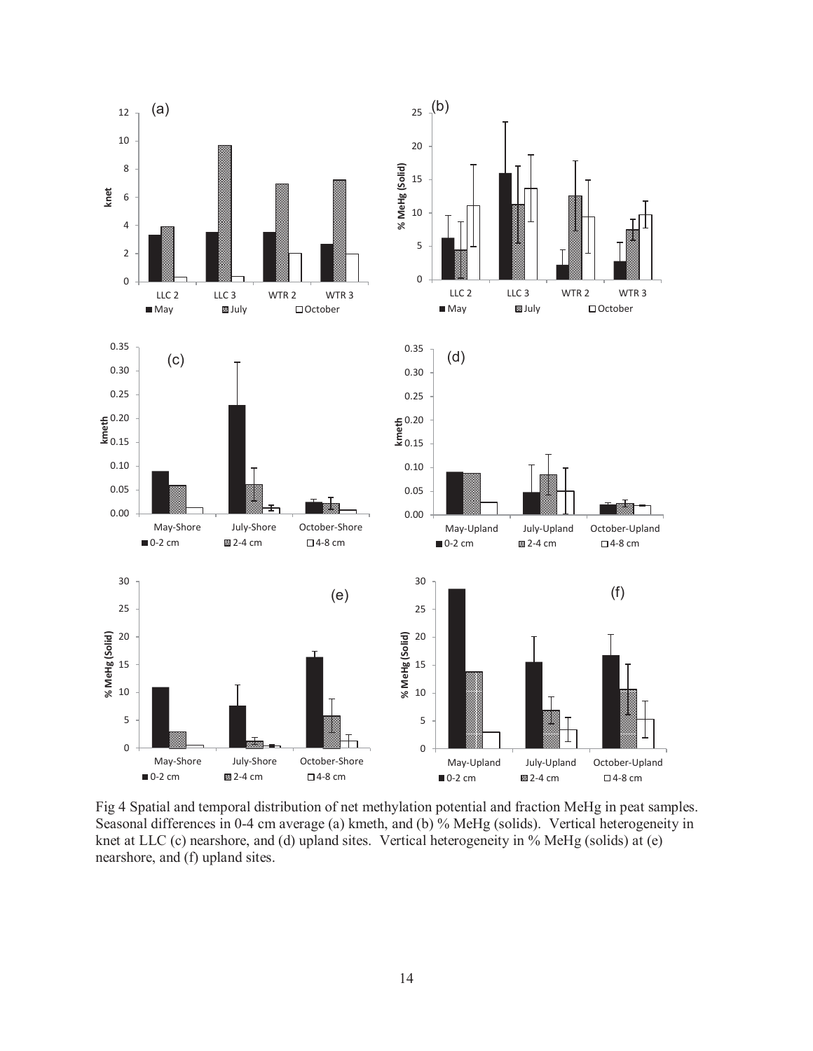Fig 4 Spatial and temporal distribution of net methylation potential and fraction MeHg in peat samples. Seasonal differences in 0-4 cm average (a) kmeth, and (b) % MeHg (solids). Vertical heterogeneity in knet at LLC (c) nearshore, and (d) upland sites. Vertical heterogeneity in % MeHg (solids) at (e) nearshore, and (f) upland sites.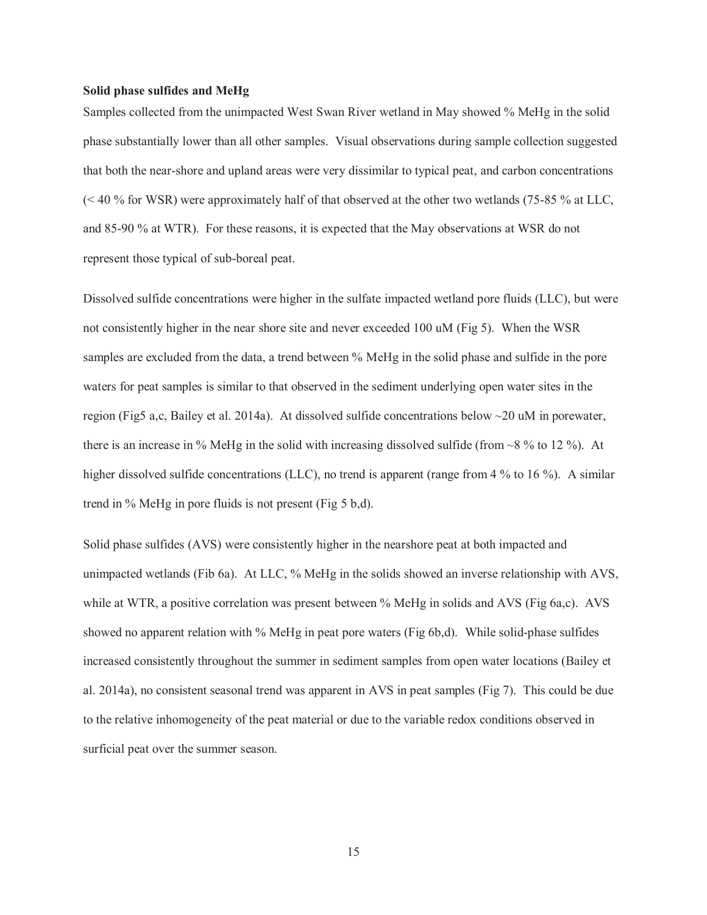**Solid phase sulfides and MeHg**

Samples collected from the unimpacted West Swan River wetland in May showed % MeHg in the solid phase substantially lower than all other samples. Visual observations during sample collection suggested that both the near-shore and upland areas were very dissimilar to typical peat, and carbon concentrations (< 40 % for WSR) were approximately half of that observed at the other two wetlands (75-85 % at LLC, and 85-90 % at WTR). For these reasons, it is expected that the May observations at WSR do not represent those typical of sub-boreal peat.

Dissolved sulfide concentrations were higher in the sulfate impacted wetland pore fluids (LLC), but were not consistently higher in the near shore site and never exceeded 100 uM (Fig 5). When the WSR samples are excluded from the data, a trend between % MeHg in the solid phase and sulfide in the pore waters for peat samples is similar to that observed in the sediment underlying open water sites in the region (Fig5 a,c, Bailey et al. 2014a). At dissolved sulfide concentrations below ~20 uM in porewater, there is an increase in % MeHg in the solid with increasing dissolved sulfide (from ~8 % to 12 %). At higher dissolved sulfide concentrations (LLC), no trend is apparent (range from 4 % to 16 %). A similar trend in % MeHg in pore fluids is not present (Fig 5 b,d).

Solid phase sulfides (AVS) were consistently higher in the nearshore peat at both impacted and unimpacted wetlands (Fib 6a). At LLC, % MeHg in the solids showed an inverse relationship with AVS, while at WTR, a positive correlation was present between % MeHg in solids and AVS (Fig 6a,c). AVS showed no apparent relation with % MeHg in peat pore waters (Fig 6b,d). While solid-phase sulfides increased consistently throughout the summer in sediment samples from open water locations (Bailey et al. 2014a), no consistent seasonal trend was apparent in AVS in peat samples (Fig 7). This could be due to the relative inhomogeneity of the peat material or due to the variable redox conditions observed in surficial peat over the summer season.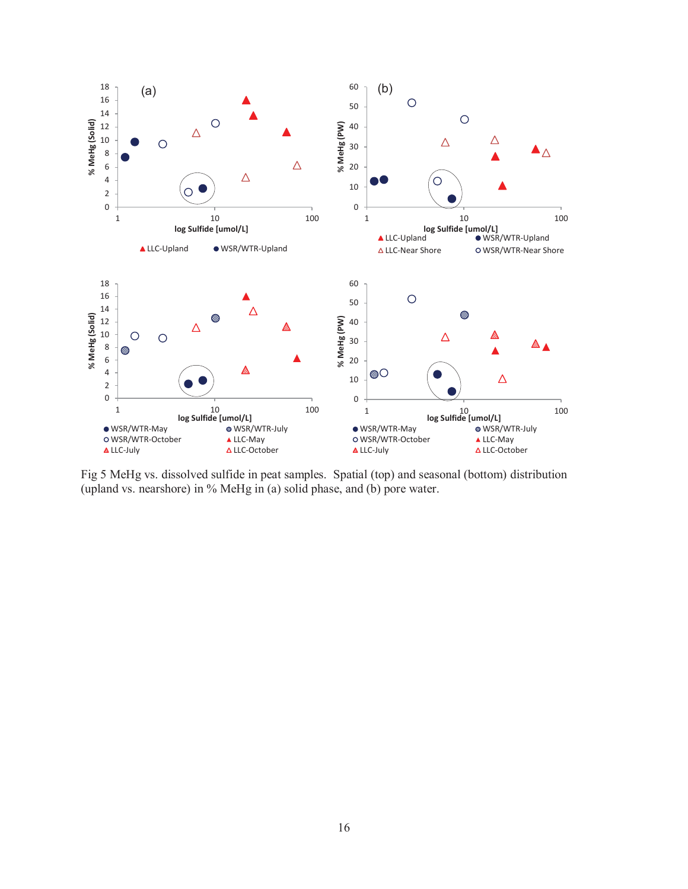Fig 5 MeHg vs. dissolved sulfide in peat samples. Spatial (top) and seasonal (bottom) distribution (upland vs. nearshore) in % MeHg in (a) solid phase, and (b) pore water.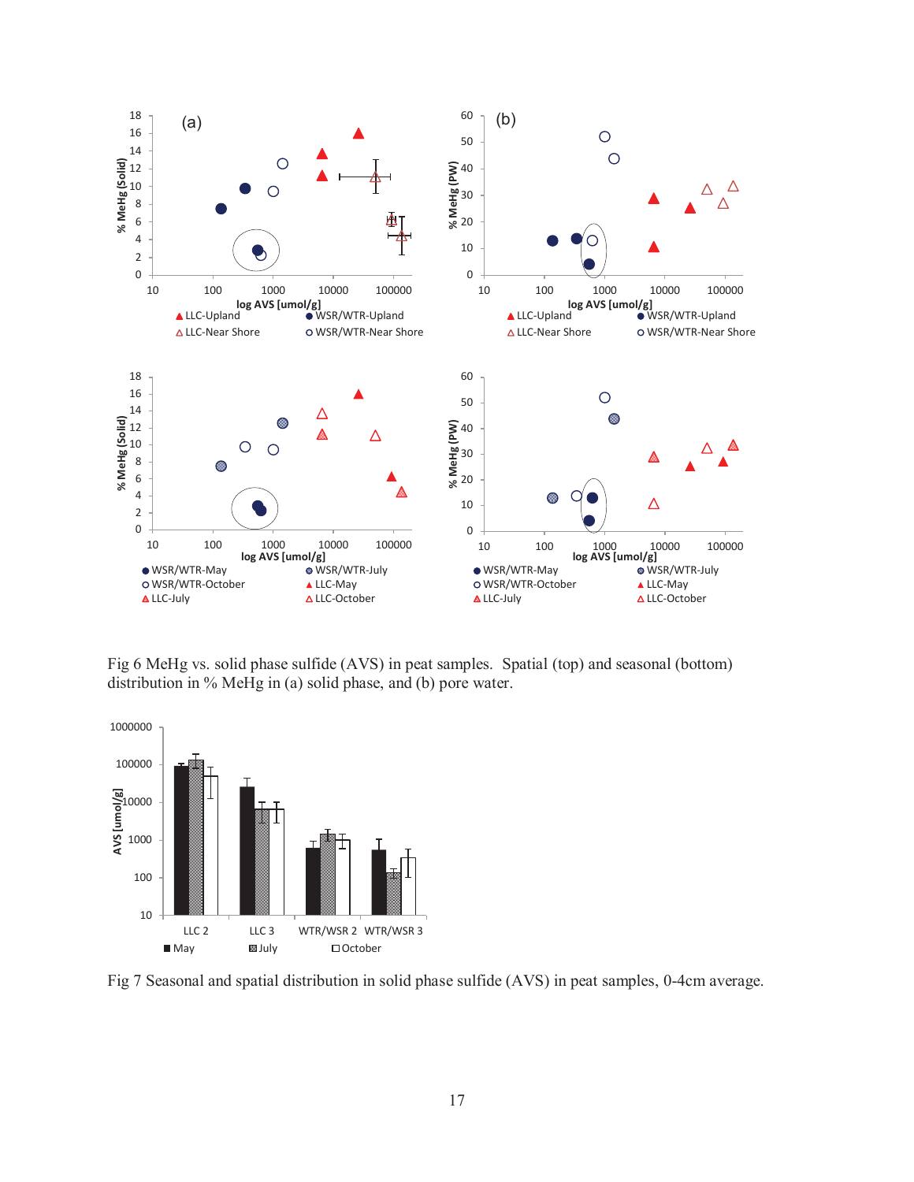Fig 6 MeHg vs. solid phase sulfide (AVS) in peat samples. Spatial (top) and seasonal (bottom) distribution in % MeHg in (a) solid phase, and (b) pore water.

Fig 7 Seasonal and spatial distribution in solid phase sulfide (AVS) in peat samples, 0-4cm average.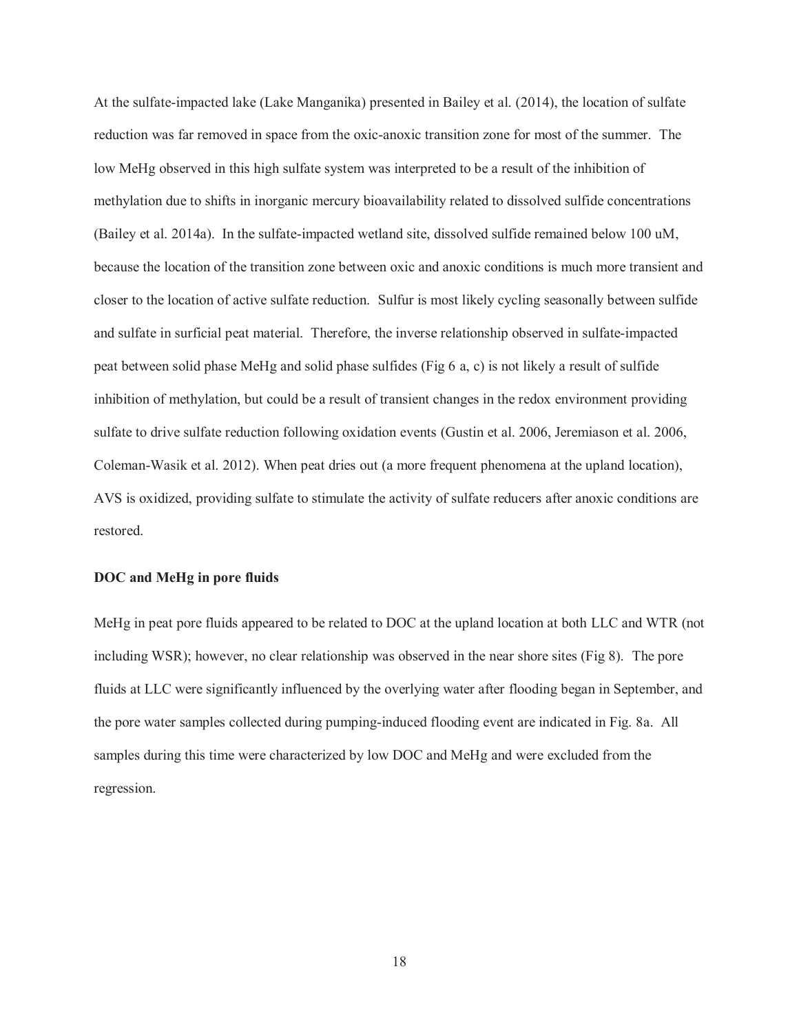At the sulfate-impacted lake (Lake Manganika) presented in Bailey et al. (2014), the location of sulfate reduction was far removed in space from the oxic-anoxic transition zone for most of the summer. The low MeHg observed in this high sulfate system was interpreted to be a result of the inhibition of methylation due to shifts in inorganic mercury bioavailability related to dissolved sulfide concentrations (Bailey et al. 2014a). In the sulfate-impacted wetland site, dissolved sulfide remained below 100 uM, because the location of the transition zone between oxic and anoxic conditions is much more transient and closer to the location of active sulfate reduction. Sulfur is most likely cycling seasonally between sulfide and sulfate in surficial peat material. Therefore, the inverse relationship observed in sulfate-impacted peat between solid phase MeHg and solid phase sulfides (Fig 6 a, c) is not likely a result of sulfide inhibition of methylation, but could be a result of transient changes in the redox environment providing sulfate to drive sulfate reduction following oxidation events (Gustin et al. 2006, Jeremiason et al. 2006, Coleman-Wasik et al. 2012). When peat dries out (a more frequent phenomena at the upland location), AVS is oxidized, providing sulfate to stimulate the activity of sulfate reducers after anoxic conditions are restored.

**DOC and MeHg in pore fluids**

MeHg in peat pore fluids appeared to be related to DOC at the upland location at both LLC and WTR (not including WSR); however, no clear relationship was observed in the near shore sites (Fig 8). The pore fluids at LLC were significantly influenced by the overlying water after flooding began in September, and the pore water samples collected during pumping-induced flooding event are indicated in Fig. 8a. All samples during this time were characterized by low DOC and MeHg and were excluded from the regression.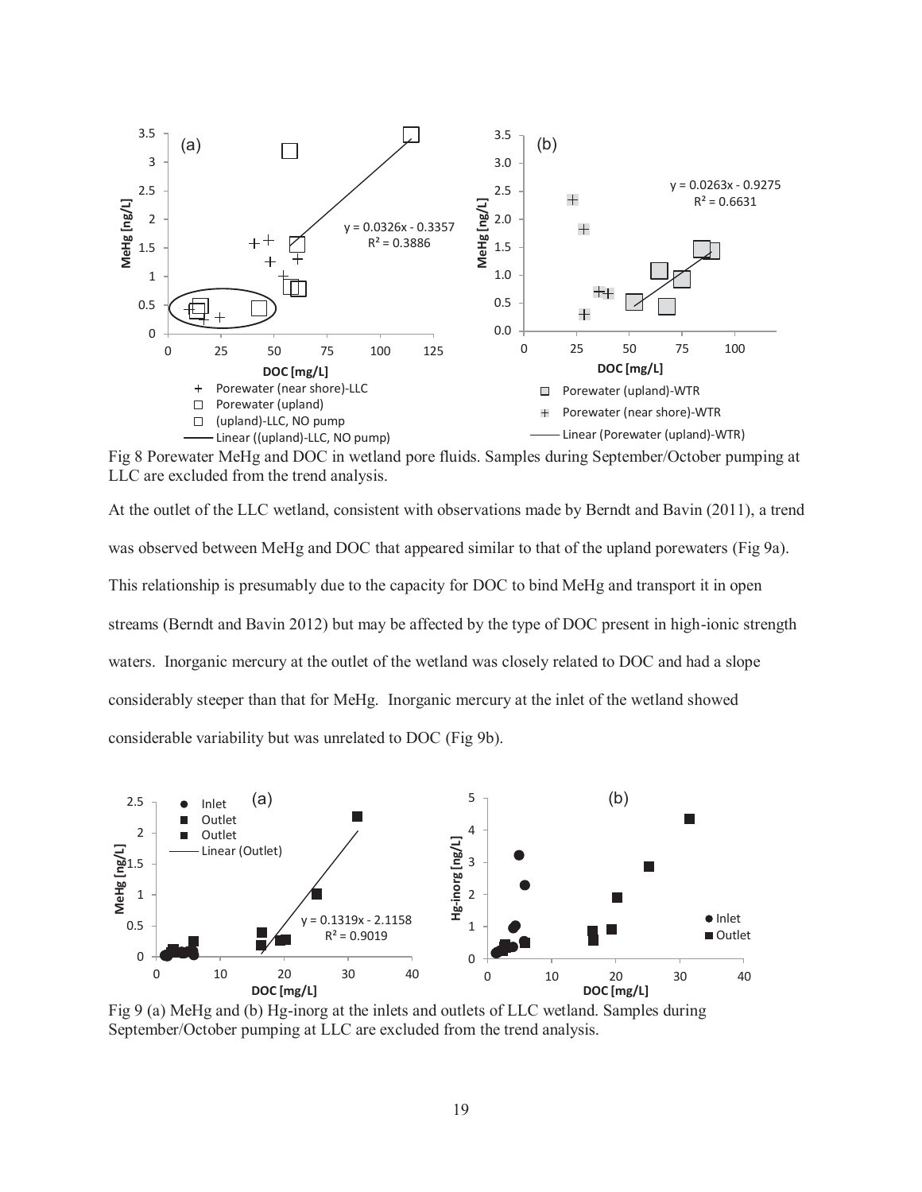Fig 8 Porewater MeHg and DOC in wetland pore fluids. Samples during September/October pumping at LLC are excluded from the trend analysis.

At the outlet of the LLC wetland, consistent with observations made by Berndt and Bavin (2011), a trend was observed between MeHg and DOC that appeared similar to that of the upland porewaters (Fig 9a). This relationship is presumably due to the capacity for DOC to bind MeHg and transport it in open streams (Berndt and Bavin 2012) but may be affected by the type of DOC present in high-ionic strength waters. Inorganic mercury at the outlet of the wetland was closely related to DOC and had a slope considerably steeper than that for MeHg. Inorganic mercury at the inlet of the wetland showed considerable variability but was unrelated to DOC (Fig 9b).

Fig 9 (a) MeHg and (b) Hg-inorg at the inlets and outlets of LLC wetland. Samples during September/October pumping at LLC are excluded from the trend analysis.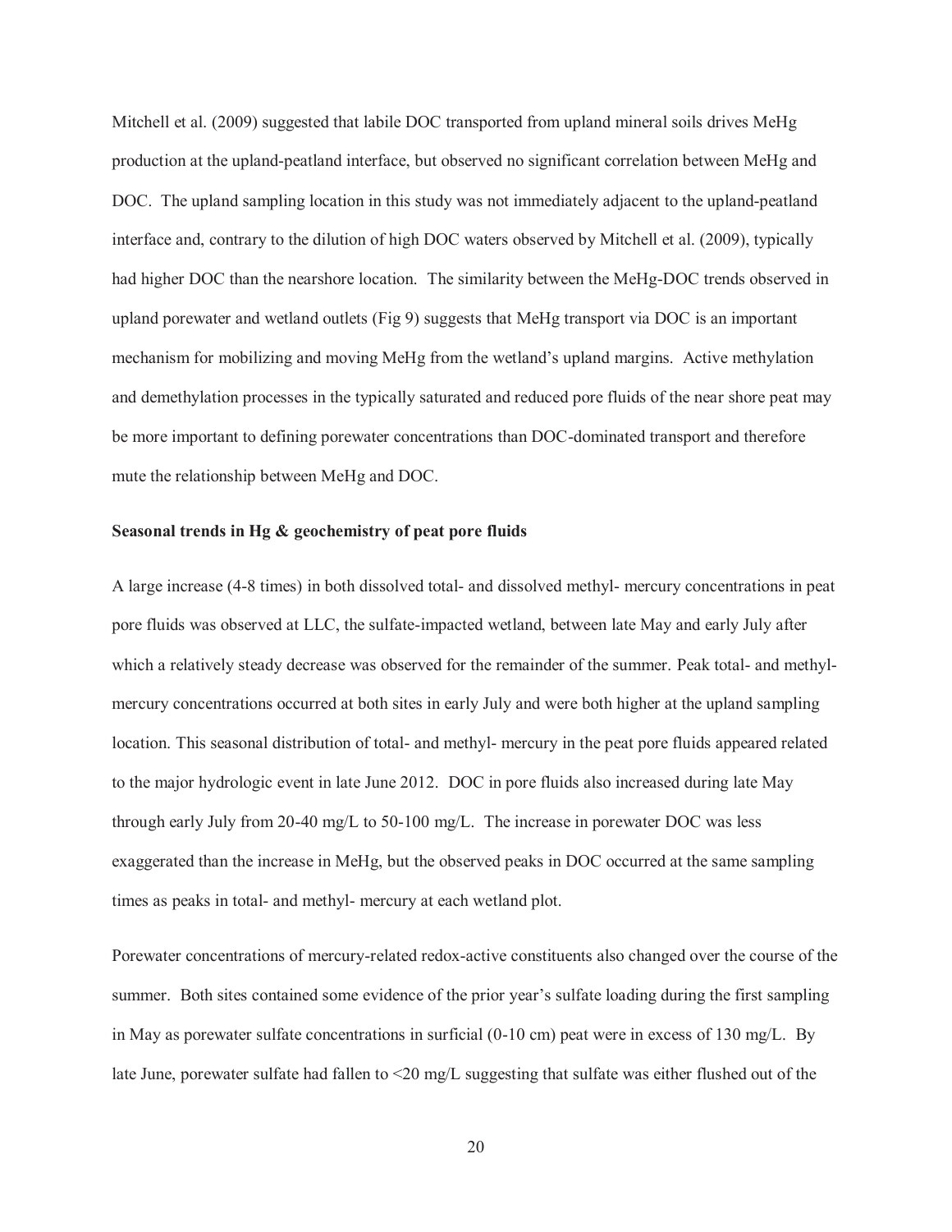Mitchell et al. (2009) suggested that labile DOC transported from upland mineral soils drives MeHg production at the upland-peatland interface, but observed no significant correlation between MeHg and DOC. The upland sampling location in this study was not immediately adjacent to the upland-peatland interface and, contrary to the dilution of high DOC waters observed by Mitchell et al. (2009), typically had higher DOC than the nearshore location. The similarity between the MeHg-DOC trends observed in upland porewater and wetland outlets (Fig 9) suggests that MeHg transport via DOC is an important mechanism for mobilizing and moving MeHg from the wetland's upland margins. Active methylation and demethylation processes in the typically saturated and reduced pore fluids of the near shore peat may be more important to defining porewater concentrations than DOC-dominated transport and therefore mute the relationship between MeHg and DOC.

**Seasonal trends in Hg & geochemistry of peat pore fluids**

A large increase (4-8 times) in both dissolved total- and dissolved methyl- mercury concentrations in peat pore fluids was observed at LLC, the sulfate-impacted wetland, between late May and early July after which a relatively steady decrease was observed for the remainder of the summer. Peak total- and methyl-mercury concentrations occurred at both sites in early July and were both higher at the upland sampling location. This seasonal distribution of total- and methyl- mercury in the peat pore fluids appeared related to the major hydrologic event in late June 2012. DOC in pore fluids also increased during late May through early July from 20-40 mg/L to 50-100 mg/L. The increase in porewater DOC was less exaggerated than the increase in MeHg, but the observed peaks in DOC occurred at the same sampling times as peaks in total- and methyl- mercury at each wetland plot.

Porewater concentrations of mercury-related redox-active constituents also changed over the course of the summer. Both sites contained some evidence of the prior year's sulfate loading during the first sampling in May as porewater sulfate concentrations in surficial (0-10 cm) peat were in excess of 130 mg/L. By late June, porewater sulfate had fallen to <20 mg/L suggesting that sulfate was either flushed out of the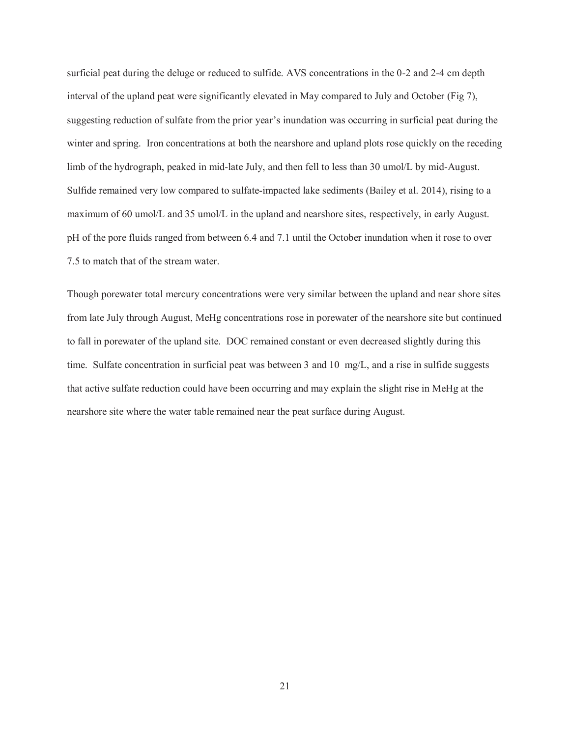surficial peat during the deluge or reduced to sulfide. AVS concentrations in the 0-2 and 2-4 cm depth interval of the upland peat were significantly elevated in May compared to July and October (Fig 7), suggesting reduction of sulfate from the prior year's inundation was occurring in surficial peat during the winter and spring. Iron concentrations at both the nearshore and upland plots rose quickly on the receding limb of the hydrograph, peaked in mid-late July, and then fell to less than 30 umol/L by mid-August. Sulfide remained very low compared to sulfate-impacted lake sediments (Bailey et al. 2014), rising to a maximum of 60 umol/L and 35 umol/L in the upland and nearshore sites, respectively, in early August. pH of the pore fluids ranged from between 6.4 and 7.1 until the October inundation when it rose to over 7.5 to match that of the stream water.

Though porewater total mercury concentrations were very similar between the upland and near shore sites from late July through August, MeHg concentrations rose in porewater of the nearshore site but continued to fall in porewater of the upland site. DOC remained constant or even decreased slightly during this time. Sulfate concentration in surficial peat was between 3 and 10 mg/L, and a rise in sulfide suggests that active sulfate reduction could have been occurring and may explain the slight rise in MeHg at the nearshore site where the water table remained near the peat surface during August.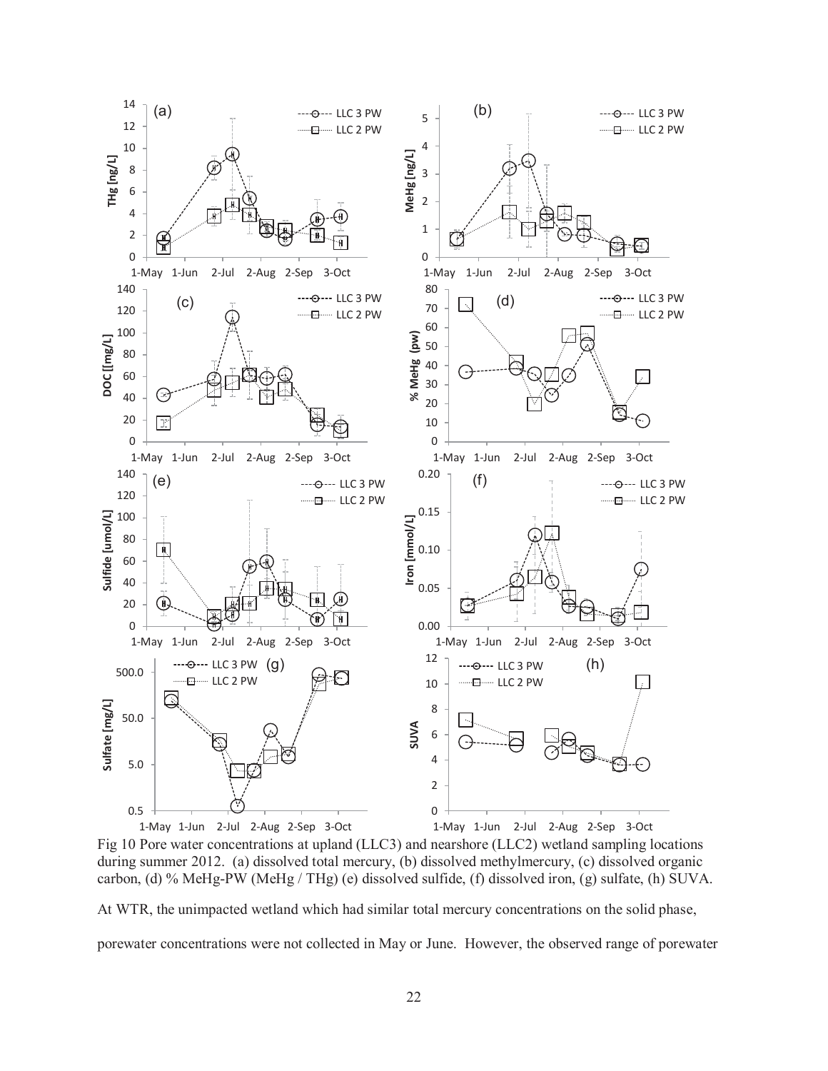Fig 10 Pore water concentrations at upland (LLC3) and nearshore (LLC2) wetland sampling locations during summer 2012. (a) dissolved total mercury, (b) dissolved methylmercury, (c) dissolved organic carbon, (d) % MeHg-PW (MeHg / THg) (e) dissolved sulfide, (f) dissolved iron, (g) sulfate, (h) SUVA.

At WTR, the unimpacted wetland which had similar total mercury concentrations on the solid phase, porewater concentrations were not collected in May or June. However, the observed range of porewater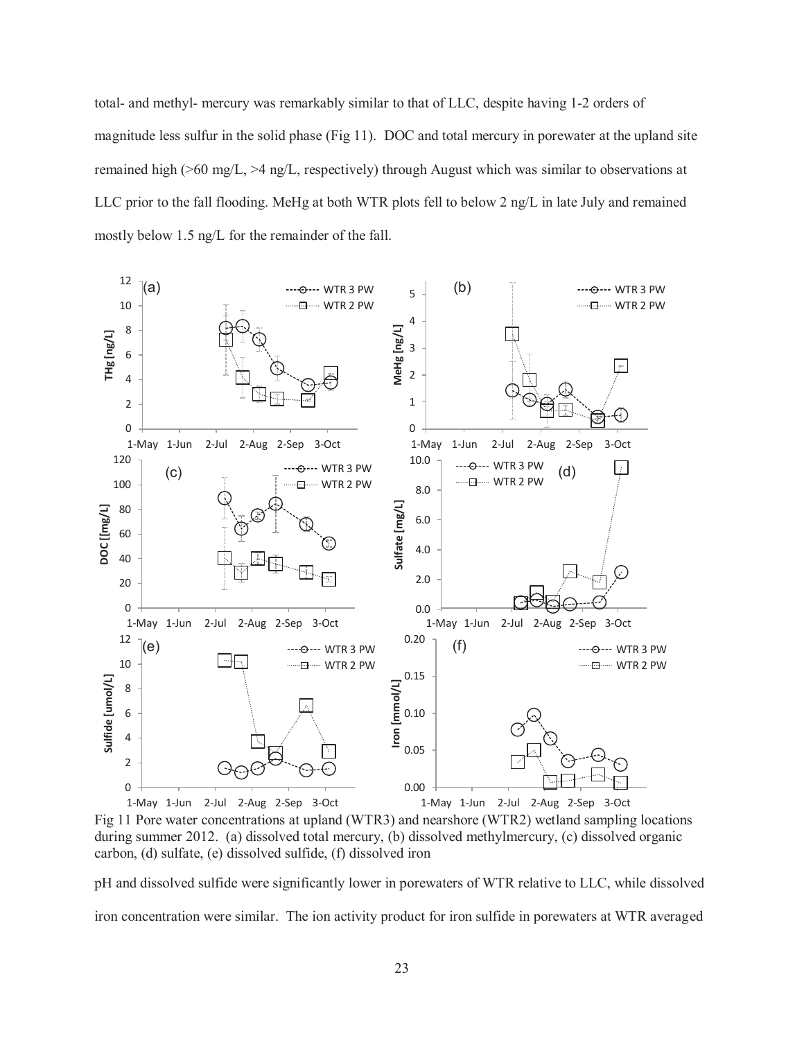total- and methyl- mercury was remarkably similar to that of LLC, despite having 1-2 orders of magnitude less sulfur in the solid phase (Fig 11). DOC and total mercury in porewater at the upland site remained high (>60 mg/L, >4 ng/L, respectively) through August which was similar to observations at LLC prior to the fall flooding. MeHg at both WTR plots fell to below 2 ng/L in late July and remained mostly below 1.5 ng/L for the remainder of the fall.

Fig 11 Pore water concentrations at upland (WTR3) and nearshore (WTR2) wetland sampling locations during summer 2012. (a) dissolved total mercury, (b) dissolved methylmercury, (c) dissolved organic carbon, (d) sulfate, (e) dissolved sulfide, (f) dissolved iron

pH and dissolved sulfide were significantly lower in porewaters of WTR relative to LLC, while dissolved iron concentration were similar. The ion activity product for iron sulfide in porewaters at WTR averaged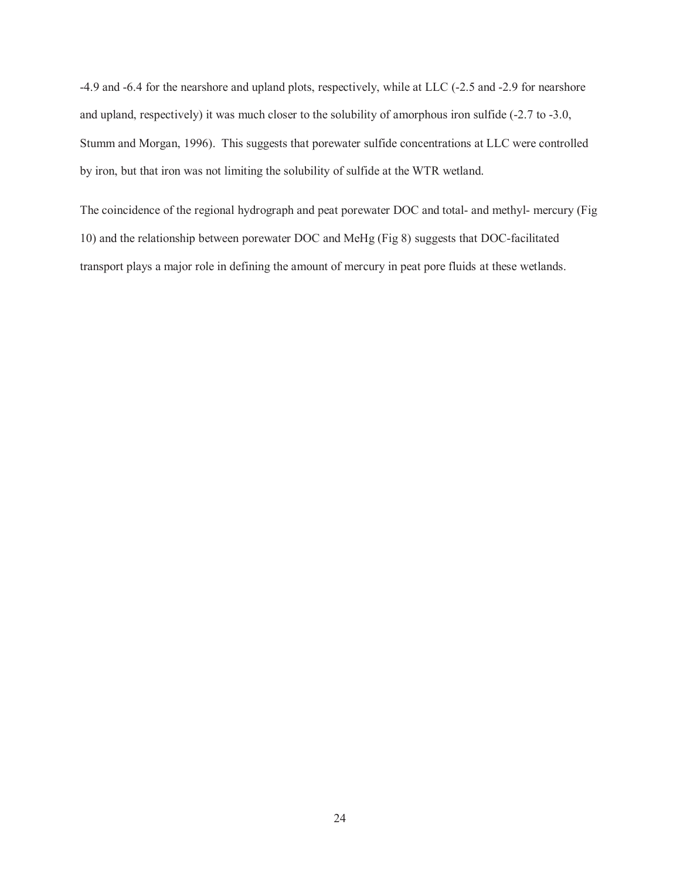-4.9 and -6.4 for the nearshore and upland plots, respectively, while at LLC (-2.5 and -2.9 for nearshore and upland, respectively) it was much closer to the solubility of amorphous iron sulfide (-2.7 to -3.0, Stumm and Morgan, 1996). This suggests that porewater sulfide concentrations at LLC were controlled by iron, but that iron was not limiting the solubility of sulfide at the WTR wetland.

The coincidence of the regional hydrograph and peat porewater DOC and total- and methyl- mercury (Fig 10) and the relationship between porewater DOC and MeHg (Fig 8) suggests that DOC-facilitated transport plays a major role in defining the amount of mercury in peat pore fluids at these wetlands.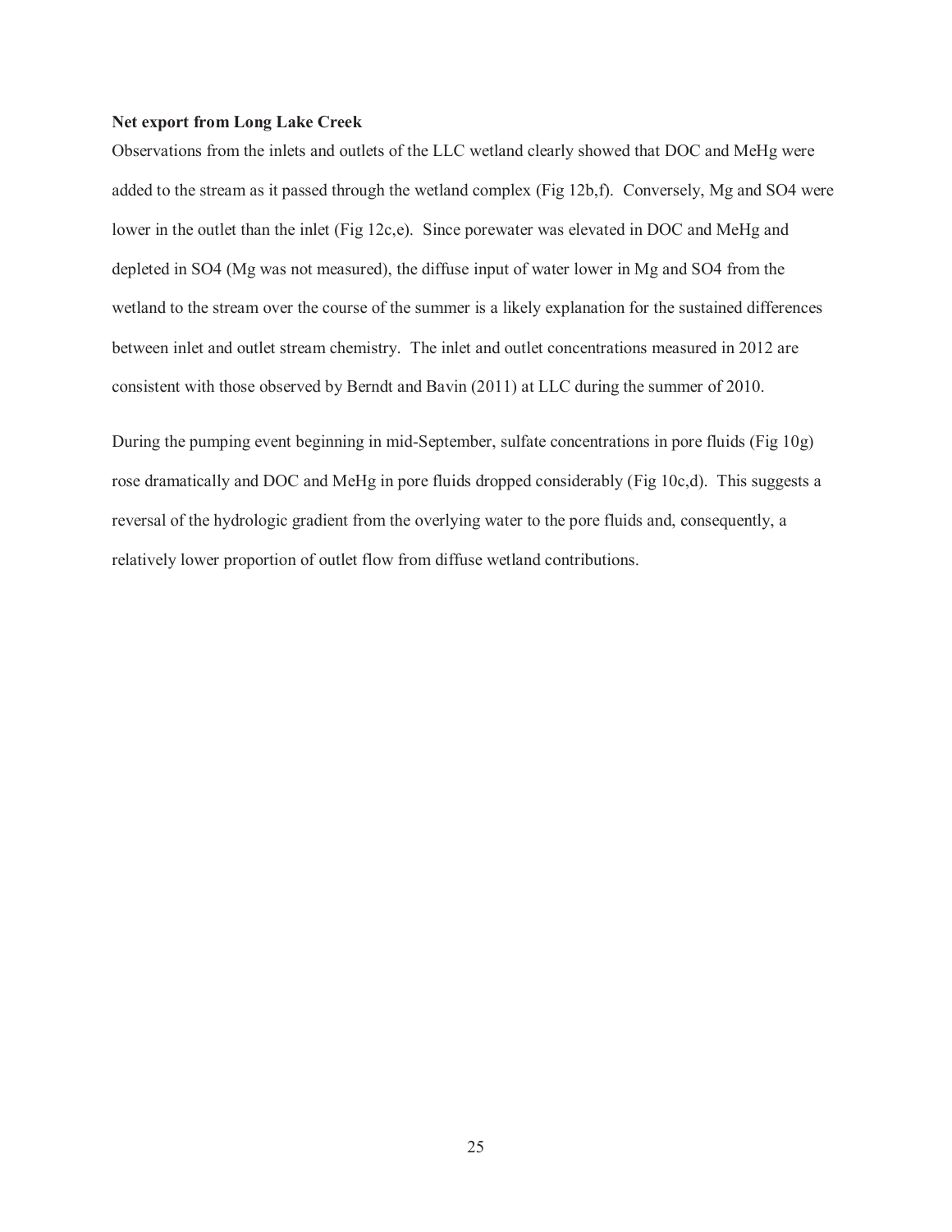**Net export from Long Lake Creek**

Observations from the inlets and outlets of the LLC wetland clearly showed that DOC and MeHg were added to the stream as it passed through the wetland complex (Fig 12b,f). Conversely, Mg and SO4 were lower in the outlet than the inlet (Fig 12c,e). Since porewater was elevated in DOC and MeHg and depleted in SO4 (Mg was not measured), the diffuse input of water lower in Mg and SO4 from the wetland to the stream over the course of the summer is a likely explanation for the sustained differences between inlet and outlet stream chemistry. The inlet and outlet concentrations measured in 2012 are consistent with those observed by Berndt and Bavin (2011) at LLC during the summer of 2010.

During the pumping event beginning in mid-September, sulfate concentrations in pore fluids (Fig 10g) rose dramatically and DOC and MeHg in pore fluids dropped considerably (Fig 10c,d). This suggests a reversal of the hydrologic gradient from the overlying water to the pore fluids and, consequently, a relatively lower proportion of outlet flow from diffuse wetland contributions.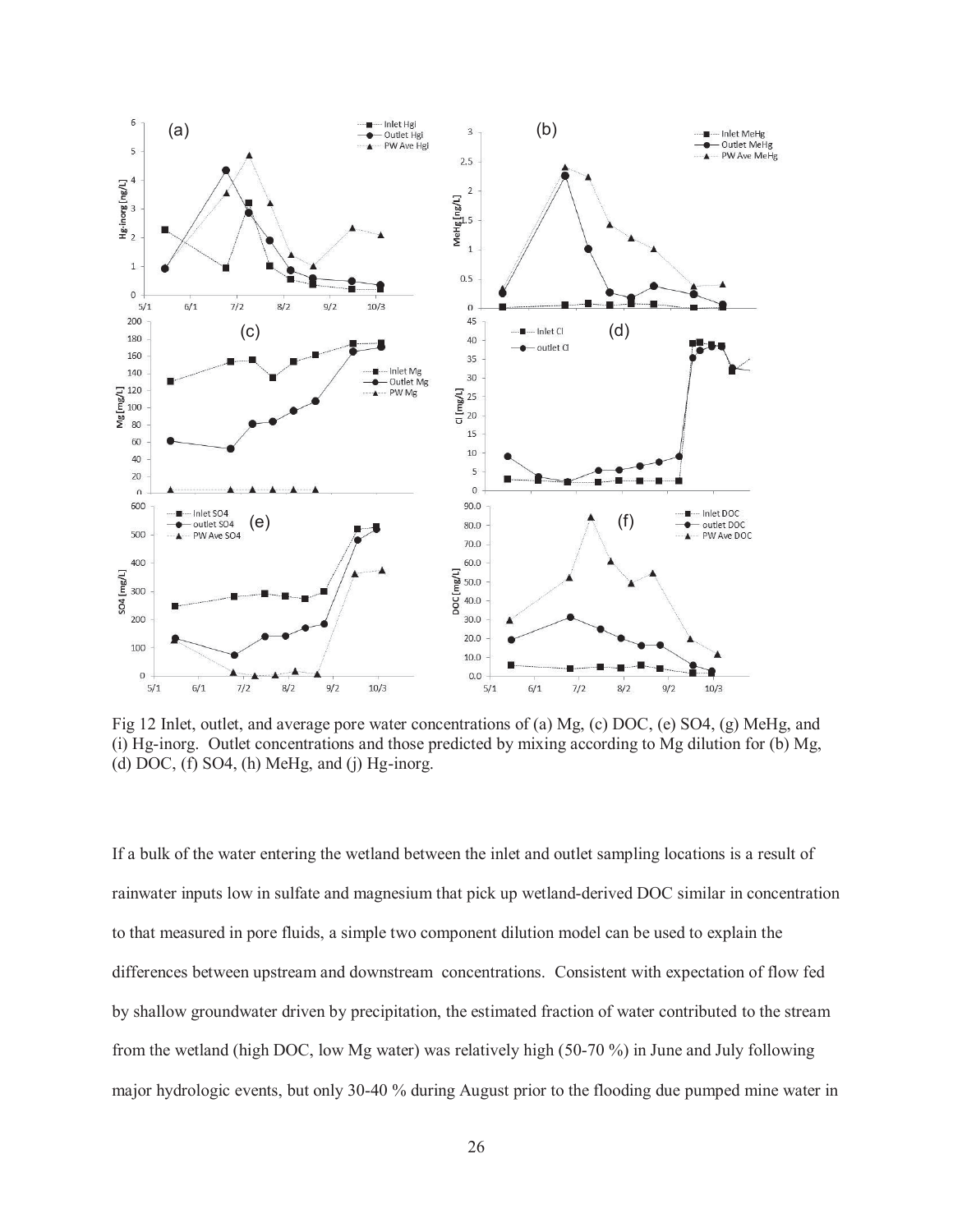Fig 12 Inlet, outlet, and average pore water concentrations of (a) Mg, (c) DOC, (e) SO4, (g) MeHg, and (i) Hg-inorg. Outlet concentrations and those predicted by mixing according to Mg dilution for (b) Mg, (d) DOC, (f) SO4, (h) MeHg, and (j) Hg-inorg.

If a bulk of the water entering the wetland between the inlet and outlet sampling locations is a result of rainwater inputs low in sulfate and magnesium that pick up wetland-derived DOC similar in concentration to that measured in pore fluids, a simple two component dilution model can be used to explain the differences between upstream and downstream concentrations. Consistent with expectation of flow fed by shallow groundwater driven by precipitation, the estimated fraction of water contributed to the stream from the wetland (high DOC, low Mg water) was relatively high (50-70 %) in June and July following major hydrologic events, but only 30-40 % during August prior to the flooding due pumped mine water in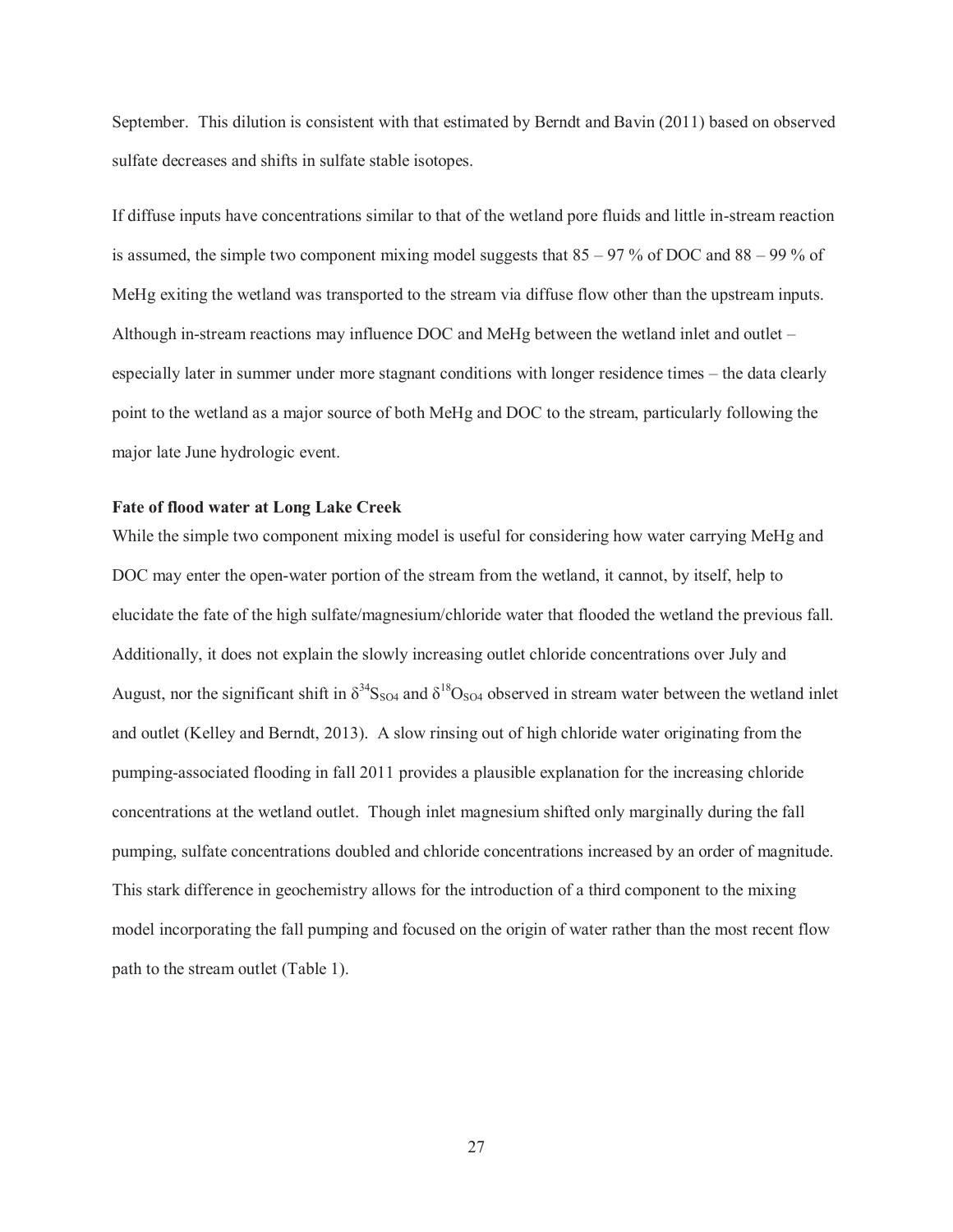September. This dilution is consistent with that estimated by Berndt and Bavin (2011) based on observed sulfate decreases and shifts in sulfate stable isotopes.

If diffuse inputs have concentrations similar to that of the wetland pore fluids and little in-stream reaction is assumed, the simple two component mixing model suggests that 85 – 97 % of DOC and 88 – 99 % of MeHg exiting the wetland was transported to the stream via diffuse flow other than the upstream inputs. Although in-stream reactions may influence DOC and MeHg between the wetland inlet and outlet – especially later in summer under more stagnant conditions with longer residence times – the data clearly point to the wetland as a major source of both MeHg and DOC to the stream, particularly following the major late June hydrologic event.

**Fate of flood water at Long Lake Creek**

While the simple two component mixing model is useful for considering how water carrying MeHg and DOC may enter the open-water portion of the stream from the wetland, it cannot, by itself, help to elucidate the fate of the high sulfate/magnesium/chloride water that flooded the wetland the previous fall. Additionally, it does not explain the slowly increasing outlet chloride concentrations over July and August, nor the significant shift in $\delta^{34}S_{SO4}$ and $\delta^{18}O_{SO4}$ observed in stream water between the wetland inlet and outlet (Kelley and Berndt, 2013). A slow rinsing out of high chloride water originating from the pumping-associated flooding in fall 2011 provides a plausible explanation for the increasing chloride concentrations at the wetland outlet. Though inlet magnesium shifted only marginally during the fall pumping, sulfate concentrations doubled and chloride concentrations increased by an order of magnitude. This stark difference in geochemistry allows for the introduction of a third component to the mixing model incorporating the fall pumping and focused on the origin of water rather than the most recent flow path to the stream outlet (Table 1).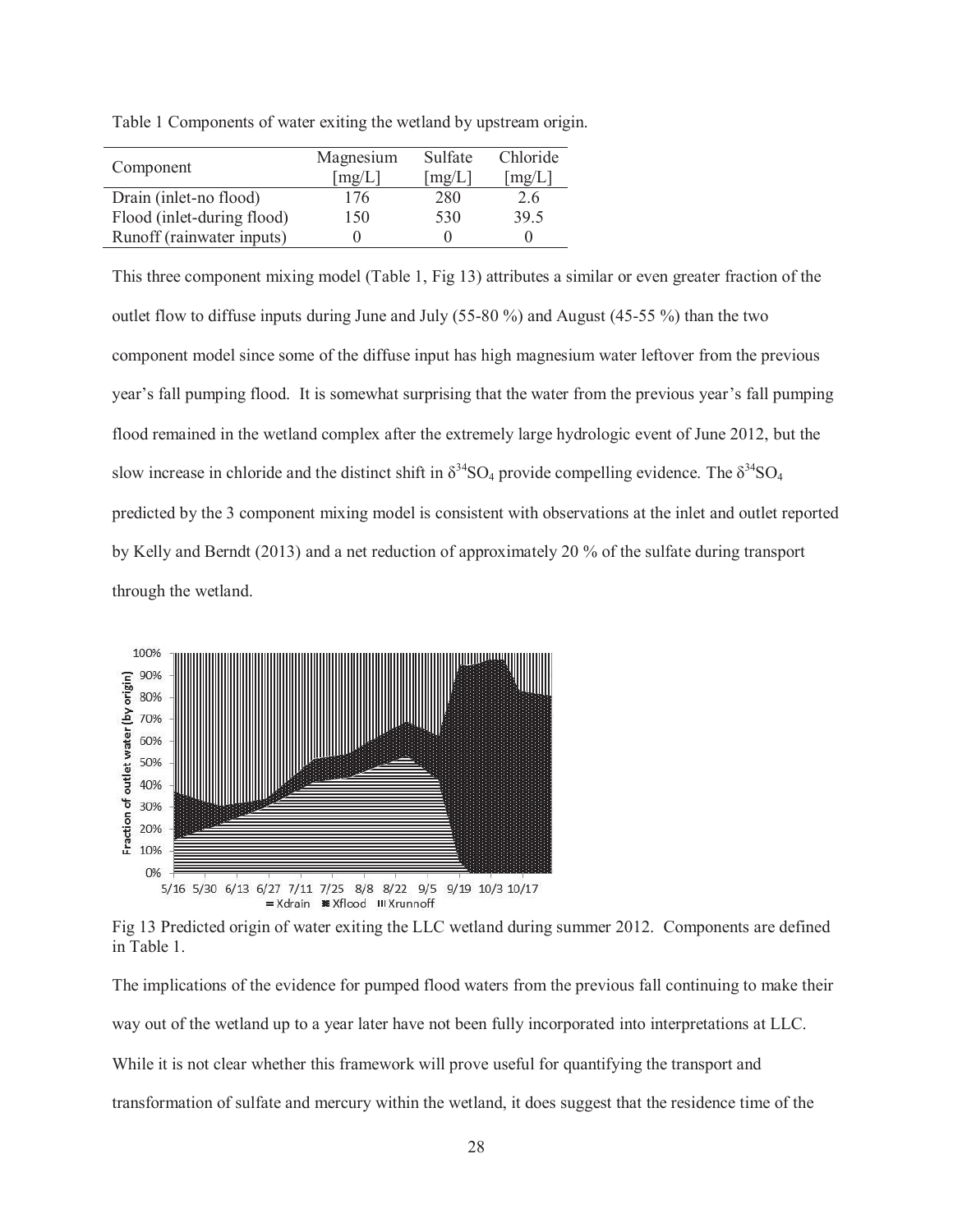Table 1 Components of water exiting the wetland by upstream origin.

| Component | Magnesium [mg/L] | Sulfate [mg/L] | Chloride [mg/L] |
|---|---|---|---|
| Drain (inlet-no flood) | 176 | 280 | 2.6 |
| Flood (inlet-during flood) | 150 | 530 | 39.5 |
| Runoff (rainwater inputs) | 0 | 0 | 0 |

This three component mixing model (Table 1, Fig 13) attributes a similar or even greater fraction of the outlet flow to diffuse inputs during June and July (55-80 %) and August (45-55 %) than the two component model since some of the diffuse input has high magnesium water leftover from the previous year's fall pumping flood. It is somewhat surprising that the water from the previous year's fall pumping flood remained in the wetland complex after the extremely large hydrologic event of June 2012, but the slow increase in chloride and the distinct shift in $\delta^{34}SO_4$ provide compelling evidence. The $\delta^{34}SO_4$ predicted by the 3 component mixing model is consistent with observations at the inlet and outlet reported by Kelly and Berndt (2013) and a net reduction of approximately 20 % of the sulfate during transport through the wetland.

Fig 13 Predicted origin of water exiting the LLC wetland during summer 2012. Components are defined in Table 1.

The implications of the evidence for pumped flood waters from the previous fall continuing to make their way out of the wetland up to a year later have not been fully incorporated into interpretations at LLC. While it is not clear whether this framework will prove useful for quantifying the transport and transformation of sulfate and mercury within the wetland, it does suggest that the residence time of the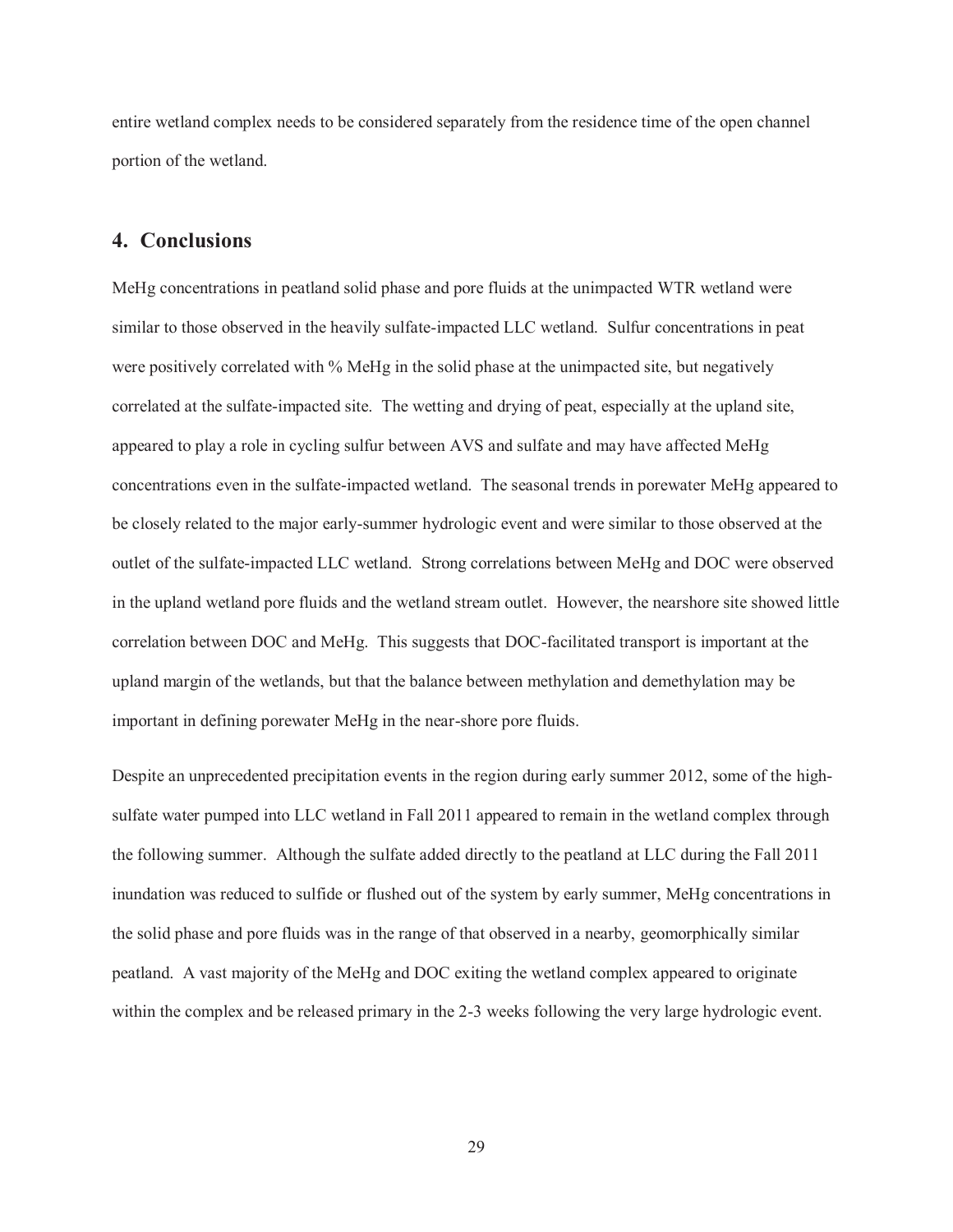entire wetland complex needs to be considered separately from the residence time of the open channel portion of the wetland.

## 4. Conclusions

MeHg concentrations in peatland solid phase and pore fluids at the unimpacted WTR wetland were similar to those observed in the heavily sulfate-impacted LLC wetland. Sulfur concentrations in peat were positively correlated with % MeHg in the solid phase at the unimpacted site, but negatively correlated at the sulfate-impacted site. The wetting and drying of peat, especially at the upland site, appeared to play a role in cycling sulfur between AVS and sulfate and may have affected MeHg concentrations even in the sulfate-impacted wetland. The seasonal trends in porewater MeHg appeared to be closely related to the major early-summer hydrologic event and were similar to those observed at the outlet of the sulfate-impacted LLC wetland. Strong correlations between MeHg and DOC were observed in the upland wetland pore fluids and the wetland stream outlet. However, the nearshore site showed little correlation between DOC and MeHg. This suggests that DOC-facilitated transport is important at the upland margin of the wetlands, but that the balance between methylation and demethylation may be important in defining porewater MeHg in the near-shore pore fluids.

Despite an unprecedented precipitation events in the region during early summer 2012, some of the high-sulfate water pumped into LLC wetland in Fall 2011 appeared to remain in the wetland complex through the following summer. Although the sulfate added directly to the peatland at LLC during the Fall 2011 inundation was reduced to sulfide or flushed out of the system by early summer, MeHg concentrations in the solid phase and pore fluids was in the range of that observed in a nearby, geomorphically similar peatland. A vast majority of the MeHg and DOC exiting the wetland complex appeared to originate within the complex and be released primary in the 2-3 weeks following the very large hydrologic event.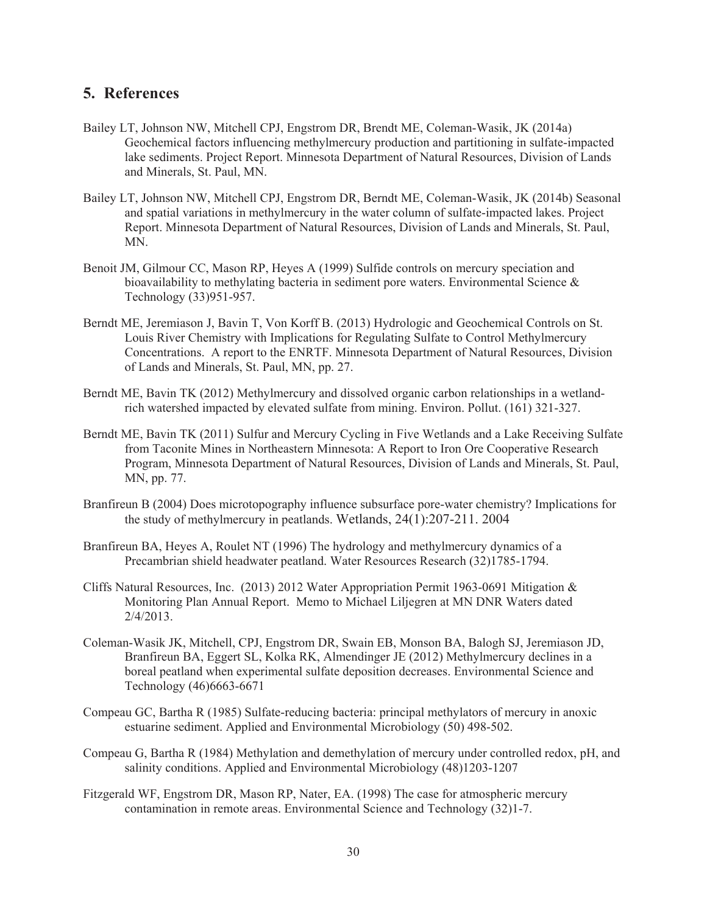## 5. References

Bailey LT, Johnson NW, Mitchell CPJ, Engstrom DR, Brendt ME, Coleman-Wasik, JK (2014a) Geochemical factors influencing methylmercury production and partitioning in sulfate-impacted lake sediments. Project Report. Minnesota Department of Natural Resources, Division of Lands and Minerals, St. Paul, MN.

Bailey LT, Johnson NW, Mitchell CPJ, Engstrom DR, Berndt ME, Coleman-Wasik, JK (2014b) Seasonal and spatial variations in methylmercury in the water column of sulfate-impacted lakes. Project Report. Minnesota Department of Natural Resources, Division of Lands and Minerals, St. Paul, MN.

Benoit JM, Gilmour CC, Mason RP, Heyes A (1999) Sulfide controls on mercury speciation and bioavailability to methylating bacteria in sediment pore waters. Environmental Science & Technology (33)951-957.

Berndt ME, Jeremiason J, Bavin T, Von Korff B. (2013) Hydrologic and Geochemical Controls on St. Louis River Chemistry with Implications for Regulating Sulfate to Control Methylmercury Concentrations. A report to the ENRTF. Minnesota Department of Natural Resources, Division of Lands and Minerals, St. Paul, MN, pp. 27.

Berndt ME, Bavin TK (2012) Methylmercury and dissolved organic carbon relationships in a wetland-rich watershed impacted by elevated sulfate from mining. Environ. Pollut. (161) 321-327.

Berndt ME, Bavin TK (2011) Sulfur and Mercury Cycling in Five Wetlands and a Lake Receiving Sulfate from Taconite Mines in Northeastern Minnesota: A Report to Iron Ore Cooperative Research Program, Minnesota Department of Natural Resources, Division of Lands and Minerals, St. Paul, MN, pp. 77.

Branfireun B (2004) Does microtopography influence subsurface pore-water chemistry? Implications for the study of methylmercury in peatlands. Wetlands, 24(1):207-211. 2004

Branfireun BA, Heyes A, Roulet NT (1996) The hydrology and methylmercury dynamics of a Precambrian shield headwater peatland. Water Resources Research (32)1785-1794.

Cliffs Natural Resources, Inc. (2013) 2012 Water Appropriation Permit 1963-0691 Mitigation & Monitoring Plan Annual Report. Memo to Michael Liljegren at MN DNR Waters dated 2/4/2013.

Coleman-Wasik JK, Mitchell, CPJ, Engstrom DR, Swain EB, Monson BA, Balogh SJ, Jeremiason JD, Branfireun BA, Eggert SL, Kolka RK, Almendinger JE (2012) Methylmercury declines in a boreal peatland when experimental sulfate deposition decreases. Environmental Science and Technology (46)6663-6671

Compeau GC, Bartha R (1985) Sulfate-reducing bacteria: principal methylators of mercury in anoxic estuarine sediment. Applied and Environmental Microbiology (50) 498-502.

Compeau G, Bartha R (1984) Methylation and demethylation of mercury under controlled redox, pH, and salinity conditions. Applied and Environmental Microbiology (48)1203-1207

Fitzgerald WF, Engstrom DR, Mason RP, Nater, EA. (1998) The case for atmospheric mercury contamination in remote areas. Environmental Science and Technology (32)1-7.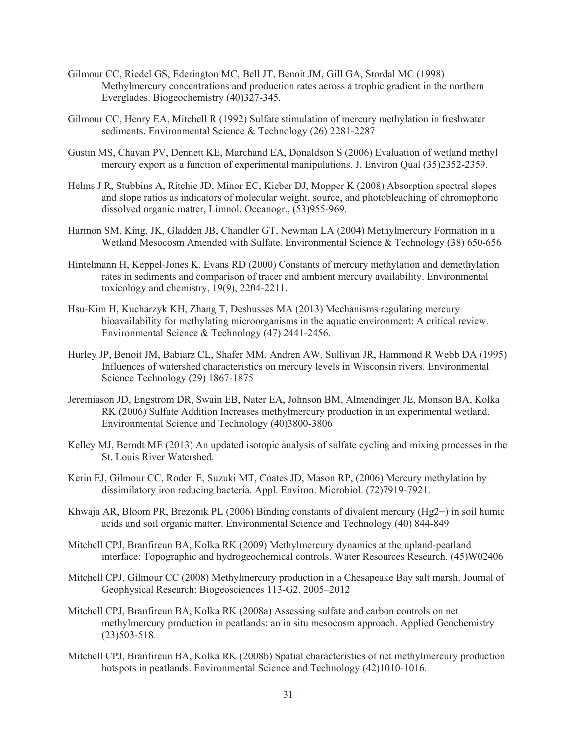Gilmour CC, Riedel GS, Ederington MC, Bell JT, Benoit JM, Gill GA, Stordal MC (1998) Methylmercury concentrations and production rates across a trophic gradient in the northern Everglades. Biogeochemistry (40)327-345.

Gilmour CC, Henry EA, Mitchell R (1992) Sulfate stimulation of mercury methylation in freshwater sediments. Environmental Science & Technology (26) 2281-2287

Gustin MS, Chavan PV, Dennett KE, Marchand EA, Donaldson S (2006) Evaluation of wetland methyl mercury export as a function of experimental manipulations. J. Environ Qual (35)2352-2359.

Helms J R, Stubbins A, Ritchie JD, Minor EC, Kieber DJ, Mopper K (2008) Absorption spectral slopes and slope ratios as indicators of molecular weight, source, and photobleaching of chromophoric dissolved organic matter, Limnol. Oceanogr., (53)955-969.

Harmon SM, King, JK, Gladden JB, Chandler GT, Newman LA (2004) Methylmercury Formation in a Wetland Mesocosm Amended with Sulfate. Environmental Science & Technology (38) 650-656

Hintelmann H, Keppel-Jones K, Evans RD (2000) Constants of mercury methylation and demethylation rates in sediments and comparison of tracer and ambient mercury availability. Environmental toxicology and chemistry, 19(9), 2204-2211.

Hsu-Kim H, Kucharzyk KH, Zhang T, Deshusses MA (2013) Mechanisms regulating mercury bioavailability for methylating microorganisms in the aquatic environment: A critical review. Environmental Science & Technology (47) 2441-2456.

Hurley JP, Benoit JM, Babiarz CL, Shafer MM, Andren AW, Sullivan JR, Hammond R Webb DA (1995) Influences of watershed characteristics on mercury levels in Wisconsin rivers. Environmental Science Technology (29) 1867-1875

Jeremiason JD, Engstrom DR, Swain EB, Nater EA, Johnson BM, Almendinger JE, Monson BA, Kolka RK (2006) Sulfate Addition Increases methylmercury production in an experimental wetland. Environmental Science and Technology (40)3800-3806

Kelley MJ, Berndt ME (2013) An updated isotopic analysis of sulfate cycling and mixing processes in the St. Louis River Watershed.

Kerin EJ, Gilmour CC, Roden E, Suzuki MT, Coates JD, Mason RP, (2006) Mercury methylation by dissimilatory iron reducing bacteria. Appl. Environ. Microbiol. (72)7919-7921.

Khwaja AR, Bloom PR, Brezonik PL (2006) Binding constants of divalent mercury ($Hg^{2+}$) in soil humic acids and soil organic matter. Environmental Science and Technology (40) 844-849

Mitchell CPJ, Branfireun BA, Kolka RK (2009) Methylmercury dynamics at the upland-peatland interface: Topographic and hydrogeochemical controls. Water Resources Research. (45)W02406

Mitchell CPJ, Gilmour CC (2008) Methylmercury production in a Chesapeake Bay salt marsh. Journal of Geophysical Research: Biogeosciences 113-G2. 2005–2012

Mitchell CPJ, Branfireun BA, Kolka RK (2008a) Assessing sulfate and carbon controls on net methylmercury production in peatlands: an in situ mesocosm approach. Applied Geochemistry (23)503-518.

Mitchell CPJ, Branfireun BA, Kolka RK (2008b) Spatial characteristics of net methylmercury production hotspots in peatlands. Environmental Science and Technology (42)1010-1016.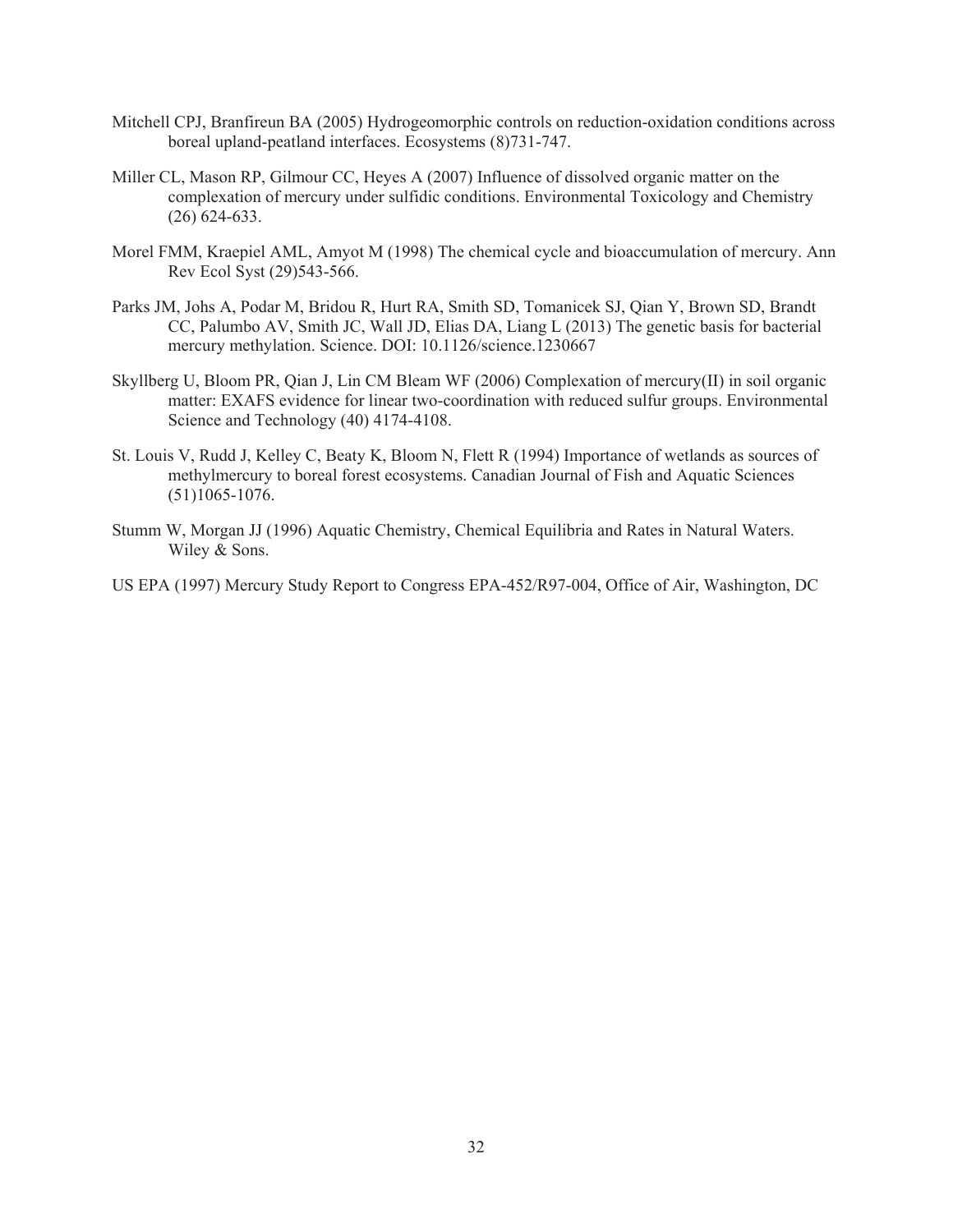Mitchell CPJ, Branfireun BA (2005) Hydrogeomorphic controls on reduction-oxidation conditions across boreal upland-peatland interfaces. Ecosystems (8)731-747.

Miller CL, Mason RP, Gilmour CC, Heyes A (2007) Influence of dissolved organic matter on the complexation of mercury under sulfidic conditions. Environmental Toxicology and Chemistry (26) 624-633.

Morel FMM, Kraepiel AML, Amyot M (1998) The chemical cycle and bioaccumulation of mercury. Ann Rev Ecol Syst (29)543-566.

Parks JM, Johs A, Podar M, Bridou R, Hurt RA, Smith SD, Tomanicek SJ, Qian Y, Brown SD, Brandt CC, Palumbo AV, Smith JC, Wall JD, Elias DA, Liang L (2013) The genetic basis for bacterial mercury methylation. Science. DOI: 10.1126/science.1230667

Skyllberg U, Bloom PR, Qian J, Lin CM Bleam WF (2006) Complexation of mercury(II) in soil organic matter: EXAFS evidence for linear two-coordination with reduced sulfur groups. Environmental Science and Technology (40) 4174-4108.

St. Louis V, Rudd J, Kelley C, Beaty K, Bloom N, Flett R (1994) Importance of wetlands as sources of methylmercury to boreal forest ecosystems. Canadian Journal of Fish and Aquatic Sciences (51)1065-1076.

Stumm W, Morgan JJ (1996) Aquatic Chemistry, Chemical Equilibria and Rates in Natural Waters. Wiley & Sons.

US EPA (1997) Mercury Study Report to Congress EPA-452/R97-004, Office of Air, Washington, DC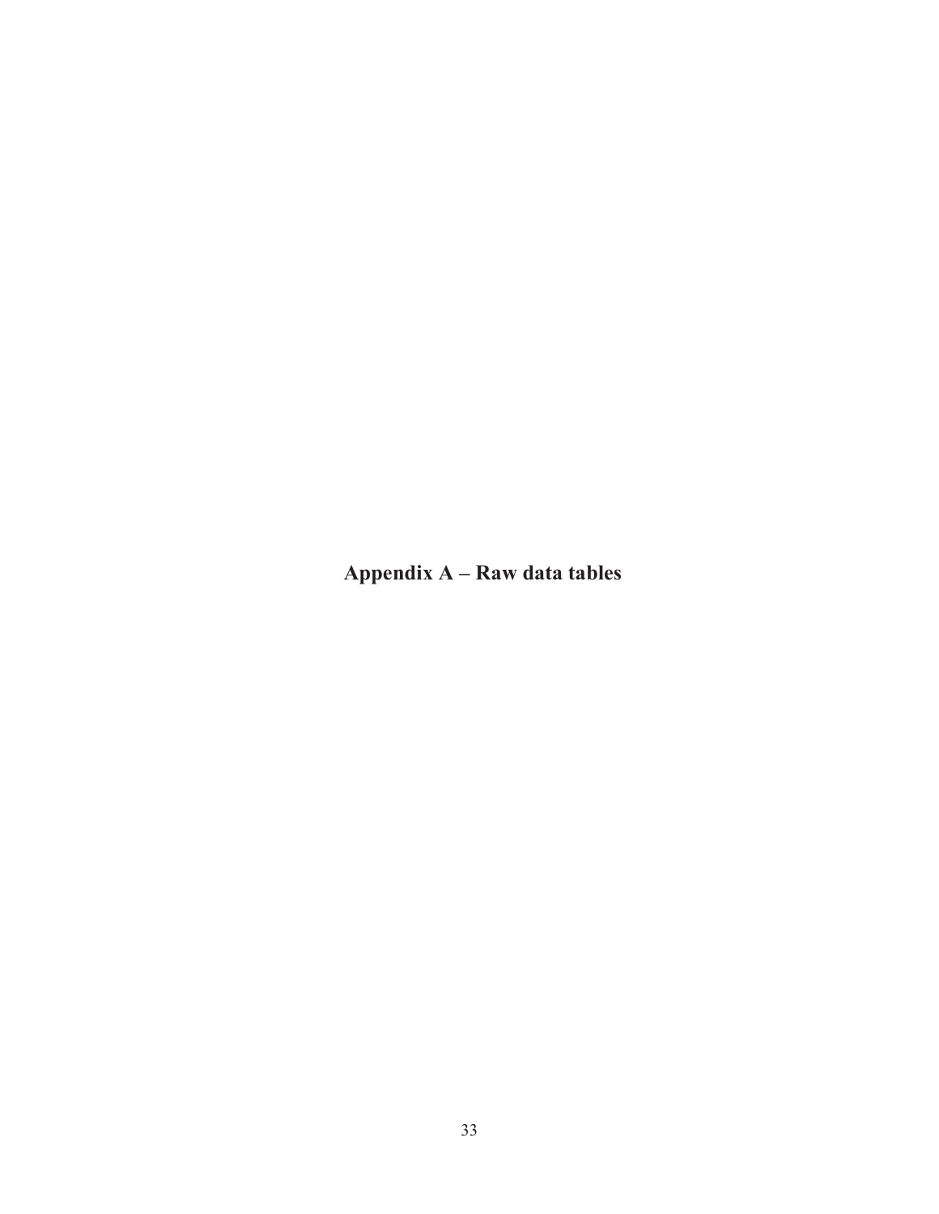# Appendix A – Raw data tables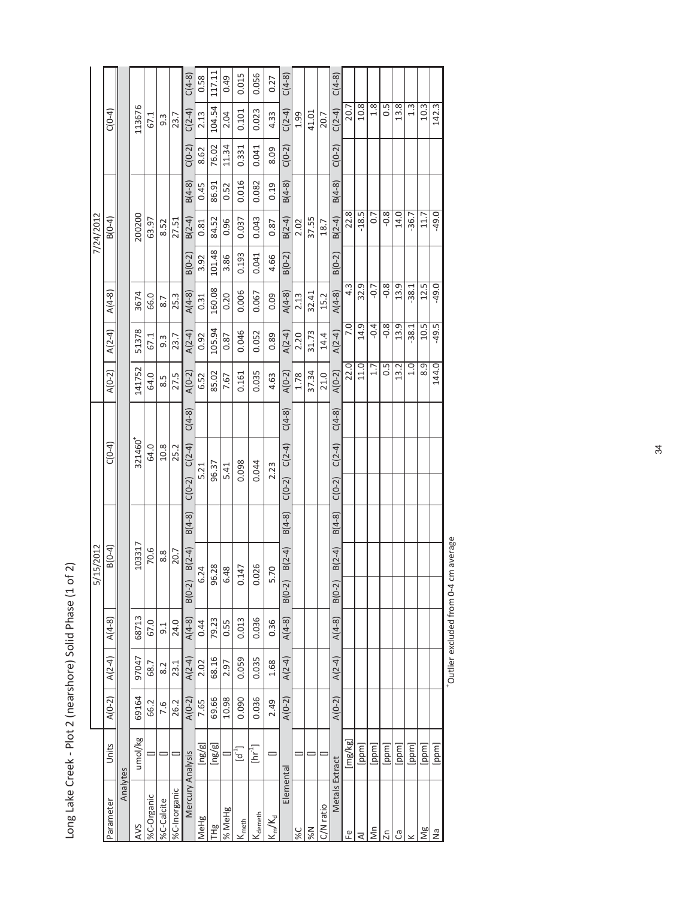## Long Lake Creek - Plot 2 (nearshore) Solid Phase (1 of 2)

| Parameter | Units | 5/15/2012 | | | | | | | | | 7/24/2012 | | | | | | | | |
|---|---|---|---|---|---|---|---|---|---|---|---|---|---|---|---|---|---|---|---|
| | | A(0-2) | A(2-4) | A(4-8) | B(0-4) | | | C(0-4) | | | A(0-2) | A(2-4) | A(4-8) | B(0-4) | | | C(0-4) | | |
| **Analytes** | | | | | | | | | | | | | | | | | | | |
| AVS | umol/kg | 69164 | 97047 | 68713 | 103317 | | | 321460+ | | | 141752 | 51378 | 3674 | 200200 | | | 113676 | | |
| %C-Organic | | 66.2 | 68.7 | 67.0 | 70.6 | | | 64.0 | | | 64.0 | 67.1 | 66.0 | 63.97 | | | 67.1 | | |
| %C-Calcite | | 7.6 | 8.2 | 9.1 | 8.8 | | | 10.8 | | | 8.5 | 9.3 | 8.7 | 8.52 | | | 9.3 | | |
| %C-Inorganic | | 26.2 | 23.1 | 24.0 | 20.7 | | | 25.2 | | | 27.5 | 23.7 | 25.3 | 27.51 | | | 23.7 | | |
| **Mercury Analysis** | | A(0-2) | A(2-4) | A(4-8) | B(0-2) | B(2-4) | B(4-8) | C(0-2) | C(2-4) | C(4-8) | A(0-2) | A(2-4) | A(4-8) | B(0-2) | B(2-4) | B(4-8) | C(0-2) | C(2-4) | C(4-8) |
| MeHg | [ng/g] | 7.65 | 2.02 | 0.44 | | 6.24 | | | 5.21 | | 6.52 | 0.92 | 0.31 | 3.92 | 0.81 | 0.45 | 8.62 | 2.13 | 0.58 |
| THg | [ng/g] | 69.66 | 68.16 | 79.23 | | 96.28 | | | 96.37 | | 85.02 | 105.94 | 160.08 | 101.48 | 84.52 | 86.91 | 76.02 | 104.54 | 117.11 |
| % MeHg | | 10.98 | 2.97 | 0.55 | | 6.48 | | | 5.41 | | 7.67 | 0.87 | 0.20 | 3.86 | 0.96 | 0.52 | 11.34 | 2.04 | 0.49 |
| $K_{meth}$ | $[d^{-1}]$ | 0.090 | 0.059 | 0.013 | | 0.147 | | | 0.098 | | 0.161 | 0.046 | 0.006 | 0.193 | 0.037 | 0.016 | 0.331 | 0.101 | 0.015 |
| $K_{demeth}$ | $[hr^{-1}]$ | 0.036 | 0.035 | 0.036 | | 0.026 | | | 0.044 | | 0.035 | 0.052 | 0.067 | 0.041 | 0.043 | 0.082 | 0.041 | 0.023 | 0.056 |
| $K_m/K_d$ | | 2.49 | 1.68 | 0.36 | | 5.70 | | | 2.23 | | 4.63 | 0.89 | 0.09 | 4.66 | 0.87 | 0.19 | 8.09 | 4.33 | 0.27 |
| **Elemental** | | A(0-2) | A(2-4) | A(4-8) | B(0-2) | B(2-4) | B(4-8) | C(0-2) | C(2-4) | C(4-8) | A(0-2) | A(2-4) | A(4-8) | B(0-2) | B(2-4) | B(4-8) | C(0-2) | C(2-4) | C(4-8) |
| %C | | | | | | | | | | | 1.78 | 2.20 | 2.13 | | 2.02 | | | 1.99 | |
| %N | | | | | | | | | | | 37.34 | 31.73 | 32.41 | | 37.55 | | | 41.01 | |
| C/N ratio | | | | | | | | | | | 21.0 | 14.4 | 15.2 | | 18.7 | | | 20.7 | |
| **Metals Extract** | | A(0-2) | A(2-4) | A(4-8) | B(0-2) | B(2-4) | B(4-8) | C(0-2) | C(2-4) | C(4-8) | A(0-2) | A(2-4) | A(4-8) | B(0-2) | B(2-4) | B(4-8) | C(0-2) | C(2-4) | C(4-8) |
| Fe | [mg/kg] | | | | | | | | | | 22.0 | 7.0 | 4.3 | | 22.8 | | | 20.7 | |
| Al | [ppm] | | | | | | | | | | 11.0 | 14.9 | 32.9 | | -18.5 | | | 10.8 | |
| Mn | [ppm] | | | | | | | | | | 1.7 | -0.4 | -0.7 | | 0.7 | | | 1.8 | |
| Zn | [ppm] | | | | | | | | | | 0.5 | -0.8 | -0.8 | | -0.8 | | | 0.5 | |
| Ca | [ppm] | | | | | | | | | | 13.2 | 13.9 | 13.9 | | 14.0 | | | 13.8 | |
| K | [ppm] | | | | | | | | | | 1.0 | -38.1 | -38.1 | | -36.7 | | | 1.3 | |
| Mg | [ppm] | | | | | | | | | | 8.9 | 10.5 | 12.5 | | 11.7 | | | 10.3 | |
| Na | [ppm] | | | | | | | | | | 144.0 | -49.5 | -49.0 | | -49.0 | | | 142.3 | |

+Outlier excluded from 0-4 cm average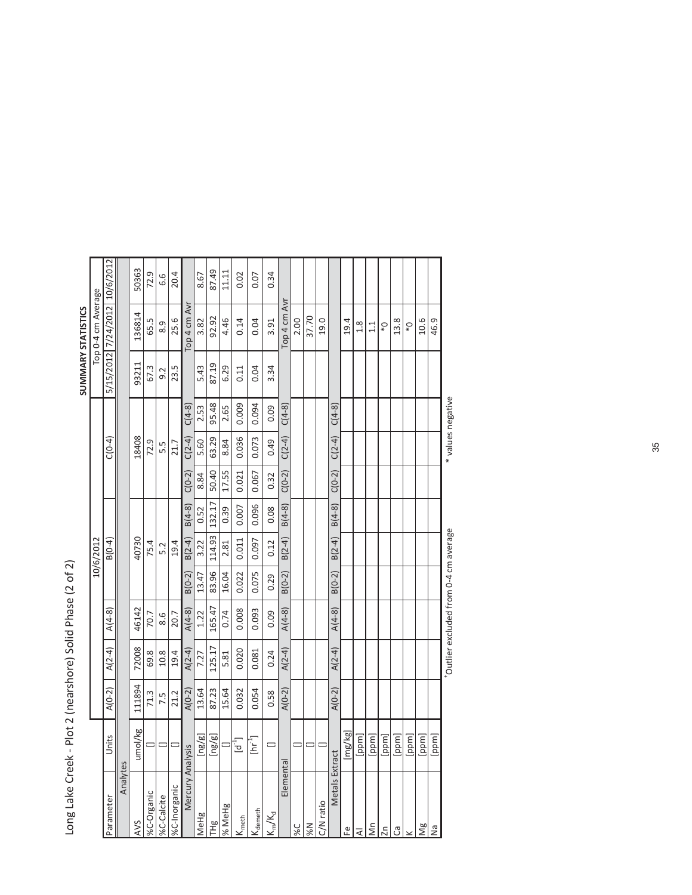# Long Lake Creek - Plot 2 (nearshore) Solid Phase (2 of 2)

| Parameter | Units | 10/6/2012 | | | | | | | | | SUMMARY STATISTICS Top 0-4 cm Average | | |
|---|---|---|---|---|---|---|---|---|---|---|---|---|---|
| | | A(0-2) | A(2-4) | A(4-8) | B(0-4) | | | C(0-4) | | | 5/15/2012 | 7/24/2012 | 10/6/2012 |
| **Analytes** | | | | | | | | | | | | | |
| AVS | umol/kg | 111894 | 72008 | 46142 | 40730 | | | 18408 | | | 93211 | 136814 | 50363 |
| %C-Organic | [] | 71.3 | 69.8 | 70.7 | 75.4 | | | 72.9 | | | 67.3 | 65.5 | 72.9 |
| %C-Calcite | [] | 7.5 | 10.8 | 8.6 | 5.2 | | | 5.5 | | | 9.2 | 8.9 | 6.6 |
| %C-Inorganic | [] | 21.2 | 19.4 | 20.7 | 19.4 | | | 21.7 | | | 23.5 | 25.6 | 20.4 |
| **Mercury Analysis** | | A(0-2) | A(2-4) | A(4-8) | B(0-2) | B(2-4) | B(4-8) | C(0-2) | C(2-4) | C(4-8) | | Top 4 cm Avr | |
| MeHg | [ng/g] | 13.64 | 7.27 | 1.22 | 13.47 | 3.22 | 0.52 | 8.84 | 5.60 | 2.53 | 5.43 | 3.82 | 8.67 |
| THg | [ng/g] | 87.23 | 125.17 | 165.47 | 83.96 | 114.93 | 132.17 | 50.40 | 63.29 | 95.48 | 87.19 | 92.92 | 87.49 |
| % MeHg | [] | 15.64 | 5.81 | 0.74 | 16.04 | 2.81 | 0.39 | 17.55 | 8.84 | 2.65 | 6.29 | 4.46 | 11.11 |
| $K_{meth}$ | [$d^{-1}$] | 0.032 | 0.020 | 0.008 | 0.022 | 0.011 | 0.007 | 0.021 | 0.036 | 0.009 | 0.11 | 0.14 | 0.02 |
| $K_{demeth}$ | [$hr^{-1}$] | 0.054 | 0.081 | 0.093 | 0.075 | 0.097 | 0.096 | 0.067 | 0.073 | 0.094 | 0.04 | 0.04 | 0.07 |
| $K_m/K_d$ | [] | 0.58 | 0.24 | 0.09 | 0.29 | 0.12 | 0.08 | 0.32 | 0.49 | 0.09 | 3.34 | 3.91 | 0.34 |
| **Elemental** | | A(0-2) | A(2-4) | A(4-8) | B(0-2) | B(2-4) | B(4-8) | C(0-2) | C(2-4) | C(4-8) | | Top 4 cm Avr | |
| %C | [] | | | | | | | | | | | 2.00 | |
| %N | [] | | | | | | | | | | | 37.70 | |
| C/N ratio | [] | | | | | | | | | | | 19.0 | |
| **Metals Extract** | | A(0-2) | A(2-4) | A(4-8) | B(0-2) | B(2-4) | B(4-8) | C(0-2) | C(2-4) | C(4-8) | | | |
| Fe | [mg/kg] | | | | | | | | | | | 19.4 | |
| Al | [ppm] | | | | | | | | | | | 1.8 | |
| Mn | [ppm] | | | | | | | | | | | 1.1 | |
| Zn | [ppm] | | | | | | | | | | | *0 | |
| Ca | [ppm] | | | | | | | | | | | 13.8 | |
| K | [ppm] | | | | | | | | | | | *0 | |
| Mg | [ppm] | | | | | | | | | | | 10.6 | |
| Na | [ppm] | | | | | | | | | | | 46.9 | |

[+]Outlier excluded from 0-4 cm average

\* values negative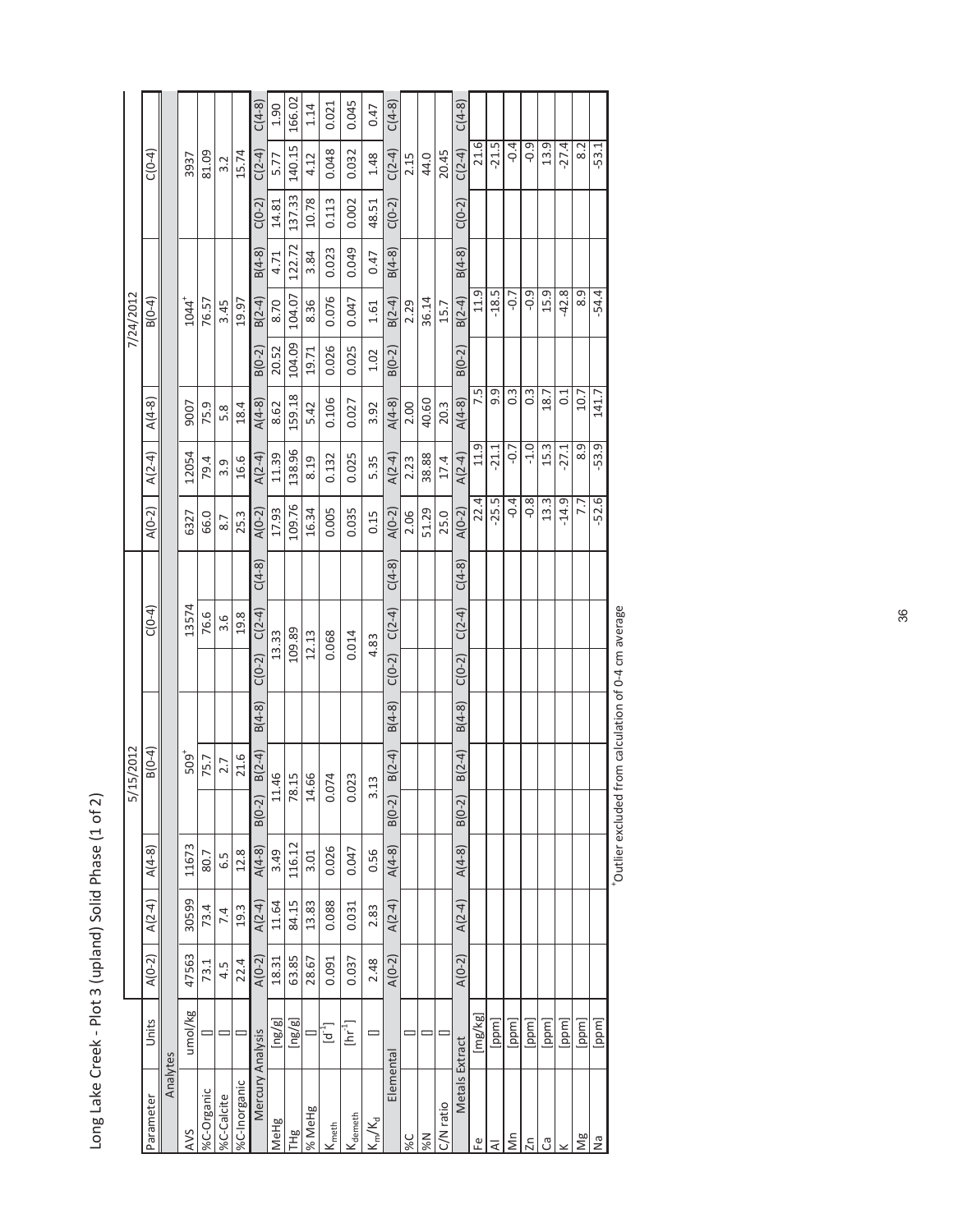Long Lake Creek - Plot 3 (upland) Solid Phase (1 of 2)

| Parameter | Units | 5/15/2012 | | | | | | | | | 7/24/2012 | | | | | | | | |
|---|---|---|---|---|---|---|---|---|---|---|---|---|---|---|---|---|---|---|---|
| | | A(0-2) | A(2-4) | A(4-8) | B(0-4) | | | C(0-4) | | | A(0-2) | A(2-4) | A(4-8) | B(0-4) | | | C(0-4) | | |
| **Analytes** | | | | | | | | | | | | | | | | | | | |
| AVS | umol/kg | 47563 | 30599 | 11673 | 509[+] | | | 13574 | | | 6327 | 12054 | 9007 | 1044[+] | | | 3937 | | |
| %C-Organic | □ | 73.1 | 73.4 | 80.7 | 75.7 | | | 76.6 | | | 66.0 | 79.4 | 75.9 | 76.57 | | | 81.09 | | |
| %C-Calcite | □ | 4.5 | 7.4 | 6.5 | 2.7 | | | 3.6 | | | 8.7 | 3.9 | 5.8 | 3.45 | | | 3.2 | | |
| %C-Inorganic | □ | 22.4 | 19.3 | 12.8 | 21.6 | | | 19.8 | | | 25.3 | 16.6 | 18.4 | 19.97 | | | 15.74 | | |
| **Mercury Analysis** | | A(0-2) | A(2-4) | A(4-8) | B(0-2) | B(2-4) | B(4-8) | C(0-2) | C(2-4) | C(4-8) | A(0-2) | A(2-4) | A(4-8) | B(0-2) | B(2-4) | B(4-8) | C(0-2) | C(2-4) | C(4-8) |
| MeHg | [ng/g] | 18.31 | 11.64 | 3.49 | 11.46 | | | 13.33 | | | 17.93 | 11.39 | 8.62 | 20.52 | 8.70 | 4.71 | 14.81 | 5.77 | 1.90 |
| THg | [ng/g] | 63.85 | 84.15 | 116.12 | 78.15 | | | 109.89 | | | 109.76 | 138.96 | 159.18 | 104.09 | 104.07 | 122.72 | 137.33 | 140.15 | 166.02 |
| % MeHg | □ | 28.67 | 13.83 | 3.01 | 14.66 | | | 12.13 | | | 16.34 | 8.19 | 5.42 | 19.71 | 8.36 | 3.84 | 10.78 | 4.12 | 1.14 |
| $K_{meth}$ | $[d^{-1}]$ | 0.091 | 0.088 | 0.026 | 0.074 | | | 0.068 | | | 0.005 | 0.132 | 0.106 | 0.026 | 0.076 | 0.023 | 0.113 | 0.048 | 0.021 |
| $K_{demeth}$ | $[hr^{-1}]$ | 0.037 | 0.031 | 0.047 | 0.023 | | | 0.014 | | | 0.035 | 0.025 | 0.027 | 0.025 | 0.047 | 0.049 | 0.002 | 0.032 | 0.045 |
| $K_m/K_d$ | □ | 2.48 | 2.83 | 0.56 | 3.13 | | | 4.83 | | | 0.15 | 5.35 | 3.92 | 1.02 | 1.61 | 0.47 | 48.51 | 1.48 | 0.47 |
| **Elemental** | | A(0-2) | A(2-4) | A(4-8) | B(0-2) | B(2-4) | B(4-8) | C(0-2) | C(2-4) | C(4-8) | A(0-2) | A(2-4) | A(4-8) | B(0-2) | B(2-4) | B(4-8) | C(0-2) | C(2-4) | C(4-8) |
| %C | □ | | | | | | | | | | 2.06 | 2.23 | 2.00 | | 2.29 | | | 2.15 | |
| %N | □ | | | | | | | | | | 51.29 | 38.88 | 40.60 | | 36.14 | | | 44.0 | |
| C/N ratio | □ | | | | | | | | | | 25.0 | 17.4 | 20.3 | | 15.7 | | | 20.45 | |
| **Metals Extract** | | A(0-2) | A(2-4) | A(4-8) | B(0-2) | B(2-4) | B(4-8) | C(0-2) | C(2-4) | C(4-8) | A(0-2) | A(2-4) | A(4-8) | B(0-2) | B(2-4) | B(4-8) | C(0-2) | C(2-4) | C(4-8) |
| Fe | [mg/kg] | | | | | | | | | | 22.4 | 11.9 | 7.5 | | 11.9 | | | 21.6 | |
| Al | [ppm] | | | | | | | | | | -25.5 | -21.1 | 9.9 | | -18.5 | | | -21.5 | |
| Mn | [ppm] | | | | | | | | | | -0.4 | -0.7 | 0.3 | | -0.7 | | | -0.4 | |
| Zn | [ppm] | | | | | | | | | | -0.8 | -1.0 | 0.3 | | -0.9 | | | -0.9 | |
| Ca | [ppm] | | | | | | | | | | 13.3 | 15.3 | 18.7 | | 15.9 | | | 13.9 | |
| K | [ppm] | | | | | | | | | | -14.9 | -27.1 | 0.1 | | -42.8 | | | -27.4 | |
| Mg | [ppm] | | | | | | | | | | 7.7 | 8.9 | 10.7 | | 8.9 | | | 8.2 | |
| Na | [ppm] | | | | | | | | | | -52.6 | -53.9 | 141.7 | | -54.4 | | | -53.1 | |

[+]Outlier excluded from calculation of 0-4 cm average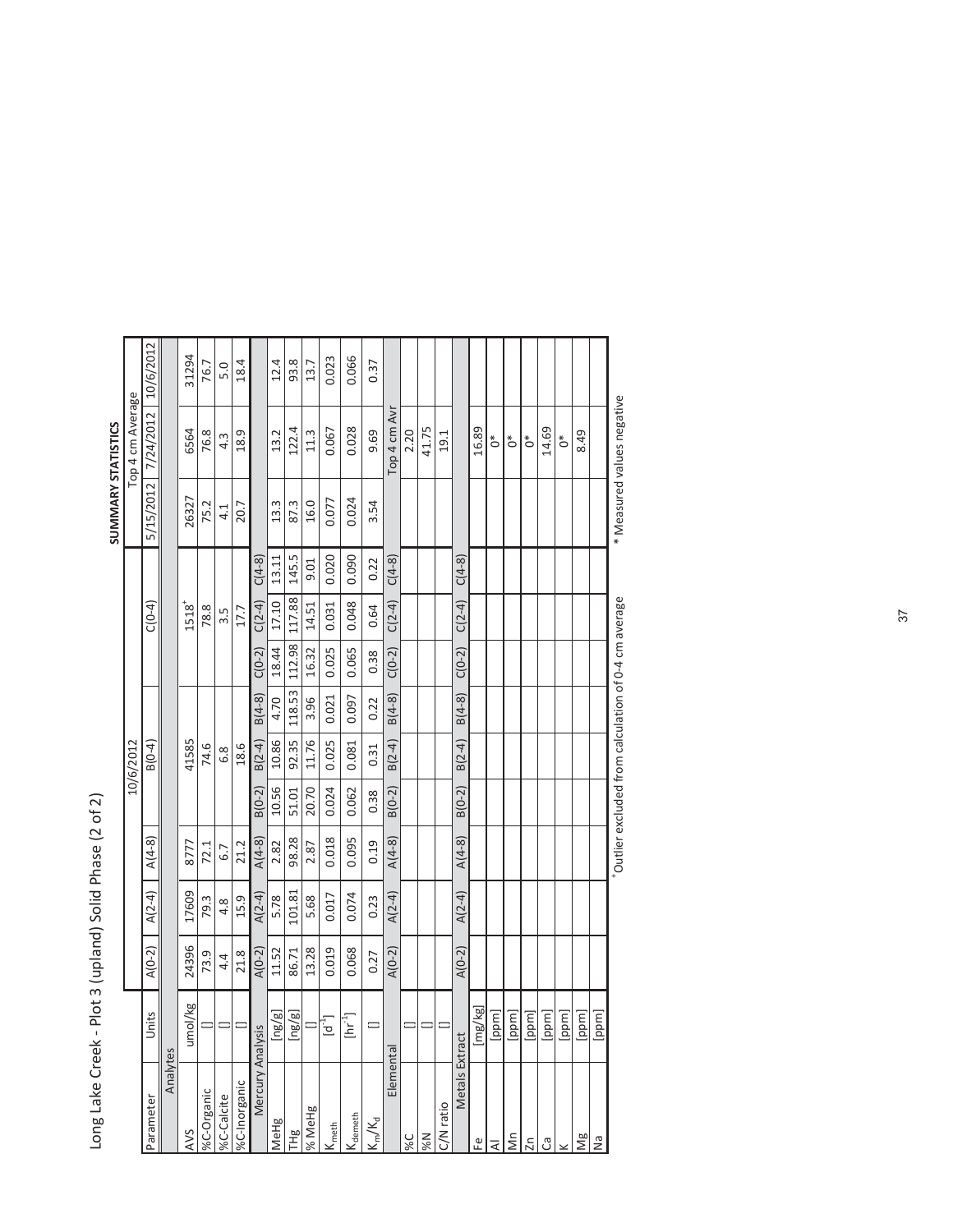# Long Lake Creek - Plot 3 (upland) Solid Phase (2 of 2)

| Parameter | Units | 10/6/2012 | | | | | | | | | SUMMARY STATISTICS Top 4 cm Average | | |
|---|---|---|---|---|---|---|---|---|---|---|---|---|---|
| | | A(0-2) | A(2-4) | A(4-8) | B(0-4) | | | C(0-4) | | | 5/15/2012 | 7/24/2012 | 10/6/2012 |
| **Analytes** | | | | | | | | | | | | | |
| AVS | umol/kg | 24396 | 17609 | 8777 | 41585 | | | 1518+ | | | 26327 | 6564 | 31294 |
| %C-Organic | [] | 73.9 | 79.3 | 72.1 | 74.6 | | | 78.8 | | | 75.2 | 76.8 | 76.7 |
| %C-Calcite | [] | 4.4 | 4.8 | 6.7 | 6.8 | | | 3.5 | | | 4.1 | 4.3 | 5.0 |
| %C-Inorganic | [] | 21.8 | 15.9 | 21.2 | 18.6 | | | 17.7 | | | 20.7 | 18.9 | 18.4 |
| **Mercury Analysis** | | A(0-2) | A(2-4) | A(4-8) | B(0-2) | B(2-4) | B(4-8) | C(0-2) | C(2-4) | C(4-8) | | | |
| MeHg | [ng/g] | 11.52 | 5.78 | 2.82 | 10.56 | 10.86 | 4.70 | 18.44 | 17.10 | 13.11 | 13.3 | 13.2 | 12.4 |
| THg | [ng/g] | 86.71 | 101.81 | 98.28 | 51.01 | 92.35 | 118.53 | 112.98 | 117.88 | 145.5 | 87.3 | 122.4 | 93.8 |
| % MeHg | [] | 13.28 | 5.68 | 2.87 | 20.70 | 11.76 | 3.96 | 16.32 | 14.51 | 9.01 | 16.0 | 11.3 | 13.7 |
| $K_{meth}$ | [$d^{-1}$] | 0.019 | 0.017 | 0.018 | 0.024 | 0.025 | 0.021 | 0.025 | 0.031 | 0.020 | 0.077 | 0.067 | 0.023 |
| $K_{demeth}$ | [$hr^{-1}$] | 0.068 | 0.074 | 0.095 | 0.062 | 0.081 | 0.097 | 0.065 | 0.048 | 0.090 | 0.024 | 0.028 | 0.066 |
| $K_m/K_d$ | [] | 0.27 | 0.23 | 0.19 | 0.38 | 0.31 | 0.22 | 0.38 | 0.64 | 0.22 | 3.54 | 9.69 | 0.37 |
| **Elemental** | | A(0-2) | A(2-4) | A(4-8) | B(0-2) | B(2-4) | B(4-8) | C(0-2) | C(2-4) | C(4-8) | | Top 4 cm Avr | |
| %C | [] | | | | | | | | | | | 2.20 | |
| %N | [] | | | | | | | | | | | 41.75 | |
| C/N ratio | [] | | | | | | | | | | | 19.1 | |
| **Metals Extract** | | A(0-2) | A(2-4) | A(4-8) | B(0-2) | B(2-4) | B(4-8) | C(0-2) | C(2-4) | C(4-8) | | | |
| Fe | [mg/kg] | | | | | | | | | | | 16.89 | |
| Al | [ppm] | | | | | | | | | | | 0* | |
| Mn | [ppm] | | | | | | | | | | | 0* | |
| Zn | [ppm] | | | | | | | | | | | 0* | |
| Ca | [ppm] | | | | | | | | | | | 14.69 | |
| K | [ppm] | | | | | | | | | | | 0* | |
| Mg | [ppm] | | | | | | | | | | | 8.49 | |
| Na | [ppm] | | | | | | | | | | | | |

+Outlier excluded from calculation of 0-4 cm average

* Measured values negative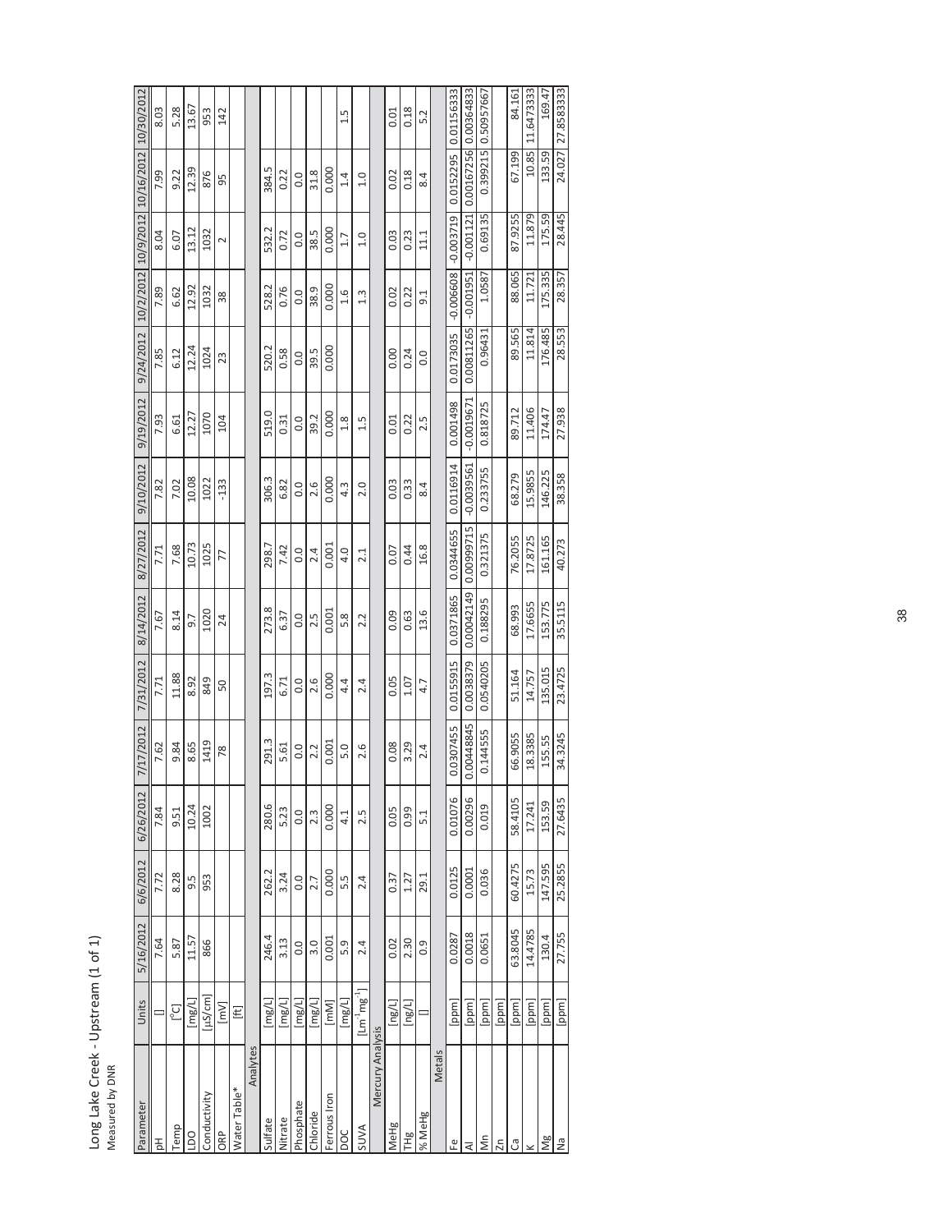Long Lake Creek - Upstream (1 of 1)

Measured by DNR

| Parameter | Units | 5/16/2012 | 6/6/2012 | 6/26/2012 | 7/17/2012 | 7/31/2012 | 8/14/2012 | 8/27/2012 | 9/10/2012 | 9/19/2012 | 9/24/2012 | 10/2/2012 | 10/9/2012 | 10/16/2012 | 10/30/2012 |
|---|---|---|---|---|---|---|---|---|---|---|---|---|---|---|---|
| pH | [] | 7.64 | 7.72 | 7.84 | 7.62 | 7.71 | 7.67 | 7.71 | 7.82 | 7.93 | 7.85 | 7.89 | 8.04 | 7.99 | 8.03 |
| Temp | [°C] | 5.87 | 8.28 | 9.51 | 9.84 | 11.88 | 8.14 | 7.68 | 7.02 | 6.61 | 6.12 | 6.62 | 6.07 | 9.22 | 5.28 |
| LDO | [mg/L] | 11.57 | 9.5 | 10.24 | 8.65 | 8.92 | 9.7 | 10.73 | 10.08 | 12.27 | 12.24 | 12.92 | 13.12 | 12.39 | 13.67 |
| Conductivity | [µS/cm] | 866 | 953 | 1002 | 1419 | 849 | 1020 | 1025 | 1022 | 1070 | 1024 | 1032 | 1032 | 876 | 953 |
| ORP | [mV] | | | | 78 | 50 | 24 | 77 | -133 | 104 | 23 | 38 | 2 | 95 | 142 |
| Water Table* | [ft] | | | | | | | | | | | | | | |
| Analytes | | | | | | | | | | | | | | | |
| Sulfate | [mg/L] | 246.4 | 262.2 | 280.6 | 291.3 | 197.3 | 273.8 | 298.7 | 306.3 | 519.0 | 520.2 | 528.2 | 532.2 | 384.5 | |
| Nitrate | [mg/L] | 3.13 | 3.24 | 5.23 | 5.61 | 6.71 | 6.37 | 7.42 | 6.82 | 0.31 | 0.58 | 0.76 | 0.72 | 0.22 | |
| Phosphate | [mg/L] | 0.0 | 0.0 | 0.0 | 0.0 | 0.0 | 0.0 | 0.0 | 0.0 | 0.0 | 0.0 | 0.0 | 0.0 | 0.0 | |
| Chloride | [mg/L] | 3.0 | 2.7 | 2.3 | 2.2 | 2.6 | 2.5 | 2.4 | 2.6 | 39.2 | 39.5 | 38.9 | 38.5 | 31.8 | |
| Ferrous Iron | [mM] | 0.001 | 0.000 | 0.000 | 0.001 | 0.000 | 0.001 | 0.001 | 0.000 | 0.000 | 0.000 | 0.000 | 0.000 | 0.000 | |
| DOC | [mg/L] | 5.9 | 5.5 | 4.1 | 5.0 | 4.4 | 5.8 | 4.0 | 4.3 | 1.8 | | 1.6 | 1.7 | 1.4 | 1.5 |
| SUVA | [$L m^{-1} mg^{-1}$] | 2.4 | 2.4 | 2.5 | 2.6 | 2.4 | 2.2 | 2.1 | 2.0 | 1.5 | | 1.3 | 1.0 | 1.0 | |
| Mercury Analysis | | | | | | | | | | | | | | | |
| MeHg | [ng/L] | 0.02 | 0.37 | 0.05 | 0.08 | 0.05 | 0.09 | 0.07 | 0.03 | 0.01 | 0.00 | 0.02 | 0.03 | 0.02 | 0.01 |
| THg | [ng/L] | 2.30 | 1.27 | 0.99 | 3.29 | 1.07 | 0.63 | 0.44 | 0.33 | 0.22 | 0.24 | 0.22 | 0.23 | 0.18 | 0.18 |
| % MeHg | [] | 0.9 | 29.1 | 5.1 | 2.4 | 4.7 | 13.6 | 16.8 | 8.4 | 2.5 | 0.0 | 9.1 | 11.1 | 8.4 | 5.2 |
| Metals | | | | | | | | | | | | | | | |
| Fe | [ppm] | 0.0287 | 0.0125 | 0.01076 | 0.0307455 | 0.0155915 | 0.0371865 | 0.0344655 | 0.0116914 | 0.001498 | 0.0173035 | -0.006608 | -0.003719 | 0.0152295 | 0.01156333 |
| Al | [ppm] | 0.0018 | 0.0001 | 0.00296 | 0.00448845 | 0.0038379 | 0.00042149 | 0.00999715 | -0.0039561 | -0.0019671 | 0.00811265 | -0.001951 | -0.001121 | 0.00167256 | 0.00364833 |
| Mn | [ppm] | 0.0651 | 0.036 | 0.019 | 0.144555 | 0.0540205 | 0.188295 | 0.321375 | 0.233755 | 0.818725 | 0.96431 | 1.0587 | 0.69135 | 0.399215 | 0.50957667 |
| Zn | [ppm] | | | | | | | | | | | | | | |
| Ca | [ppm] | 63.8045 | 60.4275 | 58.4105 | 66.9055 | 51.164 | 68.993 | 76.2055 | 68.279 | 89.712 | 89.565 | 88.065 | 87.9255 | 67.199 | 84.161 |
| K | [ppm] | 14.4785 | 15.73 | 17.241 | 18.3385 | 14.757 | 17.6655 | 17.8725 | 15.9855 | 11.406 | 11.814 | 11.721 | 11.879 | 10.85 | 11.6473333 |
| Mg | [ppm] | 130.4 | 147.595 | 153.59 | 155.55 | 135.015 | 153.775 | 161.165 | 146.225 | 174.47 | 176.485 | 175.335 | 175.59 | 133.59 | 169.47 |
| Na | [ppm] | 27.755 | 25.2855 | 27.6435 | 34.3245 | 23.4725 | 35.5115 | 40.273 | 38.358 | 27.938 | 28.553 | 28.357 | 28.445 | 24.027 | 27.8583333 |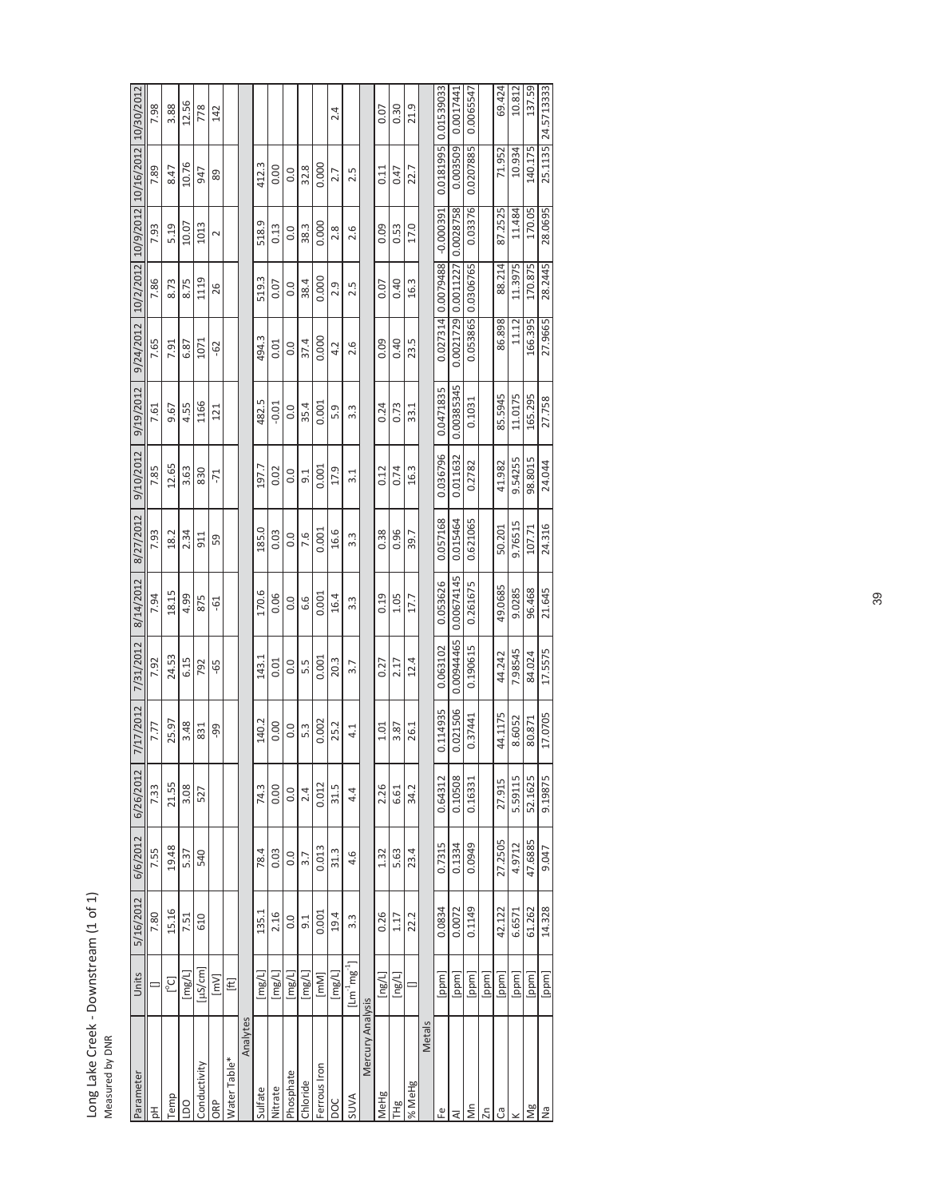# Long Lake Creek - Downstream (1 of 1)

Measured by DNR

| Parameter | Units | 5/16/2012 | 6/6/2012 | 6/26/2012 | 7/17/2012 | 7/31/2012 | 8/14/2012 | 8/27/2012 | 9/10/2012 | 9/19/2012 | 9/24/2012 | 10/2/2012 | 10/9/2012 | 10/16/2012 | 10/30/2012 |
|---|---|---|---|---|---|---|---|---|---|---|---|---|---|---|---|
| pH | [] | 7.80 | 7.55 | 7.33 | 7.77 | 7.92 | 7.94 | 7.93 | 7.85 | 7.61 | 7.65 | 7.86 | 7.93 | 7.89 | 7.98 |
| Temp | [°C] | 15.16 | 19.48 | 21.55 | 25.97 | 24.53 | 18.15 | 18.2 | 12.65 | 9.67 | 7.91 | 8.73 | 5.19 | 8.47 | 3.88 |
| LDO | [mg/L] | 7.51 | 5.37 | 3.08 | 3.48 | 6.15 | 4.99 | 2.34 | 3.63 | 4.55 | 6.87 | 8.75 | 10.07 | 10.76 | 12.56 |
| Conductivity | [µS/cm] | 610 | 540 | 527 | 831 | 792 | 875 | 911 | 830 | 1166 | 1071 | 1119 | 1013 | 947 | 778 |
| ORP | [mV] | | | | -99 | -65 | -61 | 59 | -71 | 121 | -62 | 26 | 2 | 89 | 142 |
| Water Table* | [ft] | | | | | | | | | | | | | | |
| **Analytes** | | | | | | | | | | | | | | | |
| Sulfate | [mg/L] | 135.1 | 78.4 | 74.3 | 140.2 | 143.1 | 170.6 | 185.0 | 197.7 | 482.5 | 494.3 | 519.3 | 518.9 | 412.3 | |
| Nitrate | [mg/L] | 2.16 | 0.03 | 0.00 | 0.00 | 0.01 | 0.06 | 0.03 | 0.02 | -0.01 | 0.01 | 0.07 | 0.13 | 0.00 | |
| Phosphate | [mg/L] | 0.0 | 0.0 | 0.0 | 0.0 | 0.0 | 0.0 | 0.0 | 0.0 | 0.0 | 0.0 | 0.0 | 0.0 | 0.0 | |
| Chloride | [mg/L] | 9.1 | 3.7 | 2.4 | 5.3 | 5.5 | 6.6 | 7.6 | 9.1 | 35.4 | 37.4 | 38.4 | 38.3 | 32.8 | |
| Ferrous Iron | [mM] | 0.001 | 0.013 | 0.012 | 0.002 | 0.001 | 0.001 | 0.001 | 0.001 | 0.001 | 0.000 | 0.000 | 0.000 | 0.000 | |
| DOC | [mg/L] | 19.4 | 31.3 | 31.5 | 25.2 | 20.3 | 16.4 | 16.6 | 17.9 | 5.9 | 4.2 | 2.9 | 2.8 | 2.7 | 2.4 |
| SUVA | [$Lm^{-1}mg^{-1}$] | 3.3 | 4.6 | 4.4 | 4.1 | 3.7 | 3.3 | 3.3 | 3.1 | 3.3 | 2.6 | 2.5 | 2.6 | 2.5 | |
| **Mercury Analysis** | | | | | | | | | | | | | | | |
| MeHg | [ng/L] | 0.26 | 1.32 | 2.26 | 1.01 | 0.27 | 0.19 | 0.38 | 0.12 | 0.24 | 0.09 | 0.07 | 0.09 | 0.11 | 0.07 |
| THg | [ng/L] | 1.17 | 5.63 | 6.61 | 3.87 | 2.17 | 1.05 | 0.96 | 0.74 | 0.73 | 0.40 | 0.40 | 0.53 | 0.47 | 0.30 |
| % MeHg | [] | 22.2 | 23.4 | 34.2 | 26.1 | 12.4 | 17.7 | 39.7 | 16.3 | 33.1 | 23.5 | 16.3 | 17.0 | 22.7 | 21.9 |
| **Metals** | | | | | | | | | | | | | | | |
| Fe | [ppm] | 0.0834 | 0.7315 | 0.64312 | 0.114935 | 0.063102 | 0.053626 | 0.057168 | 0.036796 | 0.0471835 | 0.027314 | 0.0079488 | -0.000391 | 0.0181995 | 0.01539033 |
| Al | [ppm] | 0.0072 | 0.1334 | 0.10508 | 0.021506 | 0.00944465 | 0.00674145 | 0.015464 | 0.011632 | 0.00385345 | 0.0021729 | 0.0011227 | 0.0028758 | 0.003509 | 0.0017441 |
| Mn | [ppm] | 0.1149 | 0.0949 | 0.16331 | 0.37441 | 0.190615 | 0.261675 | 0.621065 | 0.2782 | 0.1031 | 0.053865 | 0.0306765 | 0.03376 | 0.0207885 | 0.0065547 |
| Zn | [ppm] | | | | | | | | | | | | | | |
| Ca | [ppm] | 42.122 | 27.2505 | 27.915 | 44.1175 | 44.242 | 49.0685 | 50.201 | 41.982 | 85.5945 | 86.898 | 88.214 | 87.2525 | 71.952 | 69.424 |
| K | [ppm] | 6.6571 | 4.9712 | 5.59115 | 8.6052 | 7.98545 | 9.0285 | 9.76515 | 9.54255 | 11.0175 | 11.12 | 11.3975 | 11.484 | 10.934 | 10.812 |
| Mg | [ppm] | 61.262 | 47.6885 | 52.1625 | 80.871 | 84.024 | 96.468 | 107.71 | 98.8015 | 165.295 | 166.395 | 170.875 | 170.05 | 140.175 | 137.59 |
| Na | [ppm] | 14.328 | 9.047 | 9.19875 | 17.0705 | 17.5575 | 21.645 | 24.316 | 24.044 | 27.758 | 27.9665 | 28.2445 | 28.0695 | 25.1135 | 24.5713333 |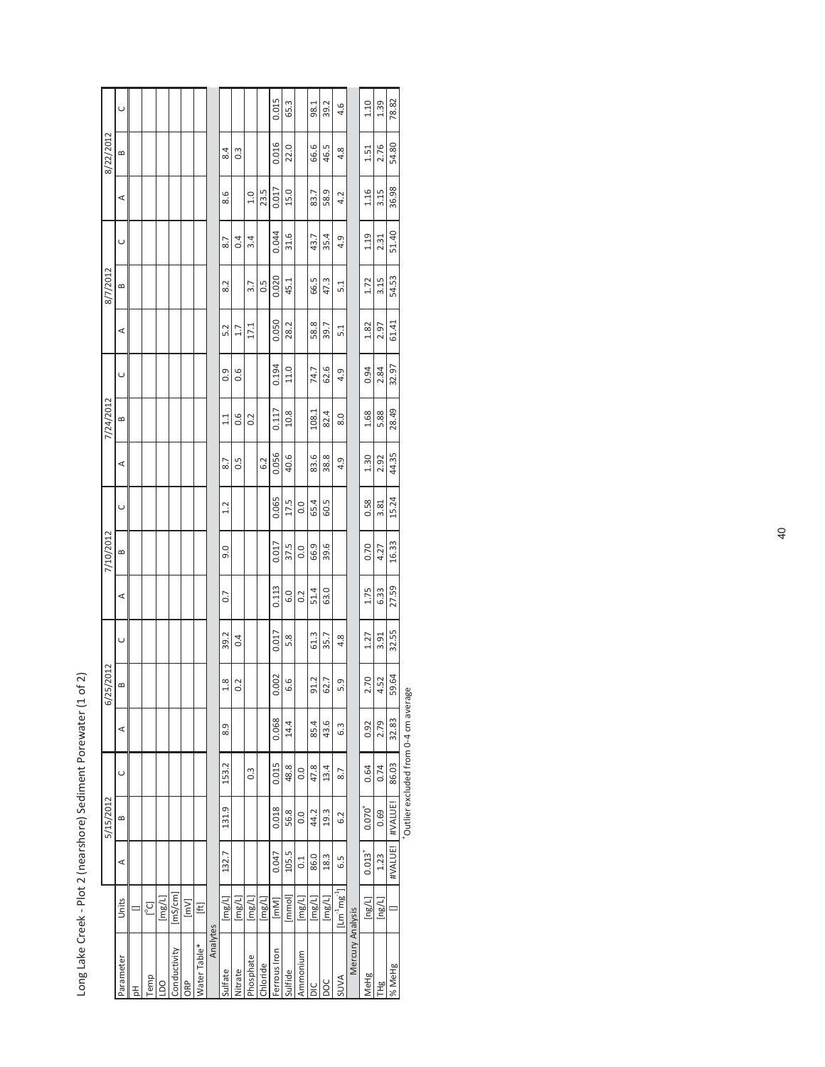Long Lake Creek - Plot 2 (nearshore) Sediment Porewater (1 of 2)

| Parameter | Units | 5/15/2012 | | | 6/25/2012 | | | 7/10/2012 | | | 7/24/2012 | | | 8/7/2012 | | | 8/22/2012 | | |
|---|---|---|---|---|---|---|---|---|---|---|---|---|---|---|---|---|---|---|---|
| | | A | B | C | A | B | C | A | B | C | A | B | C | A | B | C | A | B | C |
| pH | [] | | | | | | | | | | | | | | | | | | |
| Temp | [°C] | | | | | | | | | | | | | | | | | | |
| LDO | [mg/L] | | | | | | | | | | | | | | | | | | |
| Conductivity | [mS/cm] | | | | | | | | | | | | | | | | | | |
| ORP | [mV] | | | | | | | | | | | | | | | | | | |
| Water Table* | [ft] | | | | | | | | | | | | | | | | | | |
| Analytes | | | | | | | | | | | | | | | | | | | |
| Sulfate | [mg/L] | 132.7 | 131.9 | 153.2 | 8.9 | 1.8 | 39.2 | 0.7 | 9.0 | 1.2 | 8.7 | 1.1 | 0.9 | 5.2 | 8.2 | 8.7 | 8.6 | 8.4 | |
| Nitrate | [mg/L] | | | | | 0.2 | 0.4 | | | | 0.5 | 0.6 | 0.6 | 1.7 | | 0.4 | | 0.3 | |
| Phosphate | [mg/L] | | | 0.3 | | | | | | | | 0.2 | | 17.1 | 3.7 | 3.4 | 1.0 | | |
| Chloride | [mg/L] | | | | | | | | | | 6.2 | | | | 0.5 | | 23.5 | | |
| Ferrous Iron | [mM] | 0.047 | 0.018 | 0.015 | 0.068 | 0.002 | 0.017 | 0.113 | 0.017 | 0.065 | 0.056 | 0.117 | 0.194 | 0.050 | 0.020 | 0.044 | 0.017 | 0.016 | 0.015 |
| Sulfide | [mmol] | 105.5 | 56.8 | 48.8 | 14.4 | 6.6 | 5.8 | 6.0 | 37.5 | 17.5 | 40.6 | 10.8 | 11.0 | 28.2 | 45.1 | 31.6 | 15.0 | 22.0 | 65.3 |
| Ammonium | [mg/L] | 0.1 | 0.0 | 0.0 | | | | 0.2 | 0.0 | 0.0 | | | | | | | | | |
| DIC | [mg/L] | 86.0 | 44.2 | 47.8 | 85.4 | 91.2 | 61.3 | 51.4 | 66.9 | 65.4 | 83.6 | 108.1 | 74.7 | 58.8 | 66.5 | 43.7 | 83.7 | 66.6 | 98.1 |
| DOC | [mg/L] | 18.3 | 19.3 | 13.4 | 43.6 | 62.7 | 35.7 | 63.0 | 39.6 | 60.5 | 38.8 | 82.4 | 62.6 | 39.7 | 47.3 | 35.4 | 58.9 | 46.5 | 39.2 |
| SUVA | [$L m^{-1} mg^{-1}$] | 6.5 | 6.2 | 8.7 | 6.3 | 5.9 | 4.8 | | | | 4.9 | 8.0 | 4.9 | 5.1 | 5.1 | 4.9 | 4.2 | 4.8 | 4.6 |
| Mercury Analysis | | | | | | | | | | | | | | | | | | | |
| MeHg | [ng/L] | 0.013+ | 0.070+ | 0.64 | 0.92 | 2.70 | 1.27 | 1.75 | 0.70 | 0.58 | 1.30 | 1.68 | 0.94 | 1.82 | 1.72 | 1.19 | 1.16 | 1.51 | 1.10 |
| THg | [ng/L] | 1.23 | 0.69 | 0.74 | 2.79 | 4.52 | 3.91 | 6.33 | 4.27 | 3.81 | 2.92 | 5.88 | 2.84 | 2.97 | 3.15 | 2.31 | 3.15 | 2.76 | 1.39 |
| % MeHg | [] | #VALUE! | #VALUE! | 86.03 | 32.83 | 59.64 | 32.55 | 27.59 | 16.33 | 15.24 | 44.35 | 28.49 | 32.97 | 61.41 | 54.53 | 51.40 | 36.98 | 54.80 | 78.82 |

+Outlier excluded from 0-4 cm average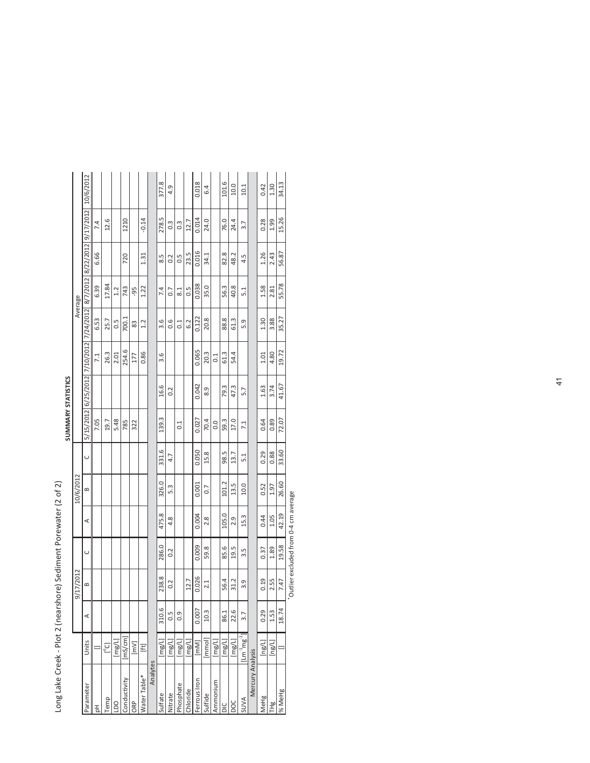# Long Lake Creek - Plot 2 (nearshore) Sediment Porewater (2 of 2)

## SUMMARY STATISTICS

| Parameter | Units | 9/17/2012 | | | 10/6/2012 | | | Average | | | | | | | |
|---|---|---|---|---|---|---|---|---|---|---|---|---|---|---|---|
| | | A | B | C | A | B | C | 5/15/2012 | 6/25/2012 | 7/10/2012 | 7/24/2012 | 8/7/2012 | 8/22/2012 | 9/17/2012 | 10/6/2012 |
| pH | [] | | | | | | | 7.05 | | 7.1 | 6.53 | 6.39 | 6.66 | 7.4 | |
| Temp | [°C] | | | | | | | 19.7 | | 26.3 | 25.7 | 17.84 | | 12.6 | |
| LDO | [mg/L] | | | | | | | 5.48 | | 2.01 | 0.5 | 1.2 | | | |
| Conductivity | [mS/cm] | | | | | | | 785 | | 254.6 | 700.1 | 743 | 720 | 1210 | |
| ORP | [mV] | | | | | | | 322 | | 177 | 83 | -95 | | | |
| Water Table* | [ft] | | | | | | | | | 0.86 | 1.2 | 1.22 | 1.31 | -0.14 | |
| **Analytes** | | | | | | | | | | | | | | | |
| Sulfate | [mg/L] | 310.6 | 238.8 | 286.0 | 475.8 | 326.0 | 331.6 | 139.3 | 16.6 | 3.6 | 3.6 | 7.4 | 8.5 | 278.5 | 377.8 |
| Nitrate | [mg/L] | 0.5 | 0.2 | 0.2 | 4.8 | 5.3 | 4.7 | | 0.2 | | 0.6 | 0.7 | 0.2 | 0.3 | 4.9 |
| Phosphate | [mg/L] | 0.9 | | | | | | 0.1 | | | 0.1 | 8.1 | 0.5 | 0.3 | |
| Chloride | [mg/L] | | 12.7 | | | | | | | | 6.2 | 0.5 | 23.5 | 12.7 | |
| Ferrous Iron | [mM] | 0.007 | 0.026 | 0.009 | 0.004 | 0.001 | 0.050 | 0.027 | 0.042 | 0.065 | 0.122 | 0.038 | 0.016 | 0.014 | 0.018 |
| Sulfide | [mmol] | 10.3 | 2.1 | 59.8 | 2.8 | 0.7 | 15.8 | 70.4 | 8.9 | 20.3 | 20.8 | 35.0 | 34.1 | 24.0 | 6.4 |
| Ammonium | [mg/L] | | | | | | | 0.0 | | 0.1 | | | | | |
| DIC | [mg/L] | 86.1 | 56.4 | 85.6 | 105.0 | 101.2 | 98.5 | 59.3 | 79.3 | 61.3 | 88.8 | 56.3 | 82.8 | 76.0 | 101.6 |
| DOC | [mg/L] | 22.6 | 31.2 | 19.5 | 2.9 | 13.5 | 13.7 | 17.0 | 47.3 | 54.4 | 61.3 | 40.8 | 48.2 | 24.4 | 10.0 |
| SUVA | [$L m^{-1} mg^{-1}$] | 3.7 | 3.9 | 3.5 | 15.3 | 10.0 | 5.1 | 7.1 | 5.7 | | 5.9 | 5.1 | 4.5 | 3.7 | 10.1 |
| **Mercury Analysis** | | | | | | | | | | | | | | | |
| MeHg | [ng/L] | 0.29 | 0.19 | 0.37 | 0.44 | 0.52 | 0.29 | 0.64 | 1.63 | 1.01 | 1.30 | 1.58 | 1.26 | 0.28 | 0.42 |
| THg | [ng/L] | 1.53 | 2.55 | 1.89 | 1.05 | 1.97 | 0.88 | 0.89 | 3.74 | 4.80 | 3.88 | 2.81 | 2.43 | 1.99 | 1.30 |
| % MeHg | [] | 18.74 | 7.47 | 19.58 | 42.19 | 26.60 | 33.60 | 72.07 | 41.67 | 19.72 | 35.27 | 55.78 | 56.87 | 15.26 | 34.13 |

+Outlier excluded from 0-4 cm average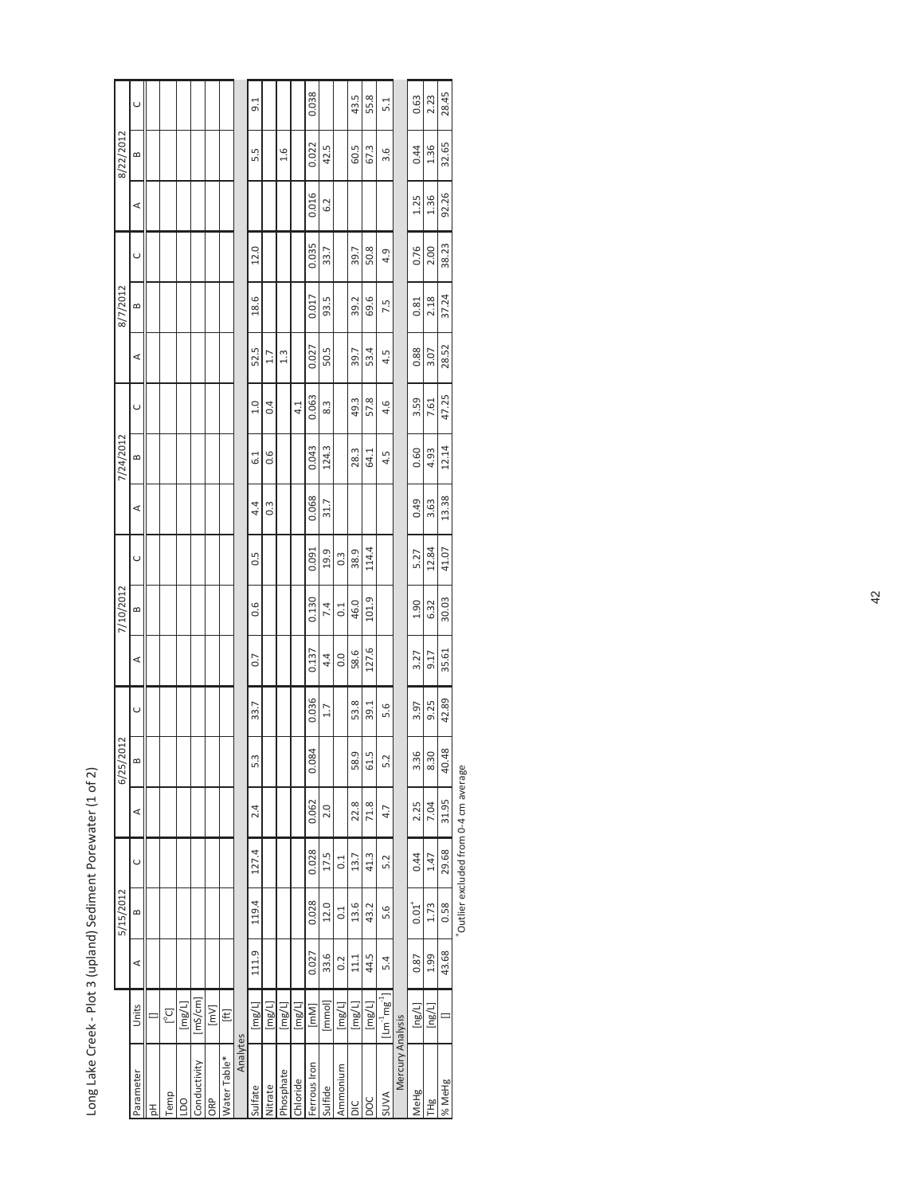Long Lake Creek - Plot 3 (upland) Sediment Porewater (1 of 2)

| Parameter | Units | 5/15/2012 | | | 6/25/2012 | | | 7/10/2012 | | | 7/24/2012 | | | 8/7/2012 | | | 8/22/2012 | | |
|---|---|---|---|---|---|---|---|---|---|---|---|---|---|---|---|---|---|---|---|
| | | A | B | C | A | B | C | A | B | C | A | B | C | A | B | C | A | B | C |
| pH | [] | | | | | | | | | | | | | | | | | | |
| Temp | [°C] | | | | | | | | | | | | | | | | | | |
| LDO | [mg/L] | | | | | | | | | | | | | | | | | | |
| Conductivity | [mS/cm] | | | | | | | | | | | | | | | | | | |
| ORP | [mV] | | | | | | | | | | | | | | | | | | |
| Water Table* | [ft] | | | | | | | | | | | | | | | | | | |
| **Analytes** | | | | | | | | | | | | | | | | | | | |
| Sulfate | [mg/L] | 111.9 | 119.4 | 127.4 | 2.4 | 5.3 | 33.7 | 0.7 | 0.6 | 0.5 | 4.4 | 6.1 | 1.0 | 52.5 | 18.6 | 12.0 | | 5.5 | 9.1 |
| Nitrate | [mg/L] | | | | | | | | | | 0.3 | 0.6 | 0.4 | 1.7 | | | | | |
| Phosphate | [mg/L] | | | | | | | | | | | | | 1.3 | | | | 1.6 | |
| Chloride | [mg/L] | | | | | | | | | | | | 4.1 | | | | | | |
| Ferrous Iron | [mM] | 0.027 | 0.028 | 0.028 | 0.062 | 0.084 | 0.036 | 0.137 | 0.130 | 0.091 | 0.068 | 0.043 | 0.063 | 0.027 | 0.017 | 0.035 | 0.016 | 0.022 | 0.038 |
| Sulfide | [mmol] | 33.6 | 12.0 | 17.5 | 2.0 | | 1.7 | 4.4 | 7.4 | 19.9 | 31.7 | 124.3 | 8.3 | 50.5 | 93.5 | 33.7 | 6.2 | 42.5 | |
| Ammonium | [mg/L] | 0.2 | 0.1 | 0.1 | | | | 0.0 | 0.1 | 0.3 | | | | | | | | | |
| DIC | [mg/L] | 11.1 | 13.6 | 13.7 | 22.8 | 58.9 | 53.8 | 58.6 | 46.0 | 38.9 | | 28.3 | 49.3 | 39.7 | 39.2 | 39.7 | | 60.5 | 43.5 |
| DOC | [mg/L] | 44.5 | 43.2 | 41.3 | 71.8 | 61.5 | 39.1 | 127.6 | 101.9 | 114.4 | | 64.1 | 57.8 | 53.4 | 69.6 | 50.8 | | 67.3 | 55.8 |
| SUVA | [$L m^{-1} mg^{-1}$] | 5.4 | 5.6 | 5.2 | 4.7 | 5.2 | 5.6 | | | | | 4.5 | 4.6 | 4.5 | 7.5 | 4.9 | | 3.6 | 5.1 |
| **Mercury Analysis** | | | | | | | | | | | | | | | | | | | |
| MeHg | [ng/L] | 0.87 | 0.01† | 0.44 | 2.25 | 3.36 | 3.97 | 3.27 | 1.90 | 5.27 | 0.49 | 0.60 | 3.59 | 0.88 | 0.81 | 0.76 | 1.25 | 0.44 | 0.63 |
| THg | [ng/L] | 1.99 | 1.73 | 1.47 | 7.04 | 8.30 | 9.25 | 9.17 | 6.32 | 12.84 | 3.63 | 4.93 | 7.61 | 3.07 | 2.18 | 2.00 | 1.36 | 1.36 | 2.23 |
| % MeHg | [] | 43.68 | 0.58 | 29.68 | 31.95 | 40.48 | 42.89 | 35.61 | 30.03 | 41.07 | 13.38 | 12.14 | 47.25 | 28.52 | 37.24 | 38.23 | 92.26 | 32.65 | 28.45 |

†Outlier excluded from 0-4 cm average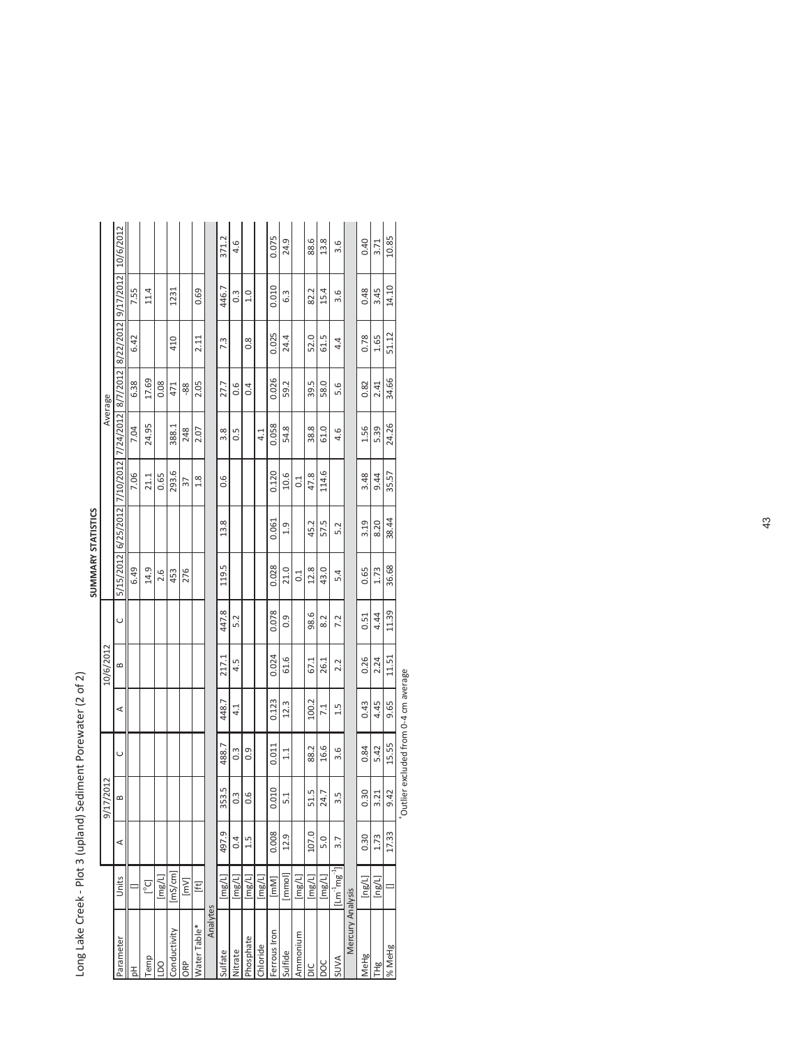# Long Lake Creek - Plot 3 (upland) Sediment Porewater (2 of 2)

## SUMMARY STATISTICS

| | | 9/17/2012 | | | 10/6/2012 | | | Average | | | | | | | |
|---|---|---|---|---|---|---|---|---|---|---|---|---|---|---|---|
| Parameter | Units | A | B | C | A | B | C | 5/15/2012 | 6/25/2012 | 7/10/2012 | 7/24/2012 | 8/7/2012 | 8/22/2012 | 9/17/2012 | 10/6/2012 |
| pH | [] | | | | | | | 6.49 | | 7.06 | 7.04 | 6.38 | 6.42 | 7.55 | |
| Temp | [°C] | | | | | | | 14.9 | | 21.1 | 24.95 | 17.69 | | 11.4 | |
| LDO | [mg/L] | | | | | | | 2.6 | | 0.65 | | 0.08 | | | |
| Conductivity | [mS/cm] | | | | | | | 453 | | 293.6 | 388.1 | 471 | 410 | 1231 | |
| ORP | [mV] | | | | | | | 276 | | 37 | 248 | -88 | | | |
| Water Table* | [ft] | | | | | | | | | 1.8 | 2.07 | 2.05 | 2.11 | 0.69 | |
| Analytes | | | | | | | | | | | | | | | |
| Sulfate | [mg/L] | 497.9 | 353.5 | 488.7 | 448.7 | 217.1 | 447.8 | 119.5 | 13.8 | 0.6 | 3.8 | 27.7 | 7.3 | 446.7 | 371.2 |
| Nitrate | [mg/L] | 0.4 | 0.3 | 0.3 | 4.1 | 4.5 | 5.2 | | | | 0.5 | 0.6 | | 0.3 | 4.6 |
| Phosphate | [mg/L] | 1.5 | 0.6 | 0.9 | | | | | | | | 0.4 | 0.8 | 1.0 | |
| Chloride | [mg/L] | | | | | | | | | | 4.1 | | | | |
| Ferrous Iron | [mM] | 0.008 | 0.010 | 0.011 | 0.123 | 0.024 | 0.078 | 0.028 | 0.061 | 0.120 | 0.058 | 0.026 | 0.025 | 0.010 | 0.075 |
| Sulfide | [mmol] | 12.9 | 5.1 | 1.1 | 12.3 | 61.6 | 0.9 | 21.0 | 1.9 | 10.6 | 54.8 | 59.2 | 24.4 | 6.3 | 24.9 |
| Ammonium | [mg/L] | | | | | | | 0.1 | | 0.1 | | | | | |
| DIC | [mg/L] | 107.0 | 51.5 | 88.2 | 100.2 | 67.1 | 98.6 | 12.8 | 45.2 | 47.8 | 38.8 | 39.5 | 52.0 | 82.2 | 88.6 |
| DOC | [mg/L] | 5.0 | 24.7 | 16.6 | 7.1 | 26.1 | 8.2 | 43.0 | 57.5 | 114.6 | 61.0 | 58.0 | 61.5 | 15.4 | 13.8 |
| SUVA | [$L m^{-1} mg^{-1}$] | 3.7 | 3.5 | 3.6 | 1.5 | 2.2 | 7.2 | 5.4 | 5.2 | | 4.6 | 5.6 | 4.4 | 3.6 | 3.6 |
| Mercury Analysis | | | | | | | | | | | | | | | |
| MeHg | [ng/L] | 0.30 | 0.30 | 0.84 | 0.43 | 0.26 | 0.51 | 0.65 | 3.19 | 3.48 | 1.56 | 0.82 | 0.78 | 0.48 | 0.40 |
| THg | [ng/L] | 1.73 | 3.21 | 5.42 | 4.45 | 2.24 | 4.44 | 1.73 | 8.20 | 9.44 | 5.39 | 2.41 | 1.65 | 3.45 | 3.71 |
| % MeHg | [] | 17.33 | 9.42 | 15.55 | 9.65 | 11.51 | 11.39 | 36.68 | 38.44 | 35.57 | 24.26 | 34.66 | 51.12 | 14.10 | 10.85 |

*Outlier excluded from 0-4 cm average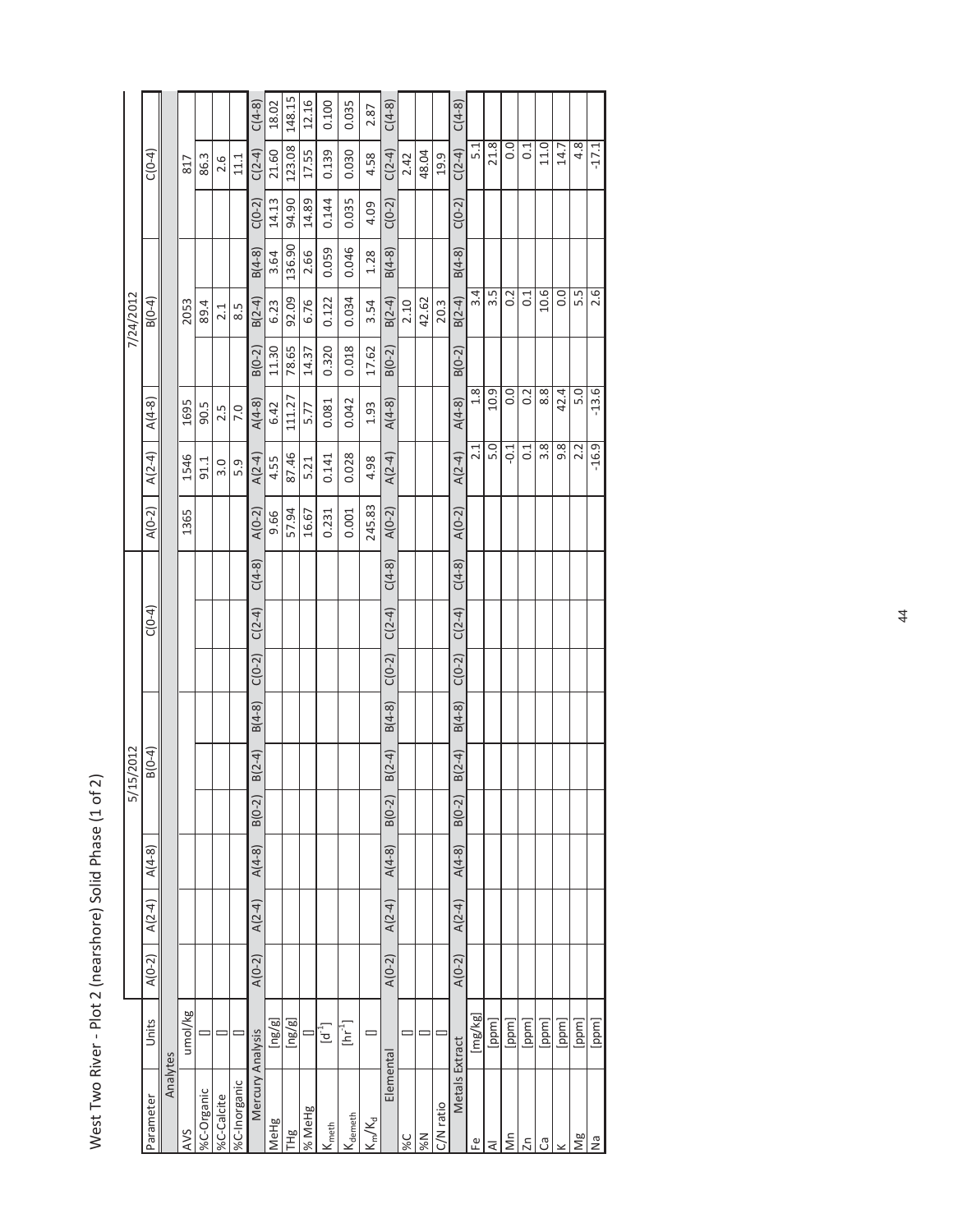# West Two River - Plot 2 (nearshore) Solid Phase (1 of 2)

| Parameter | Units | 5/15/2012 | | | | | | | | | 7/24/2012 | | | | | | | | |
|---|---|---|---|---|---|---|---|---|---|---|---|---|---|---|---|---|---|---|---|
| | | A(0-2) | A(2-4) | A(4-8) | B(0-4) | | | C(0-4) | | | A(0-2) | A(2-4) | A(4-8) | B(0-4) | | | C(0-4) | | |
| Analytes | | | | | | | | | | | | | | | | | | | |
| AVS | umol/kg | | | | | | | | | | 1365 | 1546 | 1695 | 2053 | | | 817 | | |
| %C-Organic | □ | | | | | | | | | | | 91.1 | 90.5 | 89.4 | | | 86.3 | | |
| %C-Calcite | □ | | | | | | | | | | | 3.0 | 2.5 | 2.1 | | | 2.6 | | |
| %C-Inorganic | □ | | | | | | | | | | | 5.9 | 7.0 | 8.5 | | | 11.1 | | |
| Mercury Analysis | | A(0-2) | A(2-4) | A(4-8) | B(0-2) | B(2-4) | B(4-8) | C(0-2) | C(2-4) | C(4-8) | A(0-2) | A(2-4) | A(4-8) | B(0-2) | B(2-4) | B(4-8) | C(0-2) | C(2-4) | C(4-8) |
| MeHg | [ng/g] | | | | | | | | | | 9.66 | 4.55 | 6.42 | 11.30 | 6.23 | 3.64 | 14.13 | 21.60 | 18.02 |
| THg | [ng/g] | | | | | | | | | | 57.94 | 87.46 | 111.27 | 78.65 | 92.09 | 136.90 | 94.90 | 123.08 | 148.15 |
| % MeHg | □ | | | | | | | | | | 16.67 | 5.21 | 5.77 | 14.37 | 6.76 | 2.66 | 14.89 | 17.55 | 12.16 |
| $K_{meth}$ | [$d^{-1}$] | | | | | | | | | | 0.231 | 0.141 | 0.081 | 0.320 | 0.122 | 0.059 | 0.144 | 0.139 | 0.100 |
| $K_{demeth}$ | [$hr^{-1}$] | | | | | | | | | | 0.001 | 0.028 | 0.042 | 0.018 | 0.034 | 0.046 | 0.035 | 0.030 | 0.035 |
| $K_m/K_d$ | □ | | | | | | | | | | 245.83 | 4.98 | 1.93 | 17.62 | 3.54 | 1.28 | 4.09 | 4.58 | 2.87 |
| Elemental | | A(0-2) | A(2-4) | A(4-8) | B(0-2) | B(2-4) | B(4-8) | C(0-2) | C(2-4) | C(4-8) | A(0-2) | A(2-4) | A(4-8) | B(0-2) | B(2-4) | B(4-8) | C(0-2) | C(2-4) | C(4-8) |
| %C | □ | | | | | | | | | | | | | | 2.10 | | | 2.42 | |
| %N | □ | | | | | | | | | | | | | | 42.62 | | | 48.04 | |
| C/N ratio | □ | | | | | | | | | | | | | | 20.3 | | | 19.9 | |
| Metals Extract | | A(0-2) | A(2-4) | A(4-8) | B(0-2) | B(2-4) | B(4-8) | C(0-2) | C(2-4) | C(4-8) | A(0-2) | A(2-4) | A(4-8) | B(0-2) | B(2-4) | B(4-8) | C(0-2) | C(2-4) | C(4-8) |
| Fe | [mg/kg] | | | | | | | | | | | 2.1 | 1.8 | | 3.4 | | | 5.1 | |
| Al | [ppm] | | | | | | | | | | | 5.0 | 10.9 | | 3.5 | | | 21.8 | |
| Mn | [ppm] | | | | | | | | | | | -0.1 | 0.0 | | 0.2 | | | 0.0 | |
| Zn | [ppm] | | | | | | | | | | | 0.1 | 0.2 | | 0.1 | | | 0.1 | |
| Ca | [ppm] | | | | | | | | | | | 3.8 | 8.8 | | 10.6 | | | 11.0 | |
| K | [ppm] | | | | | | | | | | | 9.8 | 42.4 | | 0.0 | | | 14.7 | |
| Mg | [ppm] | | | | | | | | | | | 2.2 | 5.0 | | 5.5 | | | 4.8 | |
| Na | [ppm] | | | | | | | | | | | -16.9 | -13.6 | | 2.6 | | | -17.1 | |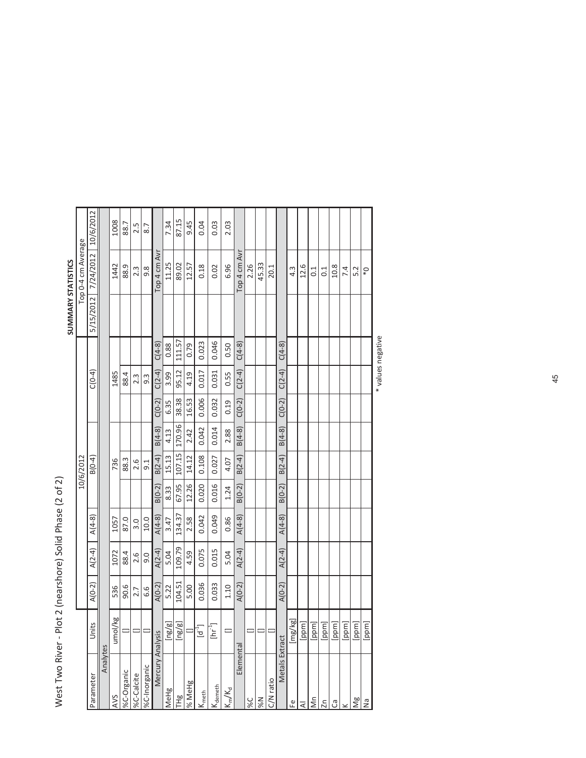# West Two River - Plot 2 (nearshore) Solid Phase (2 of 2)

| Parameter | Units | 10/6/2012 | | | | | | | | | SUMMARY STATISTICS Top 0-4 cm Average | | |
|---|---|---|---|---|---|---|---|---|---|---|---|---|---|
| | | A(0-2) | A(2-4) | A(4-8) | B(0-4) | | | C(0-4) | | | 5/15/2012 | 7/24/2012 | 10/6/2012 |
| **Analytes** | | | | | | | | | | | | | |
| AVS | umol/kg | 536 | 1072 | 1057 | 736 | | | 1485 | | | | 1442 | 1008 |
| %C-Organic | [] | 90.6 | 88.4 | 87.0 | 88.3 | | | 88.4 | | | | 88.9 | 88.7 |
| %C-Calcite | [] | 2.7 | 2.6 | 3.0 | 2.6 | | | 2.3 | | | | 2.3 | 2.5 |
| %C-Inorganic | [] | 6.6 | 9.0 | 10.0 | 9.1 | | | 9.3 | | | | 9.8 | 8.7 |
| **Mercury Analysis** | | A(0-2) | A(2-4) | A(4-8) | B(0-2) | B(2-4) | B(4-8) | C(0-2) | C(2-4) | C(4-8) | Top 4 cm Avr | | |
| MeHg | [ng/g] | 5.22 | 5.04 | 3.47 | 8.33 | 15.13 | 4.13 | 6.35 | 3.99 | 0.88 | | 11.25 | 7.34 |
| THg | [ng/g] | 104.51 | 109.79 | 134.37 | 67.95 | 107.15 | 170.96 | 38.38 | 95.12 | 111.57 | | 89.02 | 87.15 |
| % MeHg | [] | 5.00 | 4.59 | 2.58 | 12.26 | 14.12 | 2.42 | 16.53 | 4.19 | 0.79 | | 12.57 | 9.45 |
| $K_{meth}$ | [$d^{-1}$] | 0.036 | 0.075 | 0.042 | 0.020 | 0.108 | 0.042 | 0.006 | 0.017 | 0.023 | | 0.18 | 0.04 |
| $K_{demeth}$ | [$hr^{-1}$] | 0.033 | 0.015 | 0.049 | 0.016 | 0.027 | 0.014 | 0.032 | 0.031 | 0.046 | | 0.02 | 0.03 |
| $K_m/K_d$ | [] | 1.10 | 5.04 | 0.86 | 1.24 | 4.07 | 2.88 | 0.19 | 0.55 | 0.50 | | 6.96 | 2.03 |
| **Elemental** | | A(0-2) | A(2-4) | A(4-8) | B(0-2) | B(2-4) | B(4-8) | C(0-2) | C(2-4) | C(4-8) | Top 4 cm Avr | | |
| %C | [] | | | | | | | | | | | 2.26 | |
| %N | [] | | | | | | | | | | | 45.33 | |
| C/N ratio | [] | | | | | | | | | | | 20.1 | |
| **Metals Extract** | | A(0-2) | A(2-4) | A(4-8) | B(0-2) | B(2-4) | B(4-8) | C(0-2) | C(2-4) | C(4-8) | | | |
| Fe | [mg/kg] | | | | | | | | | | | 4.3 | |
| Al | [ppm] | | | | | | | | | | | 12.6 | |
| Mn | [ppm] | | | | | | | | | | | 0.1 | |
| Zn | [ppm] | | | | | | | | | | | 0.1 | |
| Ca | [ppm] | | | | | | | | | | | 10.8 | |
| K | [ppm] | | | | | | | | | | | 7.4 | |
| Mg | [ppm] | | | | | | | | | | | 5.2 | |
| Na | [ppm] | | | | | | | | | | | *0 | |

* values negative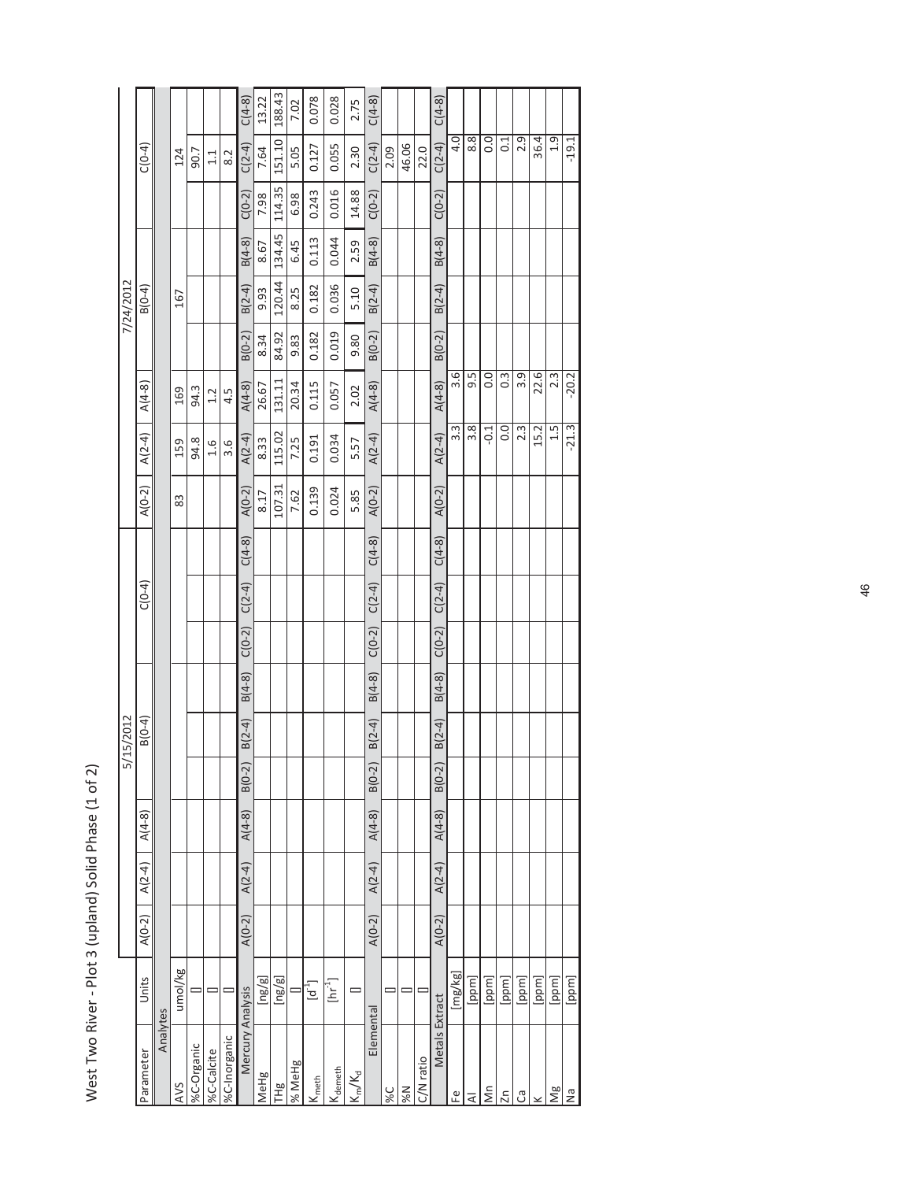# West Two River - Plot 3 (upland) Solid Phase (1 of 2)

| Parameter | Units | 5/15/2012 | | | | | | | | | 7/24/2012 | | | | | | | | |
|---|---|---|---|---|---|---|---|---|---|---|---|---|---|---|---|---|---|---|---|
| | | A(0-2) | A(2-4) | A(4-8) | B(0-4) | | | C(0-4) | | | A(0-2) | A(2-4) | A(4-8) | B(0-4) | | | C(0-4) | | |
| **Analytes** | | | | | | | | | | | | | | | | | | | |
| AVS | umol/kg | | | | | | | | | | 83 | 159 | 169 | 167 | | | 124 | | |
| %C-Organic | □ | | | | | | | | | | | 94.8 | 94.3 | | | | 90.7 | | |
| %C-Calcite | □ | | | | | | | | | | | 1.6 | 1.2 | | | | 1.1 | | |
| %C-Inorganic | □ | | | | | | | | | | | 3.6 | 4.5 | | | | 8.2 | | |
| **Mercury Analysis** | | A(0-2) | A(2-4) | A(4-8) | B(0-2) | B(2-4) | B(4-8) | C(0-2) | C(2-4) | C(4-8) | A(0-2) | A(2-4) | A(4-8) | B(0-2) | B(2-4) | B(4-8) | C(0-2) | C(2-4) | C(4-8) |
| MeHg | [ng/g] | | | | | | | | | | 8.17 | 8.33 | 26.67 | 8.34 | 9.93 | 8.67 | 7.98 | 7.64 | 13.22 |
| THg | [ng/g] | | | | | | | | | | 107.31 | 115.02 | 131.11 | 84.92 | 120.44 | 134.45 | 114.35 | 151.10 | 188.43 |
| % MeHg | □ | | | | | | | | | | 7.62 | 7.25 | 20.34 | 9.83 | 8.25 | 6.45 | 6.98 | 5.05 | 7.02 |
| $K_{meth}$ | [$d^{-1}$] | | | | | | | | | | 0.139 | 0.191 | 0.115 | 0.182 | 0.182 | 0.113 | 0.243 | 0.127 | 0.078 |
| $K_{demeth}$ | [$hr^{-1}$] | | | | | | | | | | 0.024 | 0.034 | 0.057 | 0.019 | 0.036 | 0.044 | 0.016 | 0.055 | 0.028 |
| $K_m/K_d$ | □ | | | | | | | | | | 5.85 | 5.57 | 2.02 | 9.80 | 5.10 | 2.59 | 14.88 | 2.30 | 2.75 |
| **Elemental** | | A(0-2) | A(2-4) | A(4-8) | B(0-2) | B(2-4) | B(4-8) | C(0-2) | C(2-4) | C(4-8) | A(0-2) | A(2-4) | A(4-8) | B(0-2) | B(2-4) | B(4-8) | C(0-2) | C(2-4) | C(4-8) |
| %C | □ | | | | | | | | | | | | | | | | | 2.09 | |
| %N | □ | | | | | | | | | | | | | | | | | 46.06 | |
| C/N ratio | □ | | | | | | | | | | | | | | | | | 22.0 | |
| **Metals Extract** | | A(0-2) | A(2-4) | A(4-8) | B(0-2) | B(2-4) | B(4-8) | C(0-2) | C(2-4) | C(4-8) | A(0-2) | A(2-4) | A(4-8) | B(0-2) | B(2-4) | B(4-8) | C(0-2) | C(2-4) | C(4-8) |
| Fe | [mg/kg] | | | | | | | | | | | 3.3 | 3.6 | | | | | 4.0 | |
| Al | [ppm] | | | | | | | | | | | 3.8 | 9.5 | | | | | 8.8 | |
| Mn | [ppm] | | | | | | | | | | | -0.1 | 0.0 | | | | | 0.0 | |
| Zn | [ppm] | | | | | | | | | | | 0.0 | 0.3 | | | | | 0.1 | |
| Ca | [ppm] | | | | | | | | | | | 2.3 | 3.9 | | | | | 2.9 | |
| K | [ppm] | | | | | | | | | | | 15.2 | 22.6 | | | | | 36.4 | |
| Mg | [ppm] | | | | | | | | | | | 1.5 | 2.3 | | | | | 1.9 | |
| Na | [ppm] | | | | | | | | | | | -21.3 | -20.2 | | | | | -19.1 | |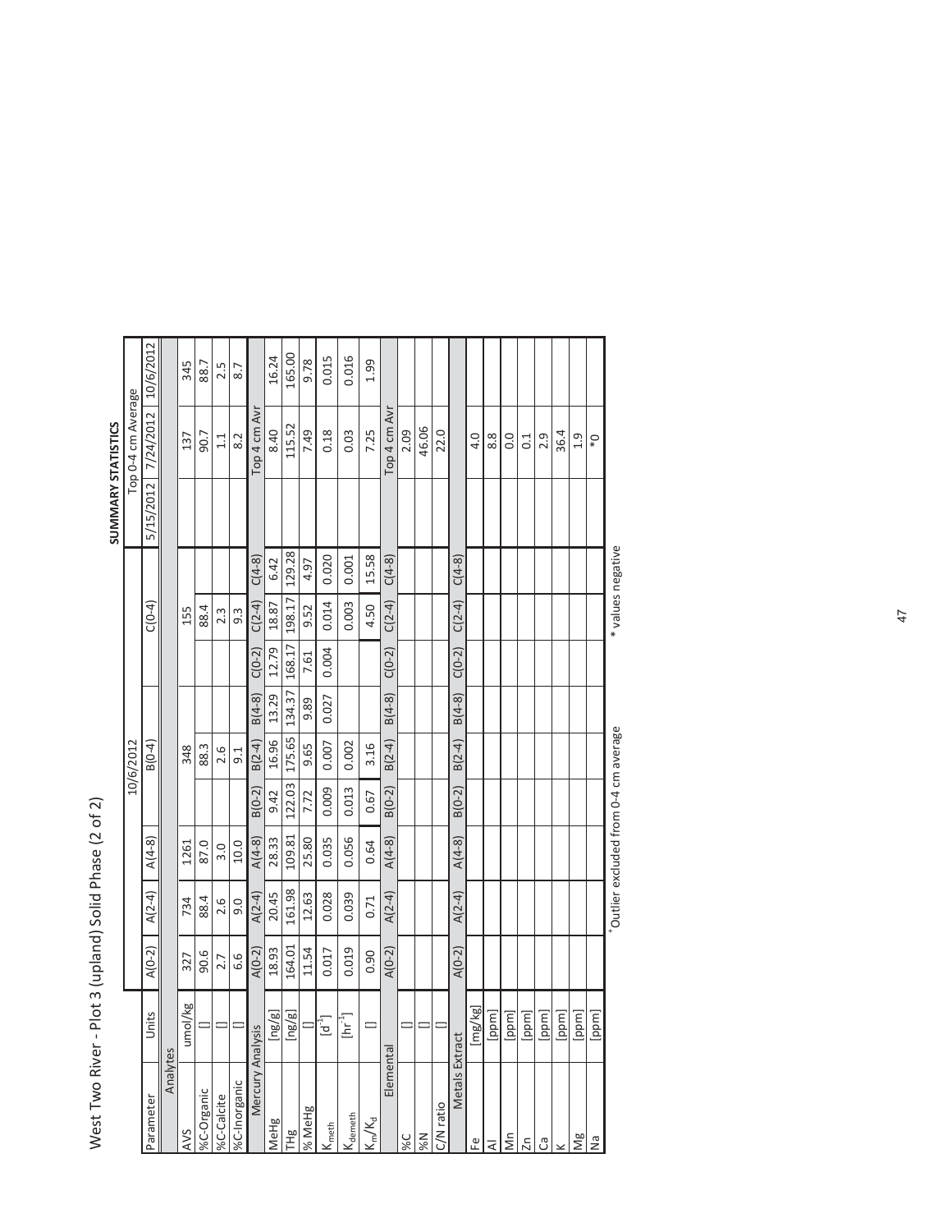# West Two River - Plot 3 (upland) Solid Phase (2 of 2)

| Parameter | Units | 10/6/2012 | | | | | | | | | SUMMARY STATISTICS Top 0-4 cm Average | | |
|---|---|---|---|---|---|---|---|---|---|---|---|---|---|
| | | A(0-2) | A(2-4) | A(4-8) | B(0-4) | | | C(0-4) | | | 5/15/2012 | 7/24/2012 | 10/6/2012 |
| **Analytes** | | | | | | | | | | | | | |
| AVS | umol/kg | 327 | 734 | 1261 | 348 | | | 155 | | | | 137 | 345 |
| %C-Organic | [] | 90.6 | 88.4 | 87.0 | 88.3 | | | 88.4 | | | | 90.7 | 88.7 |
| %C-Calcite | [] | 2.7 | 2.6 | 3.0 | 2.6 | | | 2.3 | | | | 1.1 | 2.5 |
| %C-Inorganic | [] | 6.6 | 9.0 | 10.0 | 9.1 | | | 9.3 | | | | 8.2 | 8.7 |
| **Mercury Analysis** | | A(0-2) | A(2-4) | A(4-8) | B(0-2) | B(2-4) | B(4-8) | C(0-2) | C(2-4) | C(4-8) | | Top 4 cm Avr | |
| MeHg | [ng/g] | 18.93 | 20.45 | 28.33 | 9.42 | 16.96 | 13.29 | 12.79 | 18.87 | 6.42 | | 8.40 | 16.24 |
| THg | [ng/g] | 164.01 | 161.98 | 109.81 | 122.03 | 175.65 | 134.37 | 168.17 | 198.17 | 129.28 | | 115.52 | 165.00 |
| % MeHg | [] | 11.54 | 12.63 | 25.80 | 7.72 | 9.65 | 9.89 | 7.61 | 9.52 | 4.97 | | 7.49 | 9.78 |
| $K_{meth}$ | [$d^{-1}$] | 0.017 | 0.028 | 0.035 | 0.009 | 0.007 | 0.027 | 0.004 | 0.014 | 0.020 | | 0.18 | 0.015 |
| $K_{demeth}$ | [$hr^{-1}$] | 0.019 | 0.039 | 0.056 | 0.013 | 0.002 | | | 0.003 | 0.001 | | 0.03 | 0.016 |
| $K_m/K_d$ | [] | 0.90 | 0.71 | 0.64 | 0.67 | 3.16 | | | 4.50 | 15.58 | | 7.25 | 1.99 |
| **Elemental** | | A(0-2) | A(2-4) | A(4-8) | B(0-2) | B(2-4) | B(4-8) | C(0-2) | C(2-4) | C(4-8) | | Top 4 cm Avr | |
| %C | [] | | | | | | | | | | | 2.09 | |
| %N | [] | | | | | | | | | | | 46.06 | |
| C/N ratio | [] | | | | | | | | | | | 22.0 | |
| **Metals Extract** | | A(0-2) | A(2-4) | A(4-8) | B(0-2) | B(2-4) | B(4-8) | C(0-2) | C(2-4) | C(4-8) | | | |
| Fe | [mg/kg] | | | | | | | | | | | 4.0 | |
| Al | [ppm] | | | | | | | | | | | 8.8 | |
| Mn | [ppm] | | | | | | | | | | | 0.0 | |
| Zn | [ppm] | | | | | | | | | | | 0.1 | |
| Ca | [ppm] | | | | | | | | | | | 2.9 | |
| K | [ppm] | | | | | | | | | | | 36.4 | |
| Mg | [ppm] | | | | | | | | | | | 1.9 | |
| Na | [ppm] | | | | | | | | | | | *0 | |

[+]Outlier excluded from 0-4 cm average    * values negative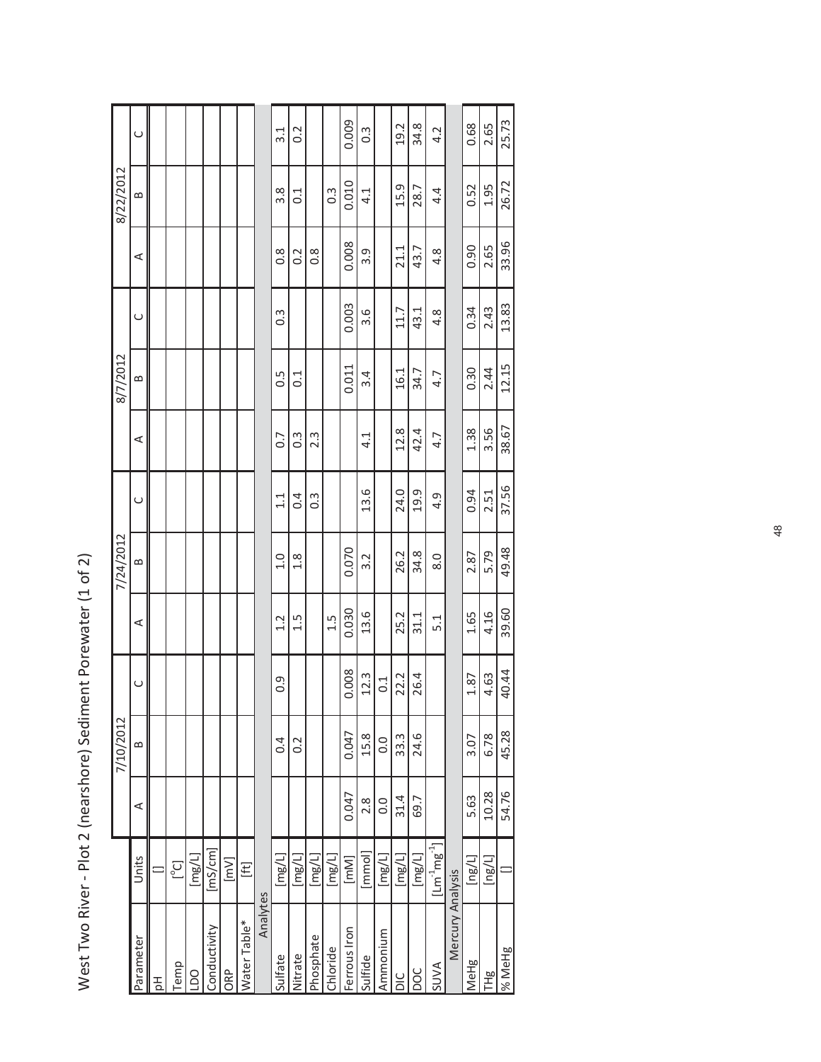# West Two River - Plot 2 (nearshore) Sediment Porewater (1 of 2)

| | | 7/10/2012 | | | 7/24/2012 | | | 8/7/2012 | | | 8/22/2012 | | |
|---|---|---|---|---|---|---|---|---|---|---|---|---|---|
| Parameter | Units | A | B | C | A | B | C | A | B | C | A | B | C |
| pH | [] | | | | | | | | | | | | |
| Temp | [°C] | | | | | | | | | | | | |
| LDO | [mg/L] | | | | | | | | | | | | |
| Conductivity | [mS/cm] | | | | | | | | | | | | |
| ORP | [mV] | | | | | | | | | | | | |
| Water Table* | [ft] | | | | | | | | | | | | |
| **Analytes** | | | | | | | | | | | | | |
| Sulfate | [mg/L] | | 0.4 | 0.9 | 1.2 | 1.0 | 1.1 | 0.7 | 0.5 | 0.3 | 0.8 | 3.8 | 3.1 |
| Nitrate | [mg/L] | | 0.2 | | 1.5 | 1.8 | 0.4 | 0.3 | 0.1 | | 0.2 | 0.1 | 0.2 |
| Phosphate | [mg/L] | | | | | | 0.3 | 2.3 | | | 0.8 | | |
| Chloride | [mg/L] | | | | 1.5 | | | | | | | 0.3 | |
| Ferrous Iron | [mM] | 0.047 | 0.047 | 0.008 | 0.030 | 0.070 | | | 0.011 | 0.003 | 0.008 | 0.010 | 0.009 |
| Sulfide | [mmol] | 2.8 | 15.8 | 12.3 | 13.6 | 3.2 | 13.6 | 4.1 | 3.4 | 3.6 | 3.9 | 4.1 | 0.3 |
| Ammonium | [mg/L] | 0.0 | 0.0 | 0.1 | | | | | | | | | |
| DIC | [mg/L] | 31.4 | 33.3 | 22.2 | 25.2 | 26.2 | 24.0 | 12.8 | 16.1 | 11.7 | 21.1 | 15.9 | 19.2 |
| DOC | [mg/L] | 69.7 | 24.6 | 26.4 | 31.1 | 34.8 | 19.9 | 42.4 | 34.7 | 43.1 | 43.7 | 28.7 | 34.8 |
| SUVA | [$Lm^{-1}mg^{-1}$] | | | | 5.1 | 8.0 | 4.9 | 4.7 | 4.7 | 4.8 | 4.8 | 4.4 | 4.2 |
| **Mercury Analysis** | | | | | | | | | | | | | |
| MeHg | [ng/L] | 5.63 | 3.07 | 1.87 | 1.65 | 2.87 | 0.94 | 1.38 | 0.30 | 0.34 | 0.90 | 0.52 | 0.68 |
| THg | [ng/L] | 10.28 | 6.78 | 4.63 | 4.16 | 5.79 | 2.51 | 3.56 | 2.44 | 2.43 | 2.65 | 1.95 | 2.65 |
| % MeHg | [] | 54.76 | 45.28 | 40.44 | 39.60 | 49.48 | 37.56 | 38.67 | 12.15 | 13.83 | 33.96 | 26.72 | 25.73 |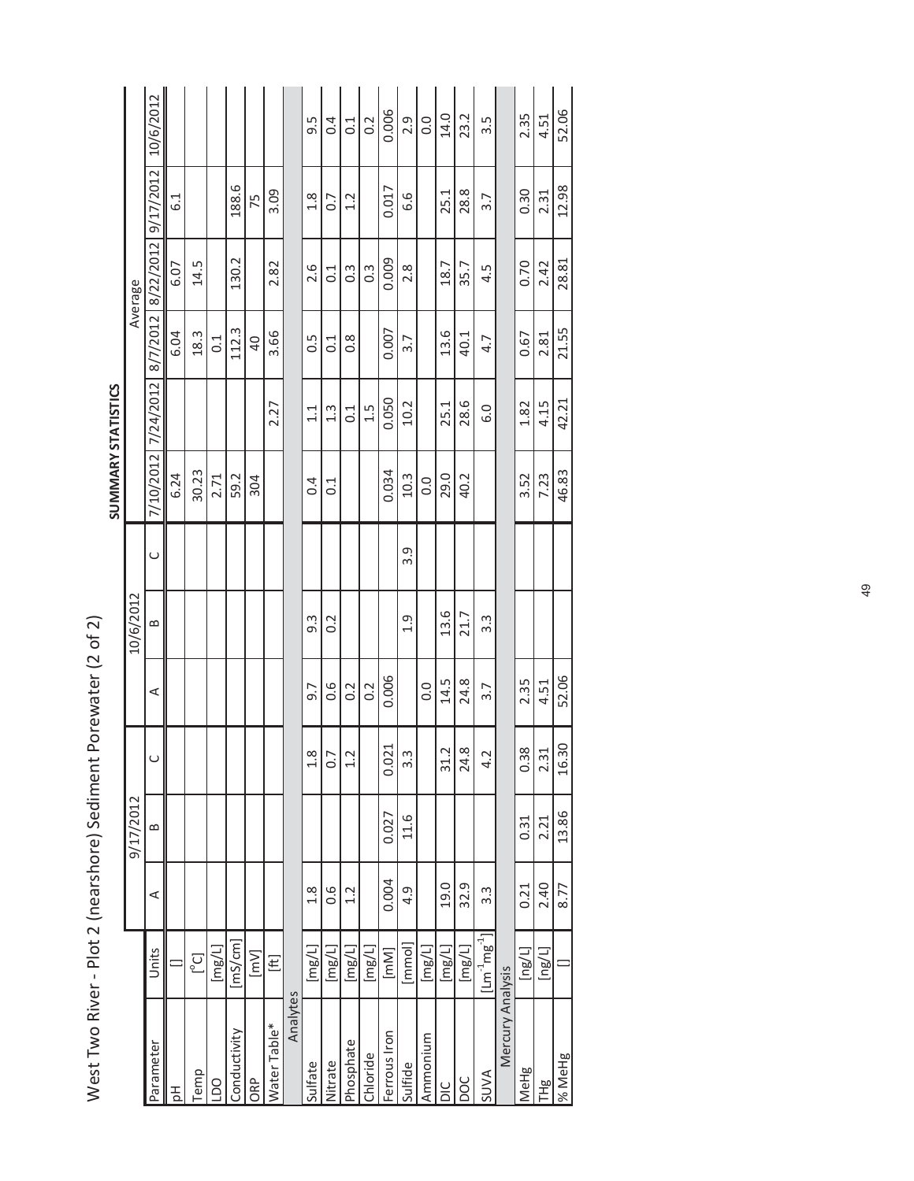# West Two River - Plot 2 (nearshore) Sediment Porewater (2 of 2)

| Parameter | Units | 9/17/2012 | | | 10/6/2012 | | | SUMMARY STATISTICS Average | | | | | |
|---|---|---|---|---|---|---|---|---|---|---|---|---|---|
| | | A | B | C | A | B | C | 7/10/2012 | 7/24/2012 | 8/7/2012 | 8/22/2012 | 9/17/2012 | 10/6/2012 |
| pH | [] | | | | | | | 6.24 | | 6.04 | 6.07 | 6.1 | |
| Temp | [°C] | | | | | | | 30.23 | | 18.3 | 14.5 | | |
| LDO | [mg/L] | | | | | | | 2.71 | | 0.1 | | | |
| Conductivity | [mS/cm] | | | | | | | 59.2 | | 112.3 | 130.2 | 188.6 | |
| ORP | [mV] | | | | | | | 304 | | 40 | | 75 | |
| Water Table* | [ft] | | | | | | | | 2.27 | 3.66 | 2.82 | 3.09 | |
| Analytes | | | | | | | | | | | | | |
| Sulfate | [mg/L] | 1.8 | | 1.8 | 9.7 | 9.3 | | 0.4 | 1.1 | 0.5 | 2.6 | 1.8 | 9.5 |
| Nitrate | [mg/L] | 0.6 | | 0.7 | 0.6 | 0.2 | | 0.1 | 1.3 | 0.1 | 0.1 | 0.7 | 0.4 |
| Phosphate | [mg/L] | 1.2 | | 1.2 | 0.2 | | | | 0.1 | 0.8 | 0.3 | 1.2 | 0.1 |
| Chloride | [mg/L] | | | | 0.2 | | | | 1.5 | | 0.3 | | 0.2 |
| Ferrous Iron | [mM] | 0.004 | 0.027 | 0.021 | 0.006 | | | 0.034 | 0.050 | 0.007 | 0.009 | 0.017 | 0.006 |
| Sulfide | [mmol] | 4.9 | 11.6 | 3.3 | | 1.9 | 3.9 | 10.3 | 10.2 | 3.7 | 2.8 | 6.6 | 2.9 |
| Ammonium | [mg/L] | | | | 0.0 | | | 0.0 | | | | | 0.0 |
| DIC | [mg/L] | 19.0 | | 31.2 | 14.5 | 13.6 | | 29.0 | 25.1 | 13.6 | 18.7 | 25.1 | 14.0 |
| DOC | [mg/L] | 32.9 | | 24.8 | 24.8 | 21.7 | | 40.2 | 28.6 | 40.1 | 35.7 | 28.8 | 23.2 |
| SUVA | [$L m^{-1} mg^{-1}$] | 3.3 | | 4.2 | 3.7 | 3.3 | | | 6.0 | 4.7 | 4.5 | 3.7 | 3.5 |
| Mercury Analysis | | | | | | | | | | | | | |
| MeHg | [ng/L] | 0.21 | 0.31 | 0.38 | 2.35 | | | 3.52 | 1.82 | 0.67 | 0.70 | 0.30 | 2.35 |
| THg | [ng/L] | 2.40 | 2.21 | 2.31 | 4.51 | | | 7.23 | 4.15 | 2.81 | 2.42 | 2.31 | 4.51 |
| % MeHg | [] | 8.77 | 13.86 | 16.30 | 52.06 | | | 46.83 | 42.21 | 21.55 | 28.81 | 12.98 | 52.06 |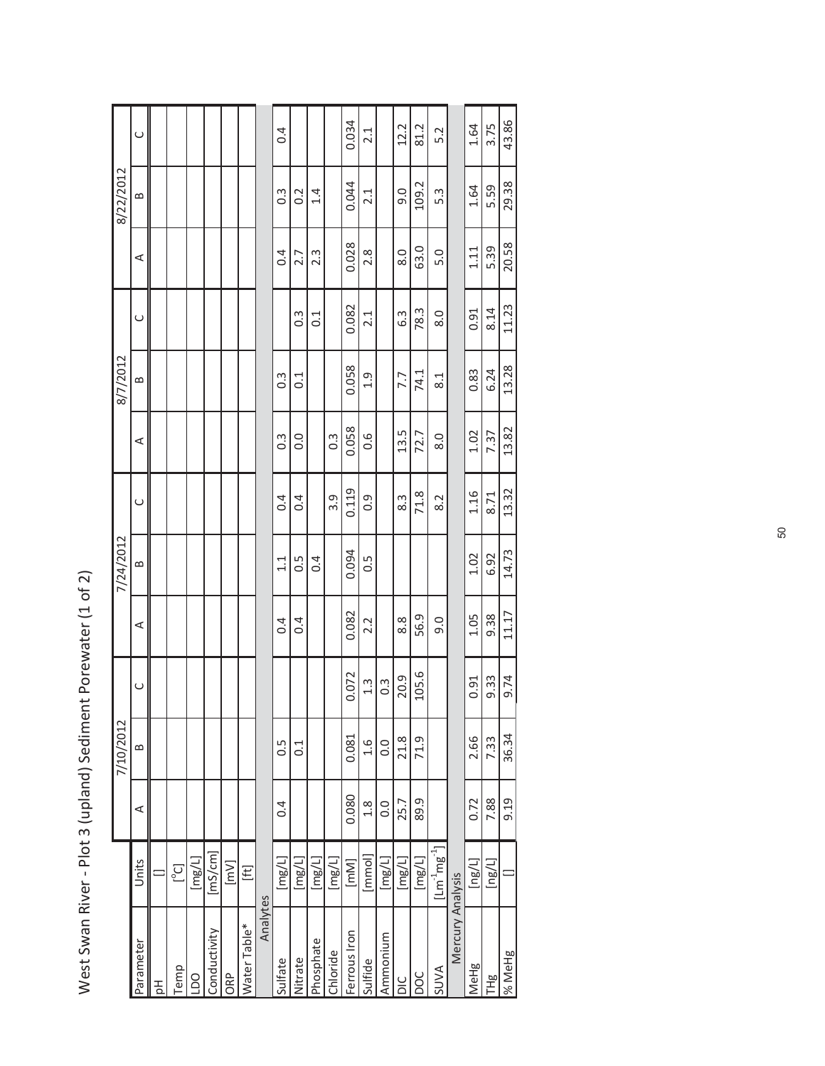# West Swan River - Plot 3 (upland) Sediment Porewater (1 of 2)

| Parameter | Units | 7/10/2012 | | | 7/24/2012 | | | 8/7/2012 | | | 8/22/2012 | | |
|---|---|---|---|---|---|---|---|---|---|---|---|---|---|
| | | A | B | C | A | B | C | A | B | C | A | B | C |
| pH | [] | | | | | | | | | | | | |
| Temp | [°C] | | | | | | | | | | | | |
| LDO | [mg/L] | | | | | | | | | | | | |
| Conductivity | [mS/cm] | | | | | | | | | | | | |
| ORP | [mV] | | | | | | | | | | | | |
| Water Table* | [ft] | | | | | | | | | | | | |
| **Analytes** | | | | | | | | | | | | | |
| Sulfate | [mg/L] | 0.4 | 0.5 | | 0.4 | 1.1 | 0.4 | 0.3 | 0.3 | | 0.4 | 0.3 | 0.4 |
| Nitrate | [mg/L] | | 0.1 | | 0.4 | 0.5 | 0.4 | 0.0 | 0.1 | 0.3 | 2.7 | 0.2 | |
| Phosphate | [mg/L] | | | | | 0.4 | | | | 0.1 | 2.3 | 1.4 | |
| Chloride | [mg/L] | | | | | | 3.9 | 0.3 | | | | | |
| Ferrous Iron | [mM] | 0.080 | 0.081 | 0.072 | 0.082 | 0.094 | 0.119 | 0.058 | 0.058 | 0.082 | 0.028 | 0.044 | 0.034 |
| Sulfide | [mmol] | 1.8 | 1.6 | 1.3 | 2.2 | 0.5 | 0.9 | 0.6 | 1.9 | 2.1 | 2.8 | 2.1 | 2.1 |
| Ammonium | [mg/L] | 0.0 | 0.0 | 0.3 | | | | | | | | | |
| DIC | [mg/L] | 25.7 | 21.8 | 20.9 | 8.8 | | 8.3 | 13.5 | 7.7 | 6.3 | 8.0 | 9.0 | 12.2 |
| DOC | [mg/L] | 89.9 | 71.9 | 105.6 | 56.9 | | 71.8 | 72.7 | 74.1 | 78.3 | 63.0 | 109.2 | 81.2 |
| SUVA | [$Lm^{-1}mg^{-1}$] | | | | 9.0 | | 8.2 | 8.0 | 8.1 | 8.0 | 5.0 | 5.3 | 5.2 |
| **Mercury Analysis** | | | | | | | | | | | | | |
| MeHg | [ng/L] | 0.72 | 2.66 | 0.91 | 1.05 | 1.02 | 1.16 | 1.02 | 0.83 | 0.91 | 1.11 | 1.64 | 1.64 |
| THg | [ng/L] | 7.88 | 7.33 | 9.33 | 9.38 | 6.92 | 8.71 | 7.37 | 6.24 | 8.14 | 5.39 | 5.59 | 3.75 |
| % MeHg | [] | 9.19 | 36.34 | 9.74 | 11.17 | 14.73 | 13.32 | 13.82 | 13.28 | 11.23 | 20.58 | 29.38 | 43.86 |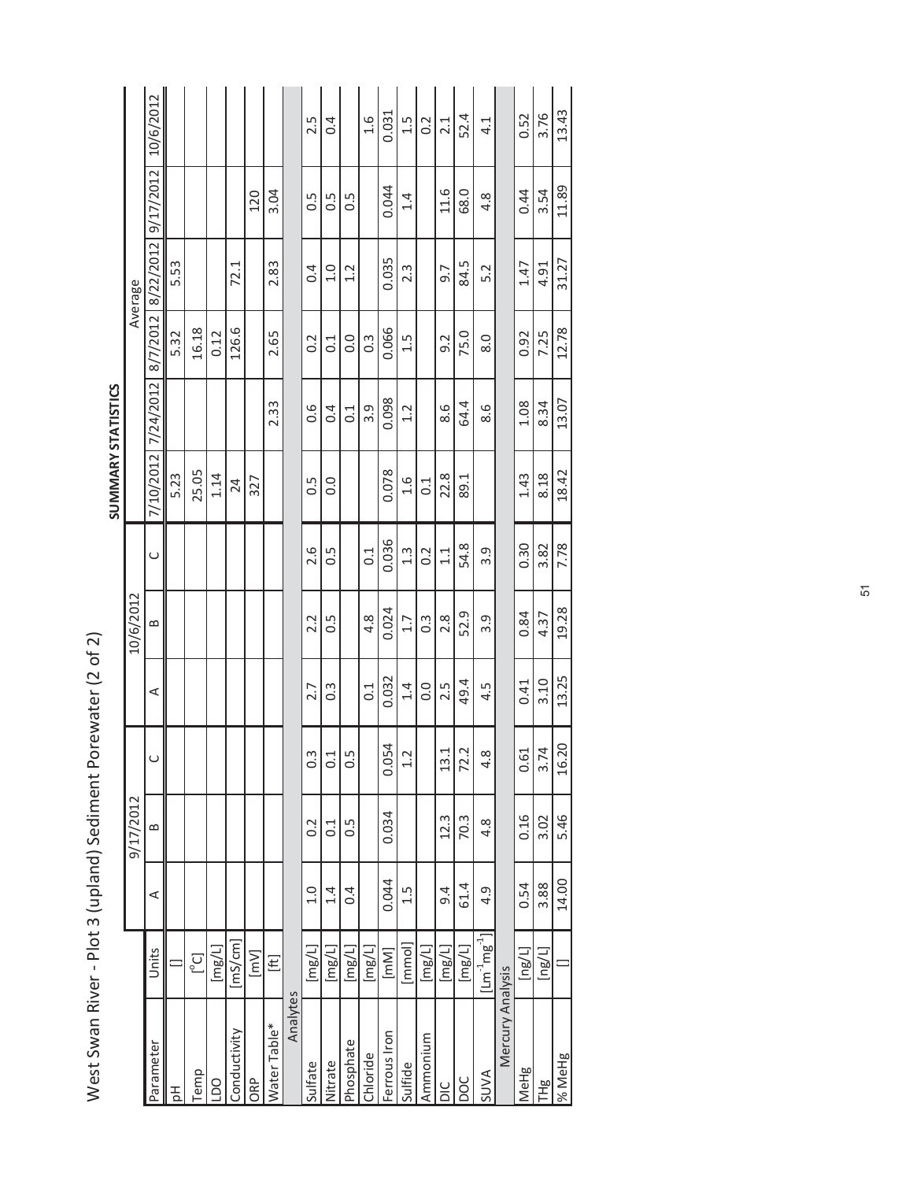# West Swan River - Plot 3 (upland) Sediment Porewater (2 of 2)

| Parameter | Units | 9/17/2012 | | | 10/6/2012 | | | SUMMARY STATISTICS Average | | | | | |
|---|---|---|---|---|---|---|---|---|---|---|---|---|---|
| | | A | B | C | A | B | C | 7/10/2012 | 7/24/2012 | 8/7/2012 | 8/22/2012 | 9/17/2012 | 10/6/2012 |
| pH | [] | | | | | | | 5.23 | | 5.32 | 5.53 | | |
| Temp | [°C] | | | | | | | 25.05 | | 16.18 | | | |
| LDO | [mg/L] | | | | | | | 1.14 | | 0.12 | | | |
| Conductivity | [mS/cm] | | | | | | | 24 | | 126.6 | 72.1 | | |
| ORP | [mV] | | | | | | | 327 | | | | 120 | |
| Water Table* | [ft] | | | | | | | | 2.33 | 2.65 | 2.83 | 3.04 | |
| **Analytes** | | | | | | | | | | | | | |
| Sulfate | [mg/L] | 1.0 | 0.2 | 0.3 | 2.7 | 2.2 | 2.6 | 0.5 | 0.6 | 0.2 | 0.4 | 0.5 | 2.5 |
| Nitrate | [mg/L] | 1.4 | 0.1 | 0.1 | 0.3 | 0.5 | 0.5 | 0.0 | 0.4 | 0.1 | 1.0 | 0.5 | 0.4 |
| Phosphate | [mg/L] | 0.4 | 0.5 | 0.5 | | | | | 0.1 | 0.0 | 1.2 | 0.5 | |
| Chloride | [mg/L] | | | | 0.1 | 4.8 | 0.1 | | 3.9 | 0.3 | | | 1.6 |
| Ferrous Iron | [mM] | 0.044 | 0.034 | 0.054 | 0.032 | 0.024 | 0.036 | 0.078 | 0.098 | 0.066 | 0.035 | 0.044 | 0.031 |
| Sulfide | [mmol] | 1.5 | | 1.2 | 1.4 | 1.7 | 1.3 | 1.6 | 1.2 | 1.5 | 2.3 | 1.4 | 1.5 |
| Ammonium | [mg/L] | | | | 0.0 | 0.3 | 0.2 | 0.1 | | | | | 0.2 |
| DIC | [mg/L] | 9.4 | 12.3 | 13.1 | 2.5 | 2.8 | 1.1 | 22.8 | 8.6 | 9.2 | 9.7 | 11.6 | 2.1 |
| DOC | [mg/L] | 61.4 | 70.3 | 72.2 | 49.4 | 52.9 | 54.8 | 89.1 | 64.4 | 75.0 | 84.5 | 68.0 | 52.4 |
| SUVA | [$Lm^{-1}mg^{-1}$] | 4.9 | 4.8 | 4.8 | 4.5 | 3.9 | 3.9 | | 8.6 | 8.0 | 5.2 | 4.8 | 4.1 |
| **Mercury Analysis** | | | | | | | | | | | | | |
| MeHg | [ng/L] | 0.54 | 0.16 | 0.61 | 0.41 | 0.84 | 0.30 | 1.43 | 1.08 | 0.92 | 1.47 | 0.44 | 0.52 |
| THg | [ng/L] | 3.88 | 3.02 | 3.74 | 3.10 | 4.37 | 3.82 | 8.18 | 8.34 | 7.25 | 4.91 | 3.54 | 3.76 |
| % MeHg | [] | 14.00 | 5.46 | 16.20 | 13.25 | 19.28 | 7.78 | 18.42 | 13.07 | 12.78 | 31.27 | 11.89 | 13.43 |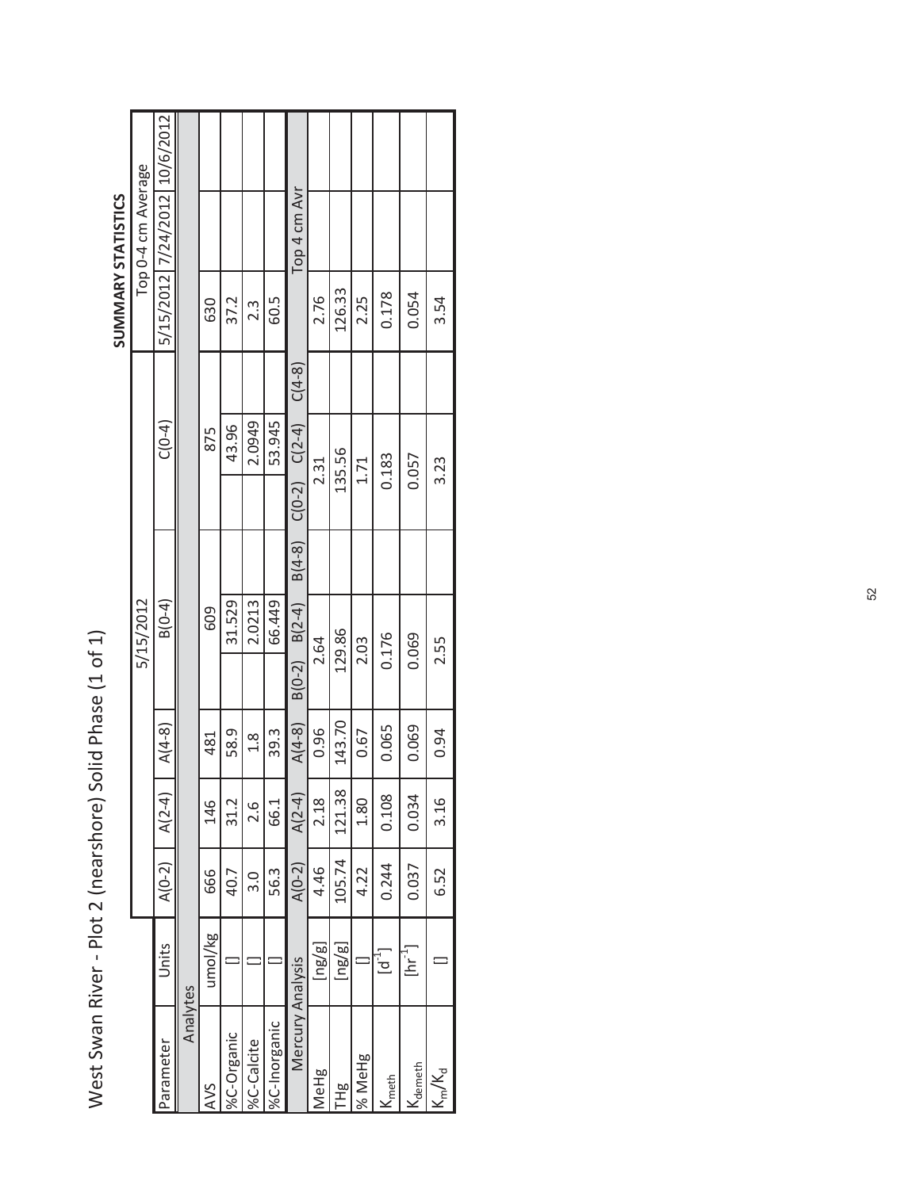# West Swan River - Plot 2 (nearshore) Solid Phase (1 of 1)

| | | 5/15/2012 | | | | | | | | | SUMMARY STATISTICS | | |
|---|---|---|---|---|---|---|---|---|---|---|---|---|---|
| | | | | | | | | | | | Top 0-4 cm Average | | |
| Parameter | Units | A(0-2) | A(2-4) | A(4-8) | B(0-4) | | | C(0-4) | | | 5/15/2012 | 7/24/2012 | 10/6/2012 |
| Analytes | | | | | | | | | | | | | |
| AVS | umol/kg | 666 | 146 | 481 | 609 | | | 875 | | | 630 | | |
| %C-Organic | [] | 40.7 | 31.2 | 58.9 | 31.529 | | | 43.96 | | | 37.2 | | |
| %C-Calcite | [] | 3.0 | 2.6 | 1.8 | 2.0213 | | | 2.0949 | | | 2.3 | | |
| %C-Inorganic | [] | 56.3 | 66.1 | 39.3 | 66.449 | | | 53.945 | | | 60.5 | | |
| Mercury Analysis | | A(0-2) | A(2-4) | A(4-8) | B(0-2) | B(2-4) | B(4-8) | C(0-2) | C(2-4) | C(4-8) | Top 4 cm Avr | | |
| MeHg | [ng/g] | 4.46 | 2.18 | 0.96 | 2.64 | | | 2.31 | | | 2.76 | | |
| THg | [ng/g] | 105.74 | 121.38 | 143.70 | 129.86 | | | 135.56 | | | 126.33 | | |
| % MeHg | [] | 4.22 | 1.80 | 0.67 | 2.03 | | | 1.71 | | | 2.25 | | |
| $K_{meth}$ | [$d^{-1}$] | 0.244 | 0.108 | 0.065 | 0.176 | | | 0.183 | | | 0.178 | | |
| $K_{demeth}$ | [$hr^{-1}$] | 0.037 | 0.034 | 0.069 | 0.069 | | | 0.057 | | | 0.054 | | |
| $K_m/K_d$ | [] | 6.52 | 3.16 | 0.94 | 2.55 | | | 3.23 | | | 3.54 | | |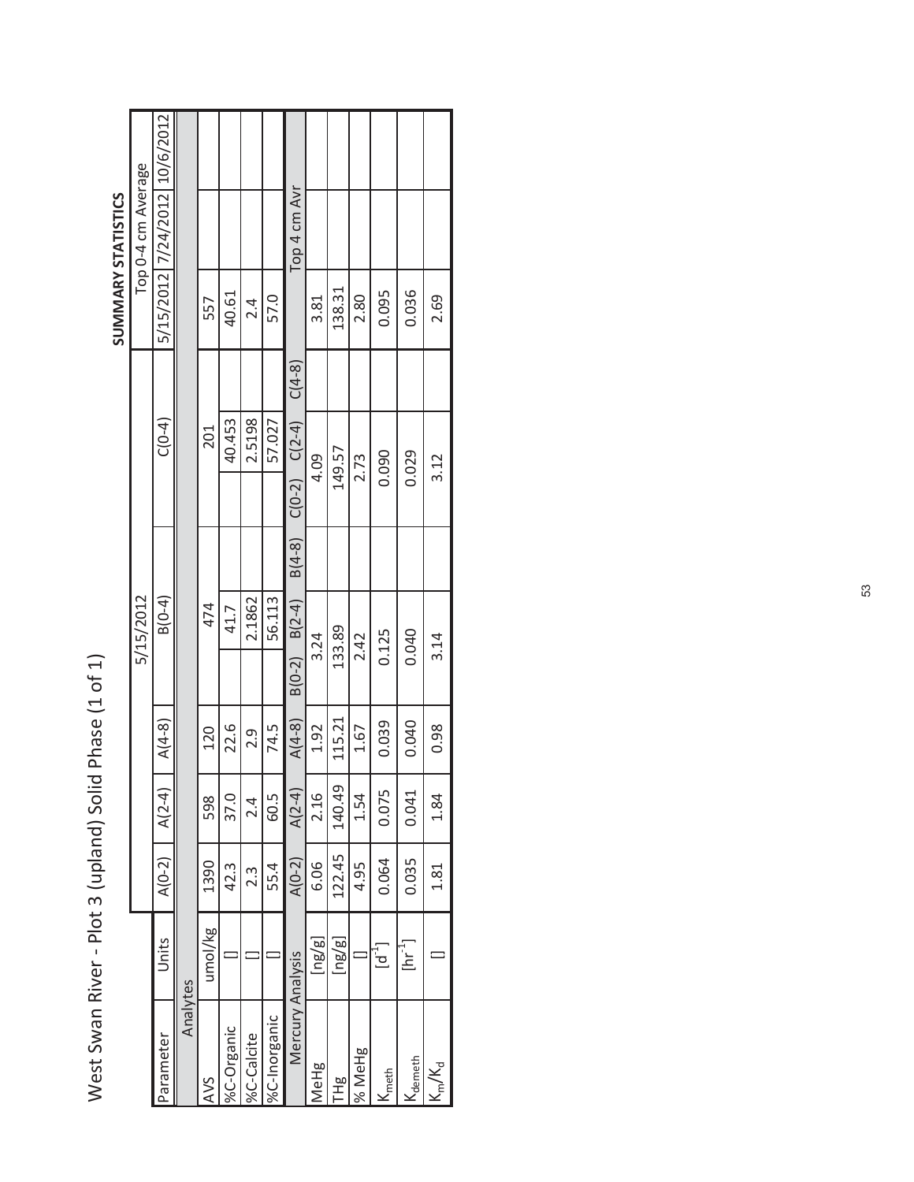# West Swan River - Plot 3 (upland) Solid Phase (1 of 1)

| | | 5/15/2012 | | | | | | | | | SUMMARY STATISTICS | | |
|---|---|---|---|---|---|---|---|---|---|---|---|---|---|
| | | | | | | | | | | | Top 0-4 cm Average | | |
| Parameter | Units | A(0-2) | A(2-4) | A(4-8) | B(0-4) | | | C(0-4) | | | 5/15/2012 | 7/24/2012 | 10/6/2012 |
| Analytes | | | | | | | | | | | | | |
| AVS | umol/kg | 1390 | 598 | 120 | | 474 | | | 201 | | 557 | | |
| %C-Organic | [] | 42.3 | 37.0 | 22.6 | | 41.7 | | | 40.453 | | 40.61 | | |
| %C-Calcite | [] | 2.3 | 2.4 | 2.9 | | 2.1862 | | | 2.5198 | | 2.4 | | |
| %C-Inorganic | [] | 55.4 | 60.5 | 74.5 | | 56.113 | | | 57.027 | | 57.0 | | |
| Mercury Analysis | | A(0-2) | A(2-4) | A(4-8) | B(0-2) | B(2-4) | B(4-8) | C(0-2) | C(2-4) | C(4-8) | Top 4 cm Avr | | |
| MeHg | [ng/g] | 6.06 | 2.16 | 1.92 | | 3.24 | | | 4.09 | | 3.81 | | |
| THg | [ng/g] | 122.45 | 140.49 | 115.21 | | 133.89 | | | 149.57 | | 138.31 | | |
| % MeHg | [] | 4.95 | 1.54 | 1.67 | | 2.42 | | | 2.73 | | 2.80 | | |
| $K_{meth}$ | $[d^{-1}]$ | 0.064 | 0.075 | 0.039 | | 0.125 | | | 0.090 | | 0.095 | | |
| $K_{demeth}$ | $[hr^{-1}]$ | 0.035 | 0.041 | 0.040 | | 0.040 | | | 0.029 | | 0.036 | | |
| $K_m/K_d$ | [] | 1.81 | 1.84 | 0.98 | | 3.14 | | | 3.12 | | 2.69 | | |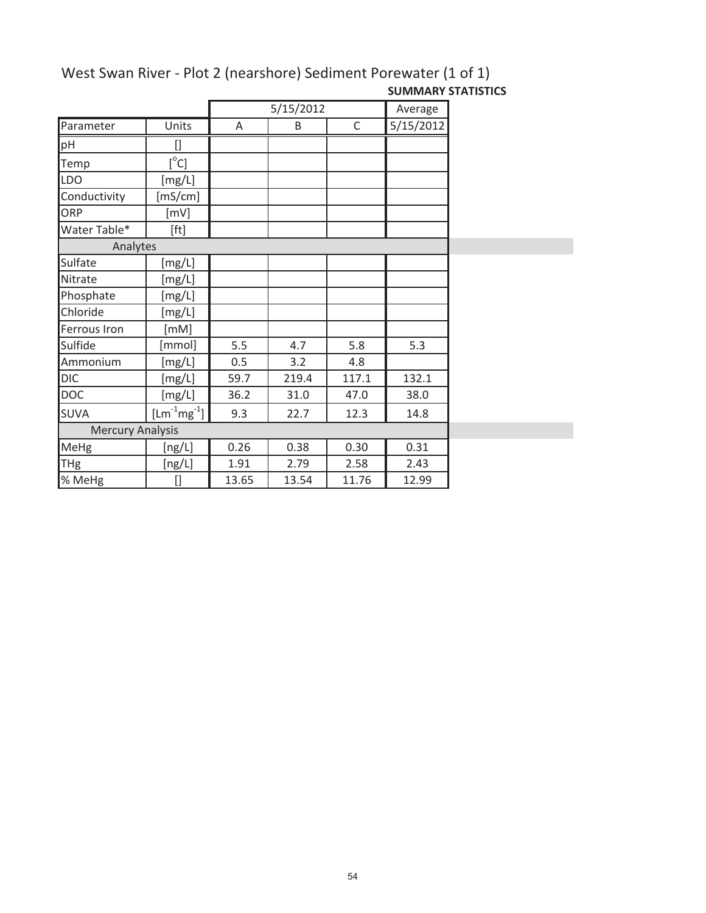# West Swan River - Plot 2 (nearshore) Sediment Porewater (1 of 1)

**SUMMARY STATISTICS**

| | | 5/15/2012 | | | Average |
|---|---|---|---|---|---|
| Parameter | Units | A | B | C | 5/15/2012 |
| pH | [] | | | | |
| Temp | [$^{o}$C] | | | | |
| LDO | [mg/L] | | | | |
| Conductivity | [mS/cm] | | | | |
| ORP | [mV] | | | | |
| Water Table* | [ft] | | | | |
| Analytes | | | | | |
| Sulfate | [mg/L] | | | | |
| Nitrate | [mg/L] | | | | |
| Phosphate | [mg/L] | | | | |
| Chloride | [mg/L] | | | | |
| Ferrous Iron | [mM] | | | | |
| Sulfide | [mmol] | 5.5 | 4.7 | 5.8 | 5.3 |
| Ammonium | [mg/L] | 0.5 | 3.2 | 4.8 | |
| DIC | [mg/L] | 59.7 | 219.4 | 117.1 | 132.1 |
| DOC | [mg/L] | 36.2 | 31.0 | 47.0 | 38.0 |
| SUVA | [$Lm^{-1}mg^{-1}$] | 9.3 | 22.7 | 12.3 | 14.8 |
| Mercury Analysis | | | | | |
| MeHg | [ng/L] | 0.26 | 0.38 | 0.30 | 0.31 |
| THg | [ng/L] | 1.91 | 2.79 | 2.58 | 2.43 |
| % MeHg | [] | 13.65 | 13.54 | 11.76 | 12.99 |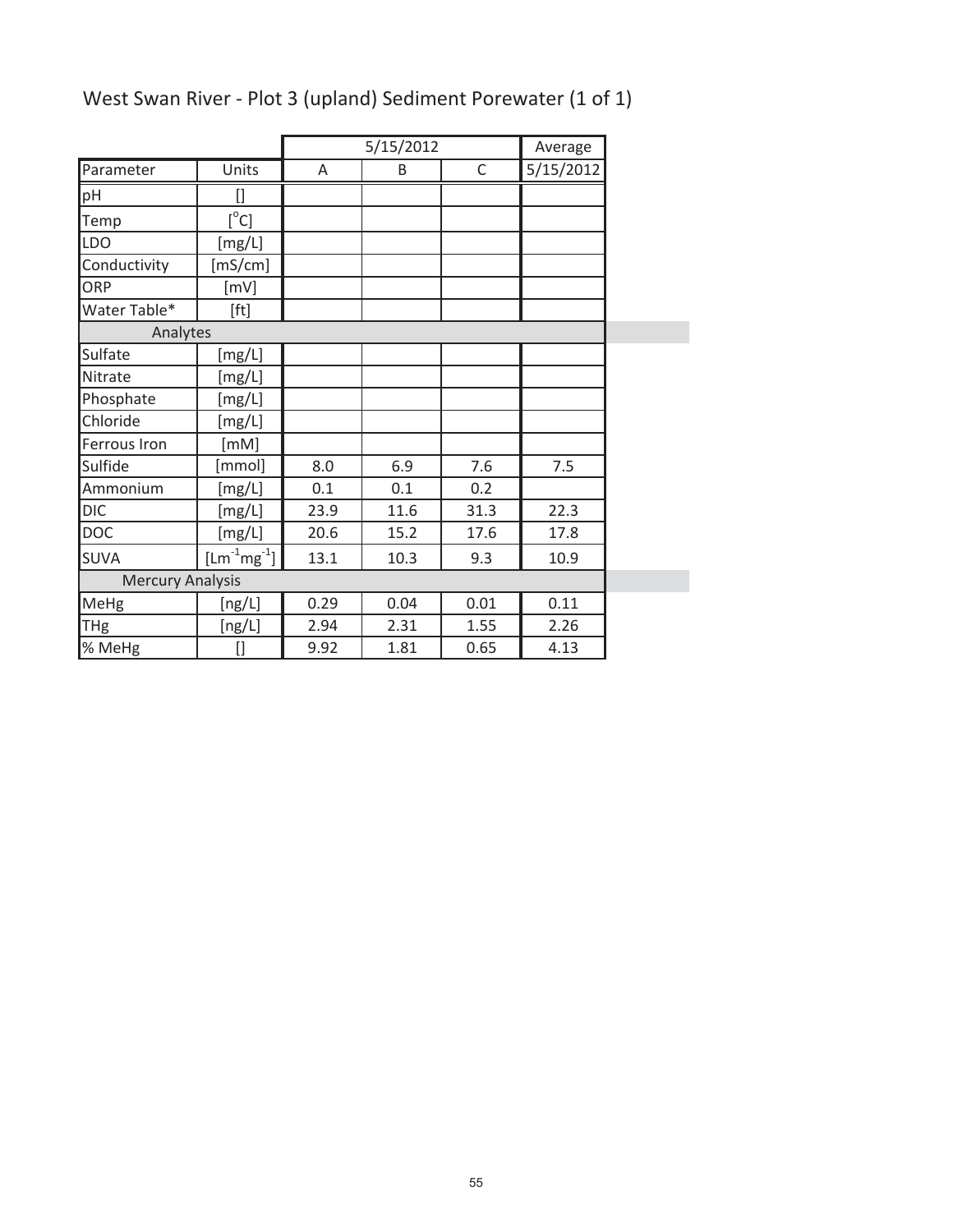# West Swan River - Plot 3 (upland) Sediment Porewater (1 of 1)

| | | 5/15/2012 | | | Average |
|---|---|---|---|---|---|
| Parameter | Units | A | B | C | 5/15/2012 |
| pH | [] | | | | |
| Temp | [$^{o}$C] | | | | |
| LDO | [mg/L] | | | | |
| Conductivity | [mS/cm] | | | | |
| ORP | [mV] | | | | |
| Water Table* | [ft] | | | | |
| Analytes | | | | | |
| Sulfate | [mg/L] | | | | |
| Nitrate | [mg/L] | | | | |
| Phosphate | [mg/L] | | | | |
| Chloride | [mg/L] | | | | |
| Ferrous Iron | [mM] | | | | |
| Sulfide | [mmol] | 8.0 | 6.9 | 7.6 | 7.5 |
| Ammonium | [mg/L] | 0.1 | 0.1 | 0.2 | |
| DIC | [mg/L] | 23.9 | 11.6 | 31.3 | 22.3 |
| DOC | [mg/L] | 20.6 | 15.2 | 17.6 | 17.8 |
| SUVA | [$Lm^{-1}mg^{-1}$] | 13.1 | 10.3 | 9.3 | 10.9 |
| Mercury Analysis | | | | | |
| MeHg | [ng/L] | 0.29 | 0.04 | 0.01 | 0.11 |
| THg | [ng/L] | 2.94 | 2.31 | 1.55 | 2.26 |
| % MeHg | [] | 9.92 | 1.81 | 0.65 | 4.13 |